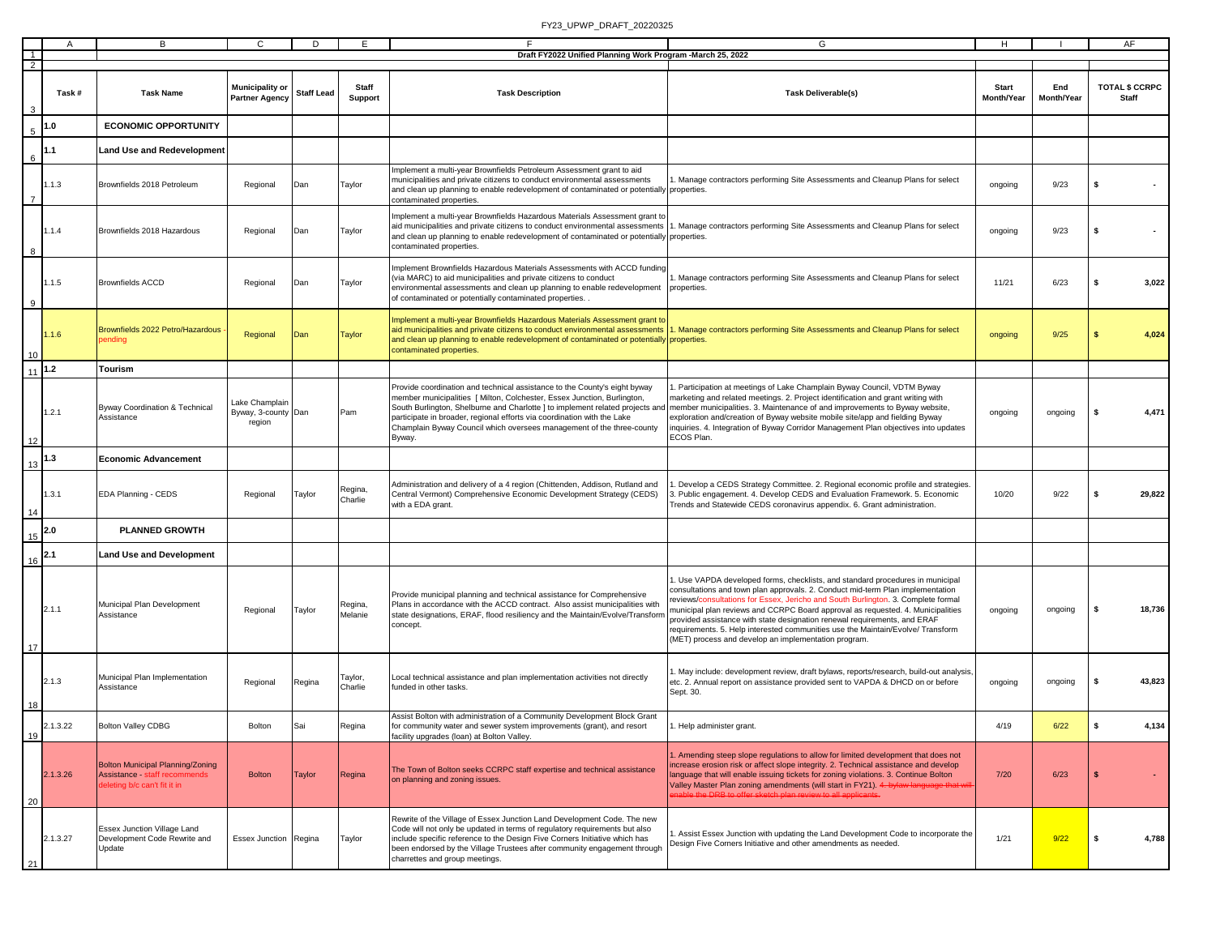FY23_UPWP_DRAFT_20220325

Draft FY2022 Unified Planning Work Program -March 25, 2022

| Task # | Task Name | Municipality or Partner Agency | Staff Lead | Staff Support | Task Description | Task Deliverable(s) | Start Month/Year | End Month/Year | TOTAL $ CCRPC Staff |
|---|---|---|---|---|---|---|---|---|---|
| **1.0** | **ECONOMIC OPPORTUNITY** | | | | | | | | |
| **1.1** | **Land Use and Redevelopment** | | | | | | | | |
| 1.1.3 | Brownfields 2018 Petroleum | Regional | Dan | Taylor | Implement a multi-year Brownfields Petroleum Assessment grant to aid municipalities and private citizens to conduct environmental assessments and clean up planning to enable redevelopment of contaminated or potentially contaminated properties. | 1. Manage contractors performing Site Assessments and Cleanup Plans for select properties. | ongoing | 9/23 | $ - |
| 1.1.4 | Brownfields 2018 Hazardous | Regional | Dan | Taylor | Implement a multi-year Brownfields Hazardous Materials Assessment grant to aid municipalities and private citizens to conduct environmental assessments and clean up planning to enable redevelopment of contaminated or potentially contaminated properties. | 1. Manage contractors performing Site Assessments and Cleanup Plans for select properties. | ongoing | 9/23 | $ - |
| 1.1.5 | Brownfields ACCD | Regional | Dan | Taylor | Implement Brownfields Hazardous Materials Assessments with ACCD funding (via MARC) to aid municipalities and private citizens to conduct environmental assessments and clean up planning to enable redevelopment of contaminated or potentially contaminated properties. . | 1. Manage contractors performing Site Assessments and Cleanup Plans for select properties. | 11/21 | 6/23 | $ 3,022 |
| 1.1.6 | Brownfields 2022 Petro/Hazardous - pending | Regional | Dan | Taylor | Implement a multi-year Brownfields Hazardous Materials Assessment grant to aid municipalities and private citizens to conduct environmental assessments and clean up planning to enable redevelopment of contaminated or potentially contaminated properties. | 1. Manage contractors performing Site Assessments and Cleanup Plans for select properties. | ongoing | 9/25 | $ 4,024 |
| **1.2** | **Tourism** | | | | | | | | |
| 1.2.1 | Byway Coordination & Technical Assistance | Lake Champlain Byway, 3-county region | Dan | Pam | Provide coordination and technical assistance to the County's eight byway member municipalities [ Milton, Colchester, Essex Junction, Burlington, South Burlington, Shelburne and Charlotte ] to implement related projects and participate in broader, regional efforts via coordination with the Lake Champlain Byway Council which oversees management of the three-county Byway. | 1. Participation at meetings of Lake Champlain Byway Council, VDTM Byway marketing and related meetings. 2. Project identification and grant writing with member municipalities. 3. Maintenance of and improvements to Byway website, exploration and/creation of Byway website mobile site/app and fielding Byway inquiries. 4. Integration of Byway Corridor Management Plan objectives into updates ECOS Plan. | ongoing | ongoing | $ 4,471 |
| **1.3** | **Economic Advancement** | | | | | | | | |
| 1.3.1 | EDA Planning - CEDS | Regional | Taylor | Regina, Charlie | Administration and delivery of a 4 region (Chittenden, Addison, Rutland and Central Vermont) Comprehensive Economic Development Strategy (CEDS) with a EDA grant. | 1. Develop a CEDS Strategy Committee. 2. Regional economic profile and strategies. 3. Public engagement. 4. Develop CEDS and Evaluation Framework. 5. Economic Trends and Statewide CEDS coronavirus appendix. 6. Grant administration. | 10/20 | 9/22 | $ 29,822 |
| **2.0** | **PLANNED GROWTH** | | | | | | | | |
| **2.1** | **Land Use and Development** | | | | | | | | |
| 2.1.1 | Municipal Plan Development Assistance | Regional | Taylor | Regina, Melanie | Provide municipal planning and technical assistance for Comprehensive Plans in accordance with the ACCD contract. Also assist municipalities with state designations, ERAF, flood resiliency and the Maintain/Evolve/Transform concept. | 1. Use VAPDA developed forms, checklists, and standard procedures in municipal consultations and town plan approvals. 2. Conduct mid-term Plan implementation reviews/consultations for Essex, Jericho and South Burlington. 3. Complete formal municipal plan reviews and CCRPC Board approval as requested. 4. Municipalities provided assistance with state designation renewal requirements, and ERAF requirements. 5. Help interested communities use the Maintain/Evolve/ Transform (MET) process and develop an implementation program. | ongoing | ongoing | $ 18,736 |
| 2.1.3 | Municipal Plan Implementation Assistance | Regional | Regina | Taylor, Charlie | Local technical assistance and plan implementation activities not directly funded in other tasks. | 1. May include: development review, draft bylaws, reports/research, build-out analysis, etc. 2. Annual report on assistance provided sent to VAPDA & DHCD on or before Sept. 30. | ongoing | ongoing | $ 43,823 |
| 2.1.3.22 | Bolton Valley CDBG | Bolton | Sai | Regina | Assist Bolton with administration of a Community Development Block Grant for community water and sewer system improvements (grant), and resort facility upgrades (loan) at Bolton Valley. | 1. Help administer grant. | 4/19 | 6/22 | $ 4,134 |
| 2.1.3.26 | Bolton Municipal Planning/Zoning Assistance - staff recommends deleting b/c can't fit it in | Bolton | Taylor | Regina | The Town of Bolton seeks CCRPC staff expertise and technical assistance on planning and zoning issues. | 1. Amending steep slope regulations to allow for limited development that does not increase erosion risk or affect slope integrity. 2. Technical assistance and develop language that will enable issuing tickets for zoning violations. 3. Continue Bolton Valley Master Plan zoning amendments (will start in FY21). ~~4. bylaw language that will enable the DRB to offer sketch plan review to all applicants.~~ | 7/20 | 6/23 | $ - |
| 2.1.3.27 | Essex Junction Village Land Development Code Rewrite and Update | Essex Junction | Regina | Taylor | Rewrite of the Village of Essex Junction Land Development Code. The new Code will not only be updated in terms of regulatory requirements but also include specific reference to the Design Five Corners Initiative which has been endorsed by the Village Trustees after community engagement through charrettes and group meetings. | 1. Assist Essex Junction with updating the Land Development Code to incorporate the Design Five Corners Initiative and other amendments as needed. | 1/21 | 9/22 | $ 4,788 |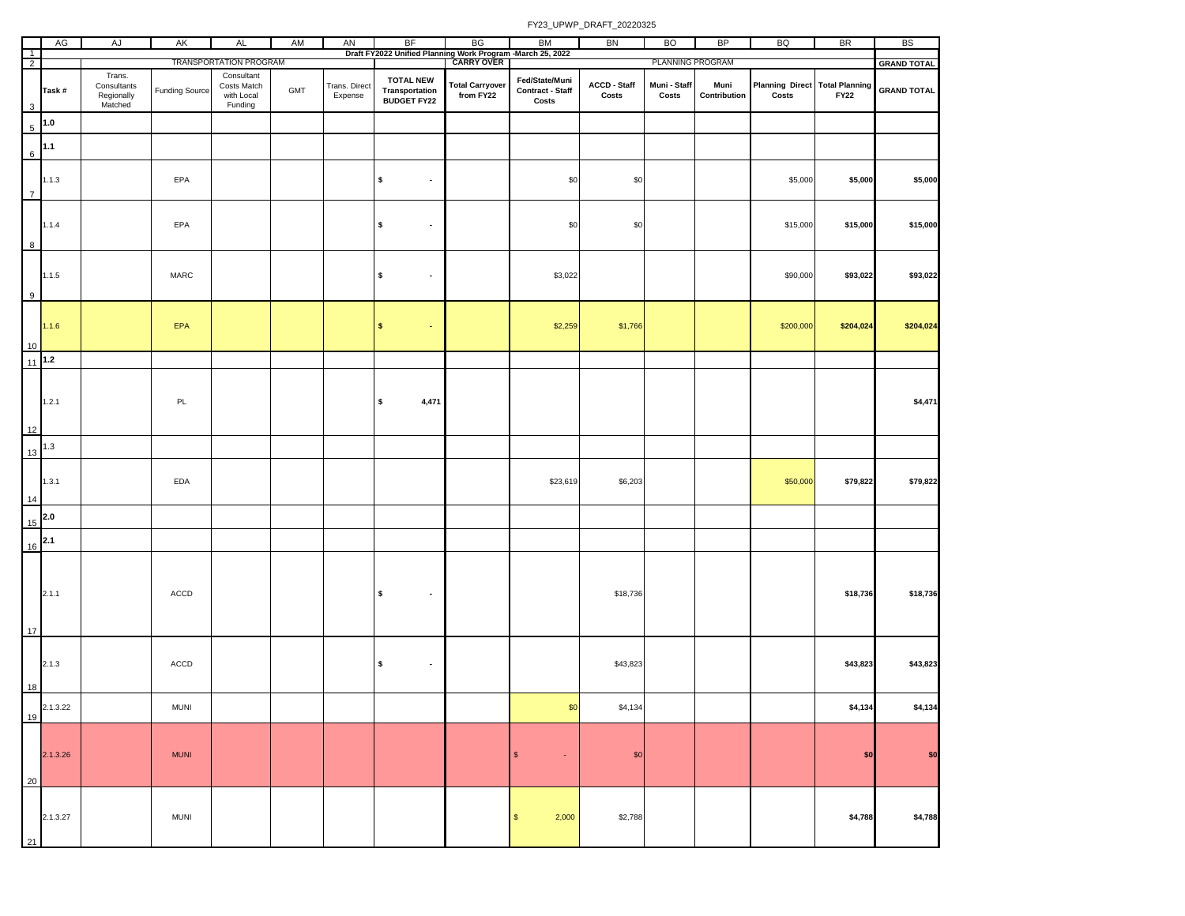FY23_UPWP_DRAFT_20220325

| | AG | AJ | AK | AL | AM | AN | BF | BG | BM | BN | BO | BP | BQ | BR | BS |
|---|---|---|---|---|---|---|---|---|---|---|---|---|---|---|---|
| 1 | Draft FY2022 Unified Planning Work Program -March 25, 2022 | | | | | | | | | | | | | | |
| 2 | | TRANSPORTATION PROGRAM | | | | | | CARRY OVER | PLANNING PROGRAM | | | | | | GRAND TOTAL |
| 3 | Task # | Trans. Consultants Regionally Matched | Funding Source | Consultant Costs Match with Local Funding | GMT | Trans. Direct Expense | TOTAL NEW Transportation BUDGET FY22 | Total Carryover from FY22 | Fed/State/Muni Contract - Staff Costs | ACCD - Staff Costs | Muni - Staff Costs | Muni Contribution | Planning Direct Costs | Total Planning FY22 | GRAND TOTAL |
| 5 | 1.0 | | | | | | | | | | | | | | |
| 6 | 1.1 | | | | | | | | | | | | | | |
| 7 | 1.1.3 | | EPA | | | | $ - | | $0 | $0 | | | $5,000 | $5,000 | $5,000 |
| 8 | 1.1.4 | | EPA | | | | $ - | | $0 | $0 | | | $15,000 | $15,000 | $15,000 |
| 9 | 1.1.5 | | MARC | | | | $ - | | $3,022 | | | | $90,000 | $93,022 | $93,022 |
| 10 | 1.1.6 | | EPA | | | | $ - | | $2,259 | $1,766 | | | $200,000 | $204,024 | $204,024 |
| 11 | 1.2 | | | | | | | | | | | | | | |
| 12 | 1.2.1 | | PL | | | | $ 4,471 | | | | | | | | $4,471 |
| 13 | 1.3 | | | | | | | | | | | | | | |
| 14 | 1.3.1 | | EDA | | | | | | $23,619 | $6,203 | | | $50,000 | $79,822 | $79,822 |
| 15 | 2.0 | | | | | | | | | | | | | | |
| 16 | 2.1 | | | | | | | | | | | | | | |
| 17 | 2.1.1 | | ACCD | | | | $ - | | | $18,736 | | | | $18,736 | $18,736 |
| 18 | 2.1.3 | | ACCD | | | | $ - | | | $43,823 | | | | $43,823 | $43,823 |
| 19 | 2.1.3.22 | | MUNI | | | | | | $0 | $4,134 | | | | $4,134 | $4,134 |
| 20 | 2.1.3.26 | | MUNI | | | | | | $ - | $0 | | | | $0 | $0 |
| 21 | 2.1.3.27 | | MUNI | | | | | | $ 2,000 | $2,788 | | | | $4,788 | $4,788 |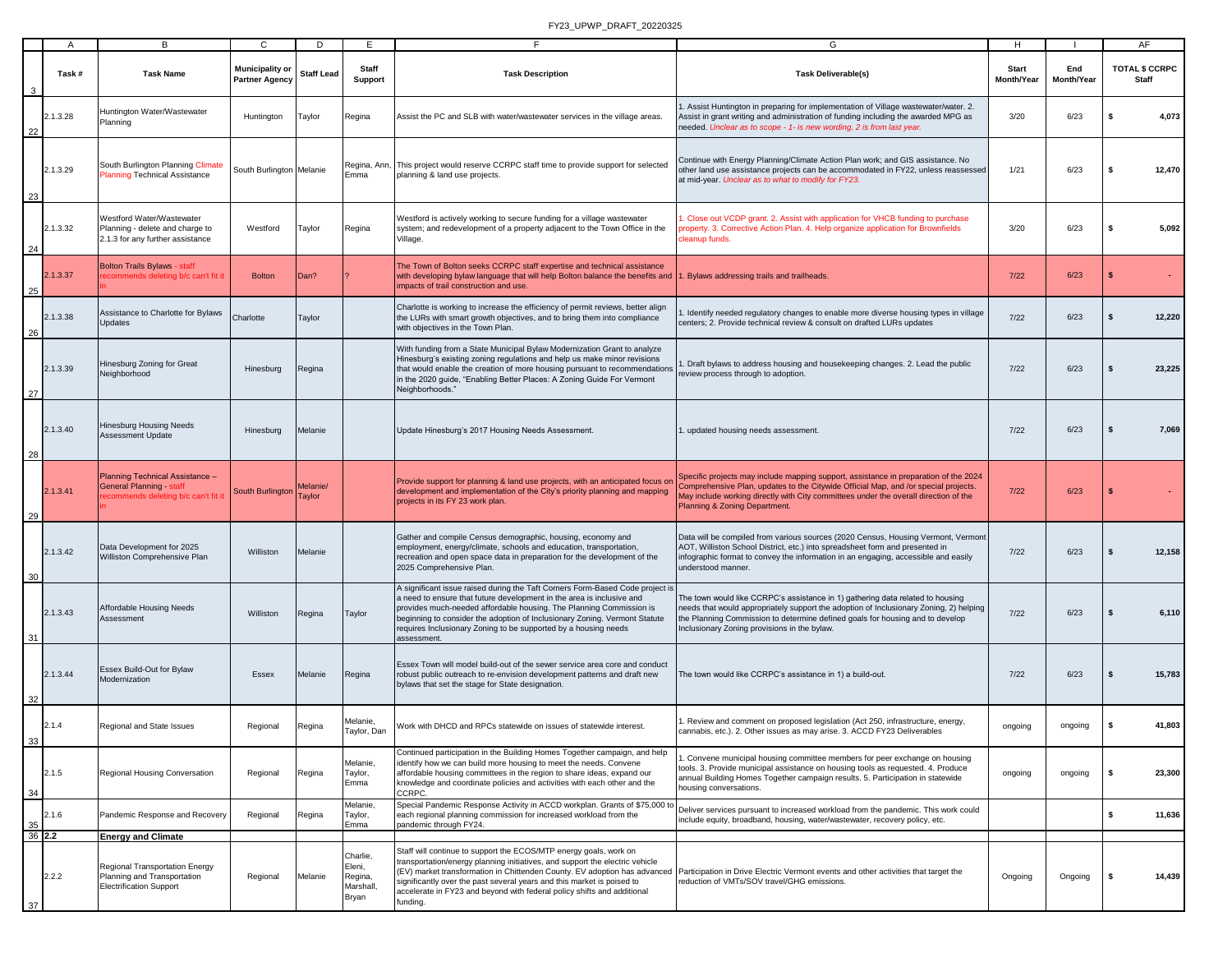FY23_UPWP_DRAFT_20220325

| | A | B | C | D | E | F | G | H | I | AF |
|---|---|---|---|---|---|---|---|---|---|---|
| 3 | Task # | Task Name | Municipality or Partner Agency | Staff Lead | Staff Support | Task Description | Task Deliverable(s) | Start Month/Year | End Month/Year | TOTAL $ CCRPC Staff |
| 22 | 2.1.3.28 | Huntington Water/Wastewater Planning | Huntington | Taylor | Regina | Assist the PC and SLB with water/wastewater services in the village areas. | 1. Assist Huntington in preparing for implementation of Village wastewater/water. 2. Assist in grant writing and administration of funding including the awarded MPG as needed. *Unclear as to scope - 1- is new wording, 2 is from last year.* | 3/20 | 6/23 | $ 4,073 |
| 23 | 2.1.3.29 | South Burlington Planning Climate Planning Technical Assistance | South Burlington | Melanie | Regina, Ann, Emma | This project would reserve CCRPC staff time to provide support for selected planning & land use projects. | Continue with Energy Planning/Climate Action Plan work; and GIS assistance. No other land use assistance projects can be accommodated in FY22, unless reassessed at mid-year. *Unclear as to what to modify for FY23.* | 1/21 | 6/23 | $ 12,470 |
| 24 | 2.1.3.32 | Westford Water/Wastewater Planning - delete and charge to 2.1.3 for any further assistance | Westford | Taylor | Regina | Westford is actively working to secure funding for a village wastewater system; and redevelopment of a property adjacent to the Town Office in the Village. | 1. Close out VCDP grant. 2. Assist with application for VHCB funding to purchase property. 3. Corrective Action Plan. 4. Help organize application for Brownfields cleanup funds. | 3/20 | 6/23 | $ 5,092 |
| 25 | 2.1.3.37 | Bolton Trails Bylaws - staff recommends deleting b/c can't fit it in | Bolton | Dan? | ? | The Town of Bolton seeks CCRPC staff expertise and technical assistance with developing bylaw language that will help Bolton balance the benefits and impacts of trail construction and use. | 1. Bylaws addressing trails and trailheads. | 7/22 | 6/23 | $ - |
| 26 | 2.1.3.38 | Assistance to Charlotte for Bylaws Updates | Charlotte | Taylor | | Charlotte is working to increase the efficiency of permit reviews, better align the LURs with smart growth objectives, and to bring them into compliance with objectives in the Town Plan. | 1. Identify needed regulatory changes to enable more diverse housing types in village centers; 2. Provide technical review & consult on drafted LURs updates | 7/22 | 6/23 | $ 12,220 |
| 27 | 2.1.3.39 | Hinesburg Zoning for Great Neighborhood | Hinesburg | Regina | | With funding from a State Municipal Bylaw Modernization Grant to analyze Hinesburg's existing zoning regulations and help us make minor revisions that would enable the creation of more housing pursuant to recommendations in the 2020 guide, "Enabling Better Places: A Zoning Guide For Vermont Neighborhoods." | 1. Draft bylaws to address housing and housekeeping changes. 2. Lead the public review process through to adoption. | 7/22 | 6/23 | $ 23,225 |
| 28 | 2.1.3.40 | Hinesburg Housing Needs Assessment Update | Hinesburg | Melanie | | Update Hinesburg's 2017 Housing Needs Assessment. | 1. updated housing needs assessment. | 7/22 | 6/23 | $ 7,069 |
| 29 | 2.1.3.41 | Planning Technical Assistance – General Planning - staff recommends deleting b/c can't fit it in | South Burlington | Melanie/ Taylor | | Provide support for planning & land use projects, with an anticipated focus on development and implementation of the City's priority planning and mapping projects in its FY 23 work plan. | Specific projects may include mapping support, assistance in preparation of the 2024 Comprehensive Plan, updates to the Citywide Official Map, and /or special projects. May include working directly with City committees under the overall direction of the Planning & Zoning Department. | 7/22 | 6/23 | $ - |
| 30 | 2.1.3.42 | Data Development for 2025 Williston Comprehensive Plan | Williston | Melanie | | Gather and compile Census demographic, housing, economy and employment, energy/climate, schools and education, transportation, recreation and open space data in preparation for the development of the 2025 Comprehensive Plan. | Data will be compiled from various sources (2020 Census, Housing Vermont, Vermont AOT, Williston School District, etc.) into spreadsheet form and presented in infographic format to convey the information in an engaging, accessible and easily understood manner. | 7/22 | 6/23 | $ 12,158 |
| 31 | 2.1.3.43 | Affordable Housing Needs Assessment | Williston | Regina | Taylor | A significant issue raised during the Taft Corners Form-Based Code project is a need to ensure that future development in the area is inclusive and provides much-needed affordable housing. The Planning Commission is beginning to consider the adoption of Inclusionary Zoning. Vermont Statute requires Inclusionary Zoning to be supported by a housing needs assessment. | The town would like CCRPC's assistance in 1) gathering data related to housing needs that would appropriately support the adoption of Inclusionary Zoning, 2) helping the Planning Commission to determine defined goals for housing and to develop Inclusionary Zoning provisions in the bylaw. | 7/22 | 6/23 | $ 6,110 |
| 32 | 2.1.3.44 | Essex Build-Out for Bylaw Modernization | Essex | Melanie | Regina | Essex Town will model build-out of the sewer service area core and conduct robust public outreach to re-envision development patterns and draft new bylaws that set the stage for State designation. | The town would like CCRPC's assistance in 1) a build-out. | 7/22 | 6/23 | $ 15,783 |
| 33 | 2.1.4 | Regional and State Issues | Regional | Regina | Melanie, Taylor, Dan | Work with DHCD and RPCs statewide on issues of statewide interest. | 1. Review and comment on proposed legislation (Act 250, infrastructure, energy, cannabis, etc.). 2. Other issues as may arise. 3. ACCD FY23 Deliverables | ongoing | ongoing | $ 41,803 |
| 34 | 2.1.5 | Regional Housing Conversation | Regional | Regina | Melanie, Taylor, Emma | Continued participation in the Building Homes Together campaign, and help identify how we can build more housing to meet the needs. Convene affordable housing committees in the region to share ideas, expand our knowledge and coordinate policies and activities with each other and the CCRPC. | 1. Convene municipal housing committee members for peer exchange on housing tools. 3. Provide municipal assistance on housing tools as requested. 4. Produce annual Building Homes Together campaign results. 5. Participation in statewide housing conversations. | ongoing | ongoing | $ 23,300 |
| 35 | 2.1.6 | Pandemic Response and Recovery | Regional | Regina | Melanie, Taylor, Emma | Special Pandemic Response Activity in ACCD workplan. Grants of $75,000 to each regional planning commission for increased workload from the pandemic through FY24. | Deliver services pursuant to increased workload from the pandemic. This work could include equity, broadband, housing, water/wastewater, recovery policy, etc. | | | $ 11,636 |
| 36 | **2.2** | **Energy and Climate** | | | | | | | | |
| 37 | 2.2.2 | Regional Transportation Energy Planning and Transportation Electrification Support | Regional | Melanie | Charlie, Eleni, Regina, Marshall, Bryan | Staff will continue to support the ECOS/MTP energy goals, work on transportation/energy planning initiatives, and support the electric vehicle (EV) market transformation in Chittenden County. EV adoption has advanced significantly over the past several years and this market is poised to accelerate in FY23 and beyond with federal policy shifts and additional funding. | Participation in Drive Electric Vermont events and other activities that target the reduction of VMTs/SOV travel/GHG emissions. | Ongoing | Ongoing | $ 14,439 |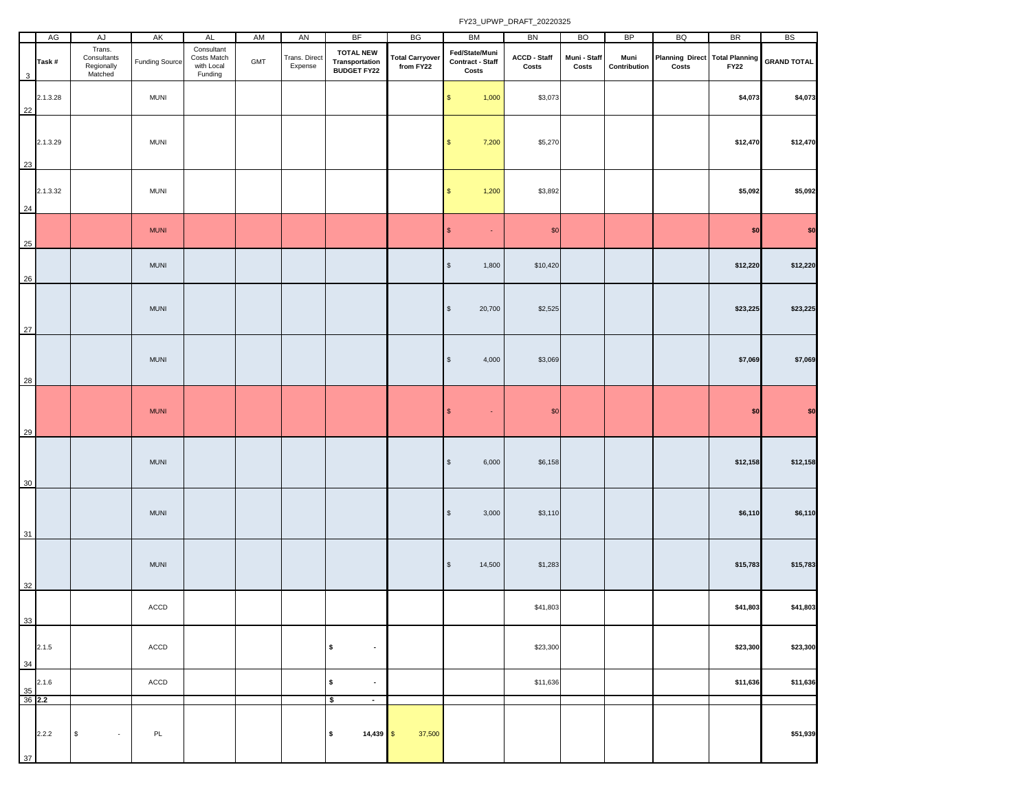| | AG | AJ | AK | AL | AM | AN | BF | BG | BM | BN | BO | BP | BQ | BR | BS |
|---|---|---|---|---|---|---|---|---|---|---|---|---|---|---|---|
| 3 | Task # | Trans. Consultants Regionally Matched | Funding Source | Consultant Costs Match with Local Funding | GMT | Trans. Direct Expense | TOTAL NEW Transportation BUDGET FY22 | Total Carryover from FY22 | Fed/State/Muni Contract - Staff Costs | ACCD - Staff Costs | Muni - Staff Costs | Muni Contribution | Planning Direct Costs | Total Planning FY22 | GRAND TOTAL |
| 22 | 2.1.3.28 | | MUNI | | | | | | $ 1,000 | $3,073 | | | | $4,073 | $4,073 |
| 23 | 2.1.3.29 | | MUNI | | | | | | $ 7,200 | $5,270 | | | | $12,470 | $12,470 |
| 24 | 2.1.3.32 | | MUNI | | | | | | $ 1,200 | $3,892 | | | | $5,092 | $5,092 |
| 25 | | | MUNI | | | | | | $ - | $0 | | | | $0 | $0 |
| 26 | | | MUNI | | | | | | $ 1,800 | $10,420 | | | | $12,220 | $12,220 |
| 27 | | | MUNI | | | | | | $ 20,700 | $2,525 | | | | $23,225 | $23,225 |
| 28 | | | MUNI | | | | | | $ 4,000 | $3,069 | | | | $7,069 | $7,069 |
| 29 | | | MUNI | | | | | | $ - | $0 | | | | $0 | $0 |
| 30 | | | MUNI | | | | | | $ 6,000 | $6,158 | | | | $12,158 | $12,158 |
| 31 | | | MUNI | | | | | | $ 3,000 | $3,110 | | | | $6,110 | $6,110 |
| 32 | | | MUNI | | | | | | $ 14,500 | $1,283 | | | | $15,783 | $15,783 |
| 33 | | | ACCD | | | | | | | $41,803 | | | | $41,803 | $41,803 |
| 34 | 2.1.5 | | ACCD | | | | $ - | | | $23,300 | | | | $23,300 | $23,300 |
| 35 | 2.1.6 | | ACCD | | | | $ - | | | $11,636 | | | | $11,636 | $11,636 |
| 36 | **2.2** | | | | | | $ - | | | | | | | | |
| 37 | 2.2.2 | $ - | PL | | | | $ 14,439 | $ 37,500 | | | | | | | $51,939 |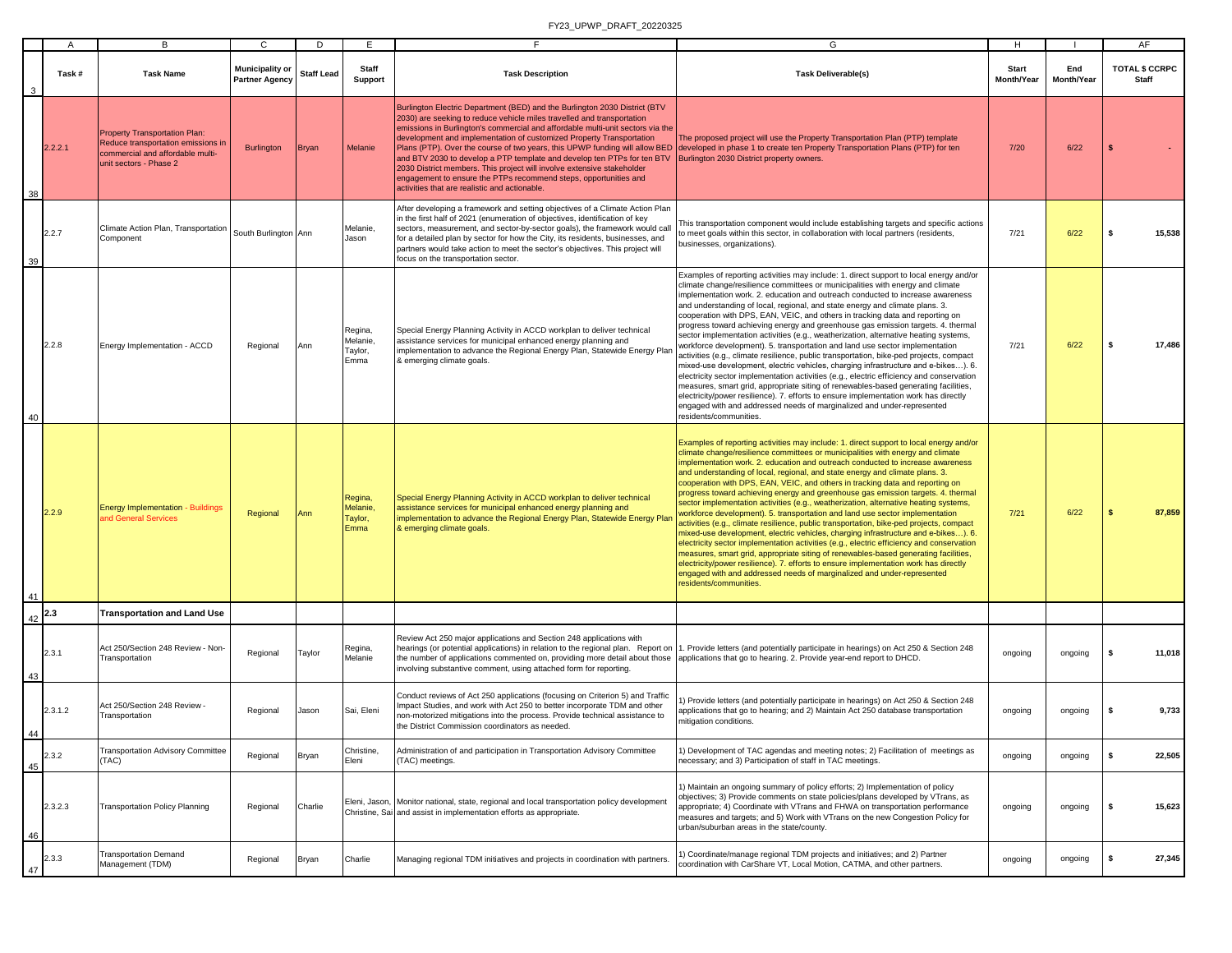| | A | B | C | D | E | F | G | H | I | AF |
|---|---|---|---|---|---|---|---|---|---|---|
| 3 | Task # | Task Name | Municipality or Partner Agency | Staff Lead | Staff Support | Task Description | Task Deliverable(s) | Start Month/Year | End Month/Year | TOTAL $ CCRPC Staff |
| 38 | 2.2.2.1 | Property Transportation Plan: Reduce transportation emissions in commercial and affordable multi-unit sectors - Phase 2 | Burlington | Bryan | Melanie | Burlington Electric Department (BED) and the Burlington 2030 District (BTV 2030) are seeking to reduce vehicle miles travelled and transportation emissions in Burlington's commercial and affordable multi-unit sectors via the development and implementation of customized Property Transportation Plans (PTP). Over the course of two years, this UPWP funding will allow BED and BTV 2030 to develop a PTP template and develop ten PTPs for ten BTV 2030 District members. This project will involve extensive stakeholder engagement to ensure the PTPs recommend steps, opportunities and activities that are realistic and actionable. | The proposed project will use the Property Transportation Plan (PTP) template developed in phase 1 to create ten Property Transportation Plans (PTP) for ten Burlington 2030 District property owners. | 7/20 | 6/22 | $ - |
| 39 | 2.2.7 | Climate Action Plan, Transportation Component | South Burlington | Ann | Melanie, Jason | After developing a framework and setting objectives of a Climate Action Plan in the first half of 2021 (enumeration of objectives, identification of key sectors, measurement, and sector-by-sector goals), the framework would call for a detailed plan by sector for how the City, its residents, businesses, and partners would take action to meet the sector's objectives. This project will focus on the transportation sector. | This transportation component would include establishing targets and specific actions to meet goals within this sector, in collaboration with local partners (residents, businesses, organizations). | 7/21 | 6/22 | $ 15,538 |
| 40 | 2.2.8 | Energy Implementation - ACCD | Regional | Ann | Regina, Melanie, Taylor, Emma | Special Energy Planning Activity in ACCD workplan to deliver technical assistance services for municipal enhanced energy planning and implementation to advance the Regional Energy Plan, Statewide Energy Plan & emerging climate goals. | Examples of reporting activities may include: 1. direct support to local energy and/or climate change/resilience committees or municipalities with energy and climate implementation work. 2. education and outreach conducted to increase awareness and understanding of local, regional, and state energy and climate plans. 3. cooperation with DPS, EAN, VEIC, and others in tracking data and reporting on progress toward achieving energy and greenhouse gas emission targets. 4. thermal sector implementation activities (e.g., weatherization, alternative heating systems, workforce development). 5. transportation and land use sector implementation activities (e.g., climate resilience, public transportation, bike-ped projects, compact mixed-use development, electric vehicles, charging infrastructure and e-bikes…). 6. electricity sector implementation activities (e.g., electric efficiency and conservation measures, smart grid, appropriate siting of renewables-based generating facilities, electricity/power resilience). 7. efforts to ensure implementation work has directly engaged with and addressed needs of marginalized and under-represented residents/communities. | 7/21 | 6/22 | $ 17,486 |
| 41 | 2.2.9 | Energy Implementation - Buildings and General Services | Regional | Ann | Regina, Melanie, Taylor, Emma | Special Energy Planning Activity in ACCD workplan to deliver technical assistance services for municipal enhanced energy planning and implementation to advance the Regional Energy Plan, Statewide Energy Plan & emerging climate goals. | Examples of reporting activities may include: 1. direct support to local energy and/or climate change/resilience committees or municipalities with energy and climate implementation work. 2. education and outreach conducted to increase awareness and understanding of local, regional, and state energy and climate plans. 3. cooperation with DPS, EAN, VEIC, and others in tracking data and reporting on progress toward achieving energy and greenhouse gas emission targets. 4. thermal sector implementation activities (e.g., weatherization, alternative heating systems, workforce development). 5. transportation and land use sector implementation activities (e.g., climate resilience, public transportation, bike-ped projects, compact mixed-use development, electric vehicles, charging infrastructure and e-bikes…). 6. electricity sector implementation activities (e.g., electric efficiency and conservation measures, smart grid, appropriate siting of renewables-based generating facilities, electricity/power resilience). 7. efforts to ensure implementation work has directly engaged with and addressed needs of marginalized and under-represented residents/communities. | 7/21 | 6/22 | $ 87,859 |
| 42 | **2.3** | **Transportation and Land Use** | | | | | | | | |
| 43 | 2.3.1 | Act 250/Section 248 Review - Non-Transportation | Regional | Taylor | Regina, Melanie | Review Act 250 major applications and Section 248 applications with hearings (or potential applications) in relation to the regional plan. Report on the number of applications commented on, providing more detail about those involving substantive comment, using attached form for reporting. | 1. Provide letters (and potentially participate in hearings) on Act 250 & Section 248 applications that go to hearing. 2. Provide year-end report to DHCD. | ongoing | ongoing | $ 11,018 |
| 44 | 2.3.1.2 | Act 250/Section 248 Review - Transportation | Regional | Jason | Sai, Eleni | Conduct reviews of Act 250 applications (focusing on Criterion 5) and Traffic Impact Studies, and work with Act 250 to better incorporate TDM and other non-motorized mitigations into the process. Provide technical assistance to the District Commission coordinators as needed. | 1) Provide letters (and potentially participate in hearings) on Act 250 & Section 248 applications that go to hearing; and 2) Maintain Act 250 database transportation mitigation conditions. | ongoing | ongoing | $ 9,733 |
| 45 | 2.3.2 | Transportation Advisory Committee (TAC) | Regional | Bryan | Christine, Eleni | Administration of and participation in Transportation Advisory Committee (TAC) meetings. | 1) Development of TAC agendas and meeting notes; 2) Facilitation of meetings as necessary; and 3) Participation of staff in TAC meetings. | ongoing | ongoing | $ 22,505 |
| 46 | 2.3.2.3 | Transportation Policy Planning | Regional | Charlie | Eleni, Jason, Christine, Sai | Monitor national, state, regional and local transportation policy development and assist in implementation efforts as appropriate. | 1) Maintain an ongoing summary of policy efforts; 2) Implementation of policy objectives; 3) Provide comments on state policies/plans developed by VTrans, as appropriate; 4) Coordinate with VTrans and FHWA on transportation performance measures and targets; and 5) Work with VTrans on the new Congestion Policy for urban/suburban areas in the state/county. | ongoing | ongoing | $ 15,623 |
| 47 | 2.3.3 | Transportation Demand Management (TDM) | Regional | Bryan | Charlie | Managing regional TDM initiatives and projects in coordination with partners. | 1) Coordinate/manage regional TDM projects and initiatives; and 2) Partner coordination with CarShare VT, Local Motion, CATMA, and other partners. | ongoing | ongoing | $ 27,345 |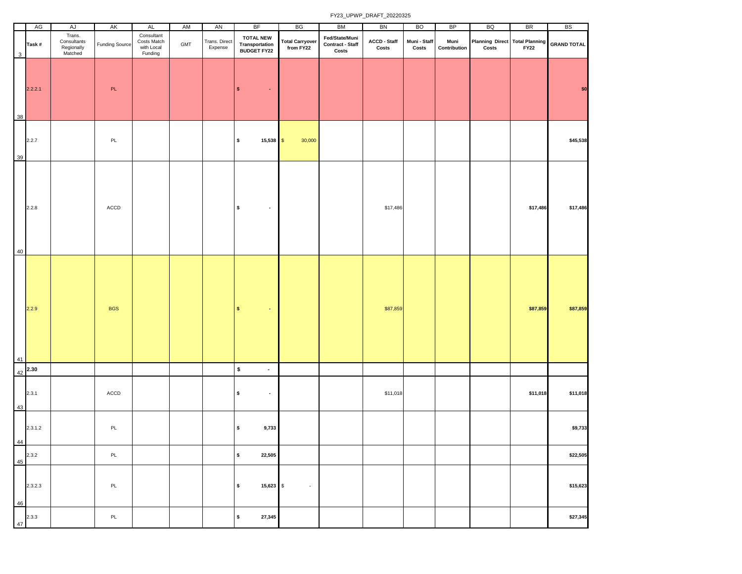FY23_UPWP_DRAFT_20220325

| | AG | AJ | AK | AL | AM | AN | BF | BG | BM | BN | BO | BP | BQ | BR | BS |
|---|---|---|---|---|---|---|---|---|---|---|---|---|---|---|---|
| 3 | Task # | Trans. Consultants Regionally Matched | Funding Source | Consultant Costs Match with Local Funding | GMT | Trans. Direct Expense | TOTAL NEW Transportation BUDGET FY22 | Total Carryover from FY22 | Fed/State/Muni Contract - Staff Costs | ACCD - Staff Costs | Muni - Staff Costs | Muni Contribution | Planning Direct Costs | Total Planning FY22 | GRAND TOTAL |
| 38 | 2.2.2.1 | | PL | | | | $ - | | | | | | | | $0 |
| 39 | 2.2.7 | | PL | | | | $ 15,538 | $ 30,000 | | | | | | | $45,538 |
| 40 | 2.2.8 | | ACCD | | | | $ - | | | $17,486 | | | | $17,486 | $17,486 |
| 41 | 2.2.9 | | BGS | | | | $ - | | | $87,859 | | | | $87,859 | $87,859 |
| 42 | 2.30 | | | | | | $ - | | | | | | | | |
| 43 | 2.3.1 | | ACCD | | | | $ - | | | $11,018 | | | | $11,018 | $11,018 |
| 44 | 2.3.1.2 | | PL | | | | $ 9,733 | | | | | | | | $9,733 |
| 45 | 2.3.2 | | PL | | | | $ 22,505 | | | | | | | | $22,505 |
| 46 | 2.3.2.3 | | PL | | | | $ 15,623 | $ - | | | | | | | $15,623 |
| 47 | 2.3.3 | | PL | | | | $ 27,345 | | | | | | | | $27,345 |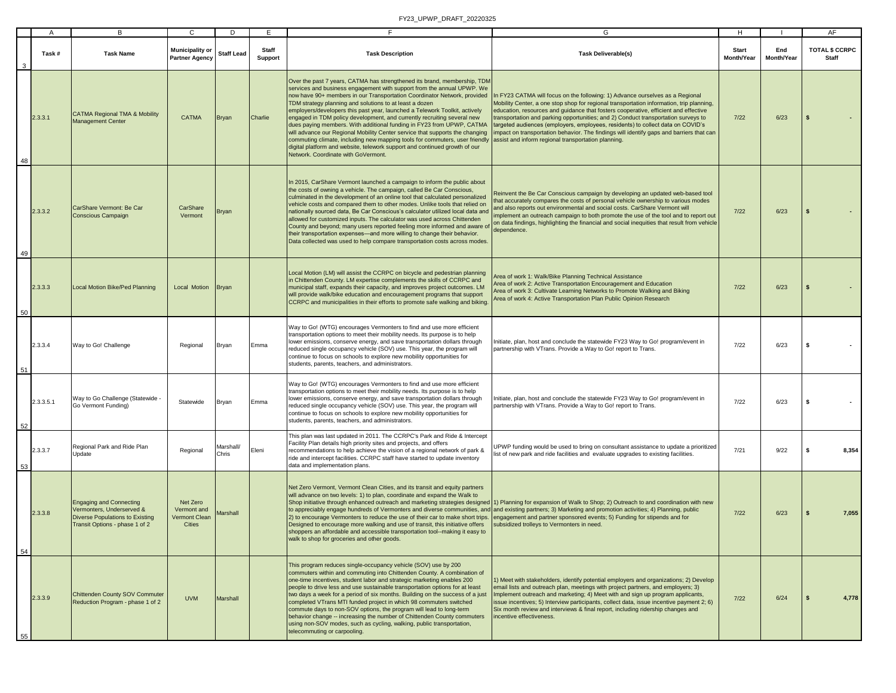| Task # | Task Name | Municipality or Partner Agency | Staff Lead | Staff Support | Task Description | Task Deliverable(s) | Start Month/Year | End Month/Year | TOTAL $ CCRPC Staff |
|---|---|---|---|---|---|---|---|---|---|
| 2.3.3.1 | CATMA Regional TMA & Mobility Management Center | CATMA | Bryan | Charlie | Over the past 7 years, CATMA has strengthened its brand, membership, TDM services and business engagement with support from the annual UPWP. We now have 90+ members in our Transportation Coordinator Network, provided TDM strategy planning and solutions to at least a dozen employers/developers this past year, launched a Telework Toolkit, actively engaged in TDM policy development, and currently recruiting several new dues paying members. With additional funding in FY23 from UPWP, CATMA will advance our Regional Mobility Center service that supports the changing commuting climate, including new mapping tools for commuters, user friendly digital platform and website, telework support and continued growth of our Network. Coordinate with GoVermont. | In FY23 CATMA will focus on the following: 1) Advance ourselves as a Regional Mobility Center, a one stop shop for regional transportation information, trip planning, education, resources and guidance that fosters cooperative, efficient and effective transportation and parking opportunities; and 2) Conduct transportation surveys to targeted audiences (employers, employees, residents) to collect data on COVID's impact on transportation behavior. The findings will identify gaps and barriers that can assist and inform regional transportation planning. | 7/22 | 6/23 | $ - |
| 2.3.3.2 | CarShare Vermont: Be Car Conscious Campaign | CarShare Vermont | Bryan | | In 2015, CarShare Vermont launched a campaign to inform the public about the costs of owning a vehicle. The campaign, called Be Car Conscious, culminated in the development of an online tool that calculated personalized vehicle costs and compared them to other modes. Unlike tools that relied on nationally sourced data, Be Car Conscious's calculator utilized local data and allowed for customized inputs. The calculator was used across Chittenden County and beyond; many users reported feeling more informed and aware of their transportation expenses—and more willing to change their behavior. Data collected was used to help compare transportation costs across modes. | Reinvent the Be Car Conscious campaign by developing an updated web-based tool that accurately compares the costs of personal vehicle ownership to various modes and also reports out environmental and social costs. CarShare Vermont will implement an outreach campaign to both promote the use of the tool and to report out on data findings, highlighting the financial and social inequities that result from vehicle dependence. | 7/22 | 6/23 | $ - |
| 2.3.3.3 | Local Motion Bike/Ped Planning | Local Motion | Bryan | | Local Motion (LM) will assist the CCRPC on bicycle and pedestrian planning in Chittenden County. LM expertise complements the skills of CCRPC and municipal staff, expands their capacity, and improves project outcomes. LM will provide walk/bike education and encouragement programs that support CCRPC and municipalities in their efforts to promote safe walking and biking. | Area of work 1: Walk/Bike Planning Technical Assistance<br>Area of work 2: Active Transportation Encouragement and Education<br>Area of work 3: Cultivate Learning Networks to Promote Walking and Biking<br>Area of work 4: Active Transportation Plan Public Opinion Research | 7/22 | 6/23 | $ - |
| 2.3.3.4 | Way to Go! Challenge | Regional | Bryan | Emma | Way to Go! (WTG) encourages Vermonters to find and use more efficient transportation options to meet their mobility needs. Its purpose is to help lower emissions, conserve energy, and save transportation dollars through reduced single occupancy vehicle (SOV) use. This year, the program will continue to focus on schools to explore new mobility opportunities for students, parents, teachers, and administrators. | Initiate, plan, host and conclude the statewide FY23 Way to Go! program/event in partnership with VTrans. Provide a Way to Go! report to Trans. | 7/22 | 6/23 | $ - |
| 2.3.3.5.1 | Way to Go Challenge (Statewide - Go Vermont Funding) | Statewide | Bryan | Emma | Way to Go! (WTG) encourages Vermonters to find and use more efficient transportation options to meet their mobility needs. Its purpose is to help lower emissions, conserve energy, and save transportation dollars through reduced single occupancy vehicle (SOV) use. This year, the program will continue to focus on schools to explore new mobility opportunities for students, parents, teachers, and administrators. | Initiate, plan, host and conclude the statewide FY23 Way to Go! program/event in partnership with VTrans. Provide a Way to Go! report to Trans. | 7/22 | 6/23 | $ - |
| 2.3.3.7 | Regional Park and Ride Plan Update | Regional | Marshall/ Chris | Eleni | This plan was last updated in 2011. The CCRPC's Park and Ride & Intercept Facility Plan details high priority sites and projects, and offers recommendations to help achieve the vision of a regional network of park & ride and intercept facilities. CCRPC staff have started to update inventory data and implementation plans. | UPWP funding would be used to bring on consultant assistance to update a prioritized list of new park and ride facilities and evaluate upgrades to existing facilities. | 7/21 | 9/22 | $ 8,354 |
| 2.3.3.8 | Engaging and Connecting Vermonters, Underserved & Diverse Populations to Existing Transit Options - phase 1 of 2 | Net Zero Vermont and Vermont Clean Cities | Marshall | | Net Zero Vermont, Vermont Clean Cities, and its transit and equity partners will advance on two levels: 1) to plan, coordinate and expand the Walk to Shop initiative through enhanced outreach and marketing strategies designed to appreciably engage hundreds of Vermonters and diverse communities, and 2) to encourage Vermonters to reduce the use of their car to make short trips. Designed to encourage more walking and use of transit, this initiative offers shoppers an affordable and accessible transportation tool--making it easy to walk to shop for groceries and other goods. | 1) Planning for expansion of Walk to Shop; 2) Outreach to and coordination with new and existing partners; 3) Marketing and promotion activities; 4) Planning, public engagement and partner sponsored events; 5) Funding for stipends and for subsidized trolleys to Vermonters in need. | 7/22 | 6/23 | $ 7,055 |
| 2.3.3.9 | Chittenden County SOV Commuter Reduction Program - phase 1 of 2 | UVM | Marshall | | This program reduces single-occupancy vehicle (SOV) use by 200 commuters within and commuting into Chittenden County. A combination of one-time incentives, student labor and strategic marketing enables 200 people to drive less and use sustainable transportation options for at least two days a week for a period of six months. Building on the success of a just completed VTrans MTI funded project in which 98 commuters switched commute days to non-SOV options, the program will lead to long-term behavior change -- increasing the number of Chittenden County commuters using non-SOV modes, such as cycling, walking, public transportation, telecommuting or carpooling. | 1) Meet with stakeholders, identify potential employers and organizations; 2) Develop email lists and outreach plan, meetings with project partners, and employers; 3) Implement outreach and marketing; 4) Meet with and sign up program applicants, issue incentives; 5) Interview participants, collect data, issue incentive payment 2; 6) Six month review and interviews & final report, including ridership changes and incentive effectiveness. | 7/22 | 6/24 | $ 4,778 |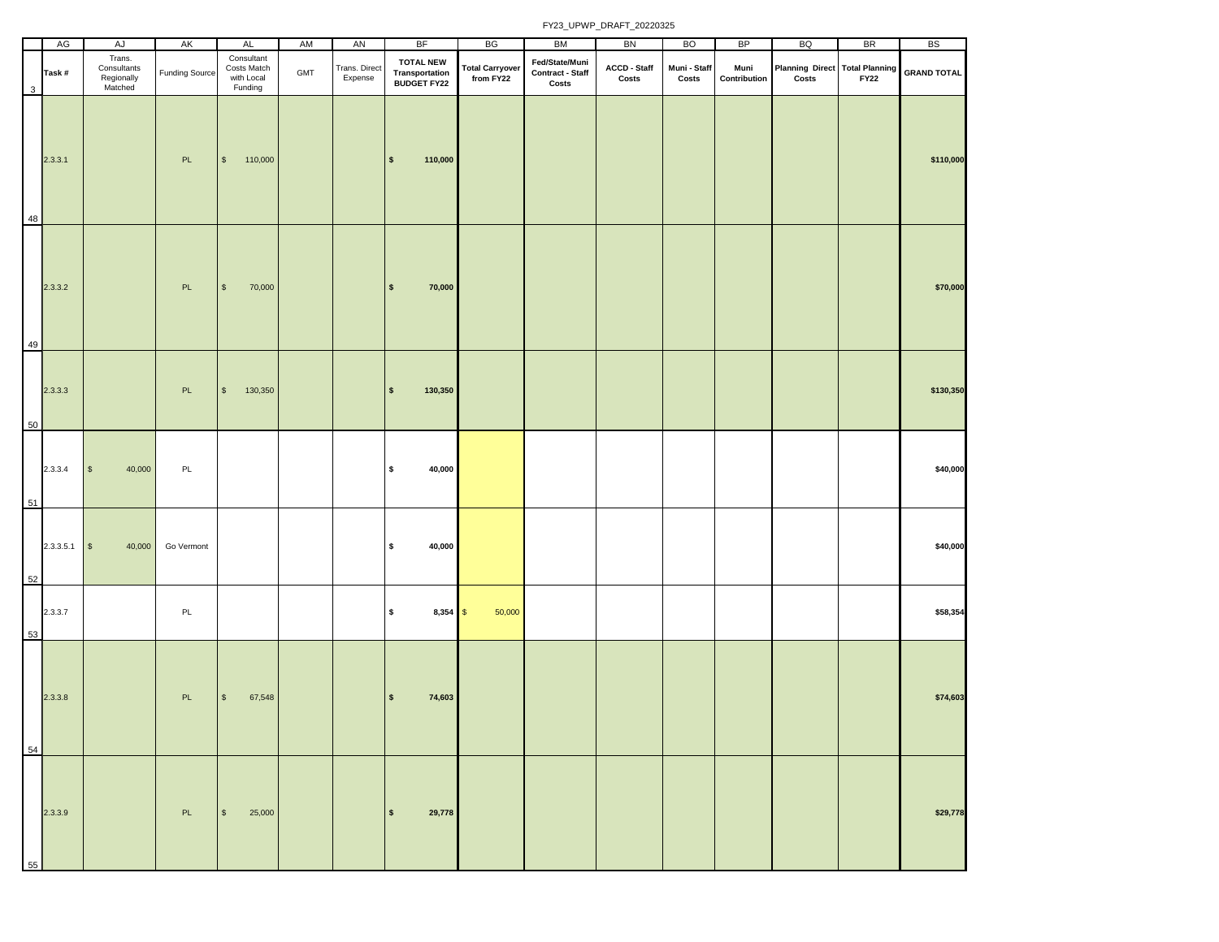FY23_UPWP_DRAFT_20220325

| | AG | AJ | AK | AL | AM | AN | BF | BG | BM | BN | BO | BP | BQ | BR | BS |
|---|---|---|---|---|---|---|---|---|---|---|---|---|---|---|---|
| 3 | Task # | Trans. Consultants Regionally Matched | Funding Source | Consultant Costs Match with Local Funding | GMT | Trans. Direct Expense | **TOTAL NEW Transportation BUDGET FY22** | **Total Carryover from FY22** | **Fed/State/Muni Contract - Staff Costs** | **ACCD - Staff Costs** | **Muni - Staff Costs** | **Muni Contribution** | **Planning Direct Costs** | **Total Planning FY22** | **GRAND TOTAL** |
| 48 | 2.3.3.1 | | PL | $ 110,000 | | | **$ 110,000** | | | | | | | | **$110,000** |
| 49 | 2.3.3.2 | | PL | $ 70,000 | | | **$ 70,000** | | | | | | | | **$70,000** |
| 50 | 2.3.3.3 | | PL | $ 130,350 | | | **$ 130,350** | | | | | | | | **$130,350** |
| 51 | 2.3.3.4 | $ 40,000 | PL | | | | **$ 40,000** | | | | | | | | **$40,000** |
| 52 | 2.3.3.5.1 | $ 40,000 | Go Vermont | | | | **$ 40,000** | | | | | | | | **$40,000** |
| 53 | 2.3.3.7 | | PL | | | | **$ 8,354** | $ 50,000 | | | | | | | **$58,354** |
| 54 | 2.3.3.8 | | PL | $ 67,548 | | | **$ 74,603** | | | | | | | | **$74,603** |
| 55 | 2.3.3.9 | | PL | $ 25,000 | | | **$ 29,778** | | | | | | | | **$29,778** |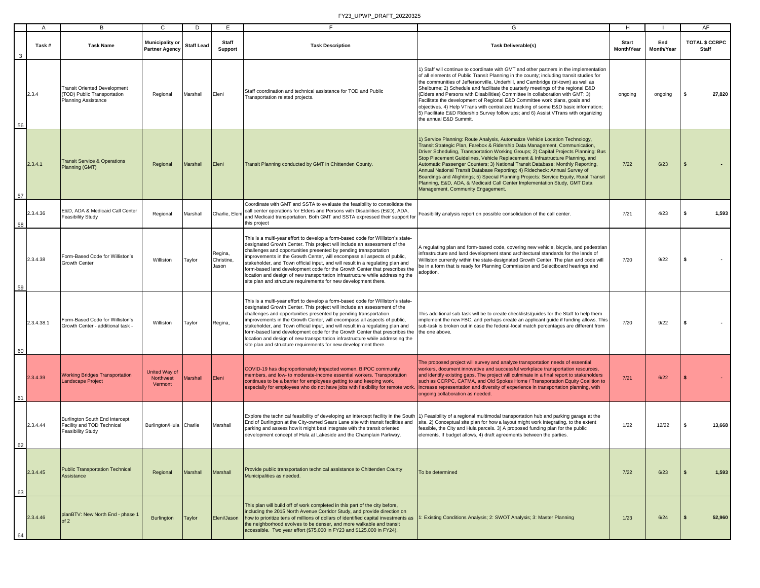| Task # | Task Name | Municipality or Partner Agency | Staff Lead | Staff Support | Task Description | Task Deliverable(s) | Start Month/Year | End Month/Year | TOTAL $ CCRPC Staff |
|---|---|---|---|---|---|---|---|---|---|
| 2.3.4 | Transit Oriented Development (TOD) Public Transportation Planning Assistance | Regional | Marshall | Eleni | Staff coordination and technical assistance for TOD and Public Transportation related projects. | 1) Staff will continue to coordinate with GMT and other partners in the implementation of all elements of Public Transit Planning in the county; including transit studies for the communities of Jeffersonville, Underhill, and Cambridge (tri-town) as well as Shelburne; 2) Schedule and facilitate the quarterly meetings of the regional E&D (Elders and Persons with Disabilities) Committee in collaboration with GMT; 3) Facilitate the development of Regional E&D Committee work plans, goals and objectives. 4) Help VTrans with centralized tracking of some E&D basic information; 5) Facilitate E&D Ridership Survey follow ups; and 6) Assist VTrans with organizing the annual E&D Summit. | ongoing | ongoing | $ 27,820 |
| 2.3.4.1 | Transit Service & Operations Planning (GMT) | Regional | Marshall | Eleni | Transit Planning conducted by GMT in Chittenden County. | 1) Service Planning: Route Analysis, Automatize Vehicle Location Technology, Transit Strategic Plan, Farebox & Ridership Data Management, Communication, Driver Scheduling, Transportation Working Groups; 2) Capital Projects Planning: Bus Stop Placement Guidelines, Vehicle Replacement & Infrastructure Planning, and Automatic Passenger Counters; 3) National Transit Database: Monthly Reporting, Annual National Transit Database Reporting; 4) Ridecheck: Annual Survey of Boardings and Alightings; 5) Special Planning Projects: Service Equity, Rural Transit Planning, E&D, ADA, & Medicaid Call Center Implementation Study, GMT Data Management, Community Engagement. | 7/22 | 6/23 | $ - |
| 2.3.4.36 | E&D, ADA & Medicaid Call Center Feasibility Study | Regional | Marshall | Charlie, Eleni | Coordinate with GMT and SSTA to evaluate the feasibility to consolidate the call center operations for Elders and Persons with Disabilities (E&D), ADA, and Medicaid transportation. Both GMT and SSTA expressed their support for this project | Feasibility analysis report on possible consolidation of the call center. | 7/21 | 4/23 | $ 1,593 |
| 2.3.4.38 | Form-Based Code for Williston's Growth Center | Williston | Taylor | Regina, Christine, Jason | This is a multi-year effort to develop a form-based code for Williston's state-designated Growth Center. This project will include an assessment of the challenges and opportunities presented by pending transportation improvements in the Growth Center, will encompass all aspects of public, stakeholder, and Town official input, and will result in a regulating plan and form-based land development code for the Growth Center that prescribes the location and design of new transportation infrastructure while addressing the site plan and structure requirements for new development there. | A regulating plan and form-based code, covering new vehicle, bicycle, and pedestrian infrastructure and land development stand architectural standards for the lands of Williston currently within the state-designated Growth Center. The plan and code will be in a form that is ready for Planning Commission and Selectboard hearings and adoption. | 7/20 | 9/22 | $ - |
| 2.3.4.38.1 | Form-Based Code for Williston's Growth Center - additional task - | Williston | Taylor | Regina, | This is a multi-year effort to develop a form-based code for Williston's state-designated Growth Center. This project will include an assessment of the challenges and opportunities presented by pending transportation improvements in the Growth Center, will encompass all aspects of public, stakeholder, and Town official input, and will result in a regulating plan and form-based land development code for the Growth Center that prescribes the location and design of new transportation infrastructure while addressing the site plan and structure requirements for new development there. | This additional sub-task will be to create checklists/guides for the Staff to help them implement the new FBC, and perhaps create an applicant guide if funding allows. This sub-task is broken out in case the federal-local match percentages are different from the one above. | 7/20 | 9/22 | $ - |
| 2.3.4.39 | Working Bridges Transportation Landscape Project | United Way of Northwest Vermont | Marshall | Eleni | COVID-19 has disproportionately impacted women, BIPOC community members, and low- to moderate-income essential workers. Transportation continues to be a barrier for employees getting to and keeping work, especially for employees who do not have jobs with flexibility for remote work. | The proposed project will survey and analyze transportation needs of essential workers, document innovative and successful workplace transportation resources, and identify existing gaps. The project will culminate in a final report to stakeholders such as CCRPC, CATMA, and Old Spokes Home / Transportation Equity Coalition to increase representation and diversity of experience in transportation planning, with ongoing collaboration as needed. | 7/21 | 6/22 | $ - |
| 2.3.4.44 | Burlington South End Intercept Facility and TOD Technical Feasibility Study | Burlington/Hula | Charlie | Marshall | Explore the technical feasibility of developing an intercept facility in the South End of Burlington at the City-owned Sears Lane site with transit facilities and parking and assess how it might best integrate with the transit oriented development concept of Hula at Lakeside and the Champlain Parkway. | 1) Feasibility of a regional multimodal transportation hub and parking garage at the site. 2) Conceptual site plan for how a layout might work integrating, to the extent feasible, the City and Hula parcels. 3) A proposed funding plan for the public elements. If budget allows, 4) draft agreements between the parties. | 1/22 | 12/22 | $ 13,668 |
| 2.3.4.45 | Public Transportation Technical Assistance | Regional | Marshall | Marshall | Provide public transportation technical assistance to Chittenden County Municipalities as needed. | To be determined | 7/22 | 6/23 | $ 1,593 |
| 2.3.4.46 | planBTV: New North End - phase 1 of 2 | Burlington | Taylor | Eleni/Jason | This plan will build off of work completed in this part of the city before, including the 2015 North Avenue Corridor Study, and provide direction on how to prioritize tens of millions of dollars of identified capital investments as the neighborhood evolves to be denser, and more walkable and transit accessible. Two year effort ($75,000 in FY23 and $125,000 in FY24). | 1: Existing Conditions Analysis; 2: SWOT Analysis; 3: Master Planning | 1/23 | 6/24 | $ 52,960 |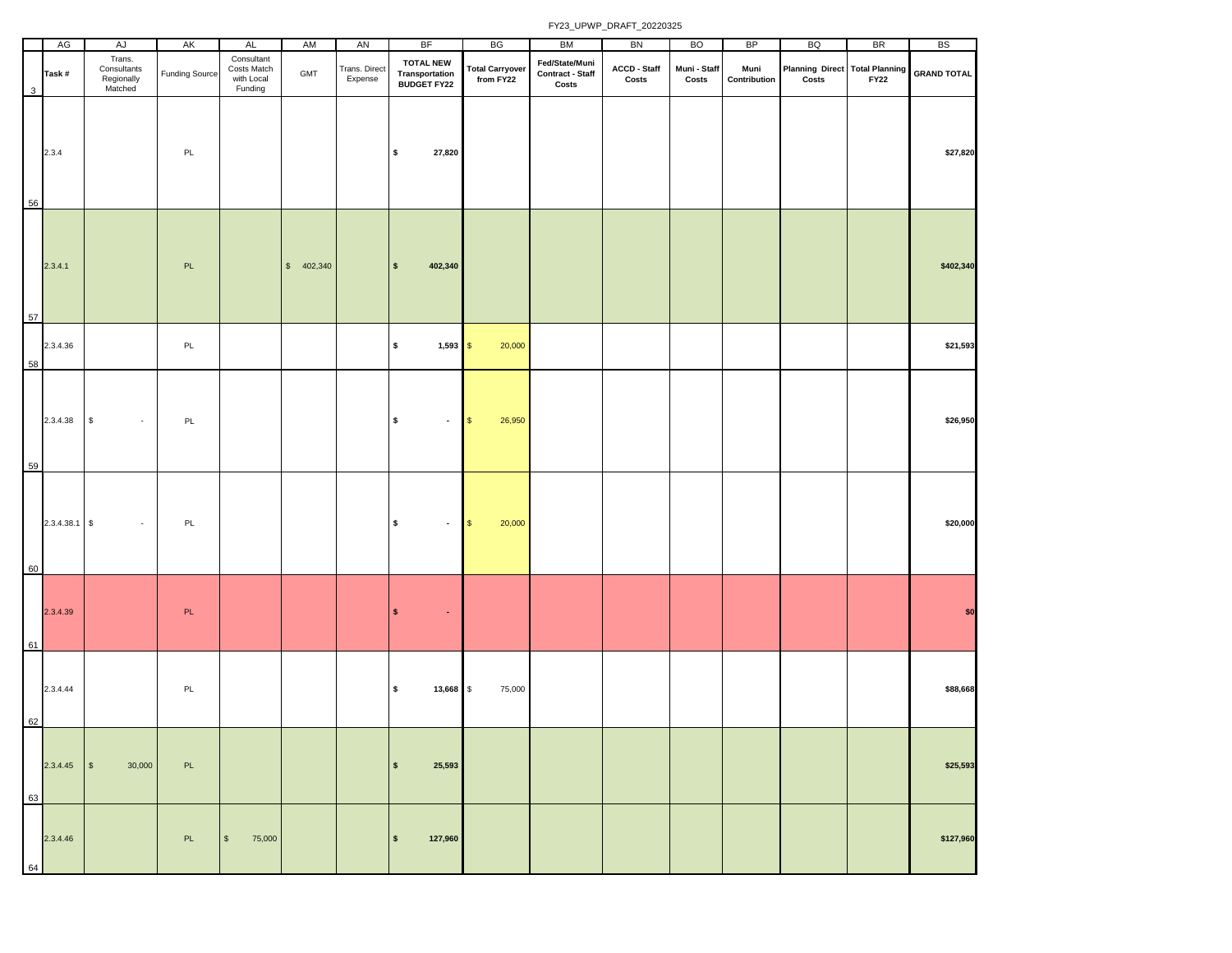| | AG | AJ | AK | AL | AM | AN | BF | BG | BM | BN | BO | BP | BQ | BR | BS |
|---|---|---|---|---|---|---|---|---|---|---|---|---|---|---|---|
| 3 | Task # | Trans. Consultants Regionally Matched | Funding Source | Consultant Costs Match with Local Funding | GMT | Trans. Direct Expense | **TOTAL NEW Transportation BUDGET FY22** | **Total Carryover from FY22** | **Fed/State/Muni Contract - Staff Costs** | **ACCD - Staff Costs** | **Muni - Staff Costs** | **Muni Contribution** | **Planning Direct Costs** | **Total Planning FY22** | **GRAND TOTAL** |
| 56 | 2.3.4 | | PL | | | | **$ 27,820** | | | | | | | | **$27,820** |
| 57 | 2.3.4.1 | | PL | | $ 402,340 | | **$ 402,340** | | | | | | | | **$402,340** |
| 58 | 2.3.4.36 | | PL | | | | **$ 1,593** | $ 20,000 | | | | | | | **$21,593** |
| 59 | 2.3.4.38 | $ - | PL | | | | **$ -** | $ 26,950 | | | | | | | **$26,950** |
| 60 | 2.3.4.38.1 | $ - | PL | | | | **$ -** | $ 20,000 | | | | | | | **$20,000** |
| 61 | 2.3.4.39 | | PL | | | | **$ -** | | | | | | | | **$0** |
| 62 | 2.3.4.44 | | PL | | | | **$ 13,668** | $ 75,000 | | | | | | | **$88,668** |
| 63 | 2.3.4.45 | $ 30,000 | PL | | | | **$ 25,593** | | | | | | | | **$25,593** |
| 64 | 2.3.4.46 | | PL | $ 75,000 | | | **$ 127,960** | | | | | | | | **$127,960** |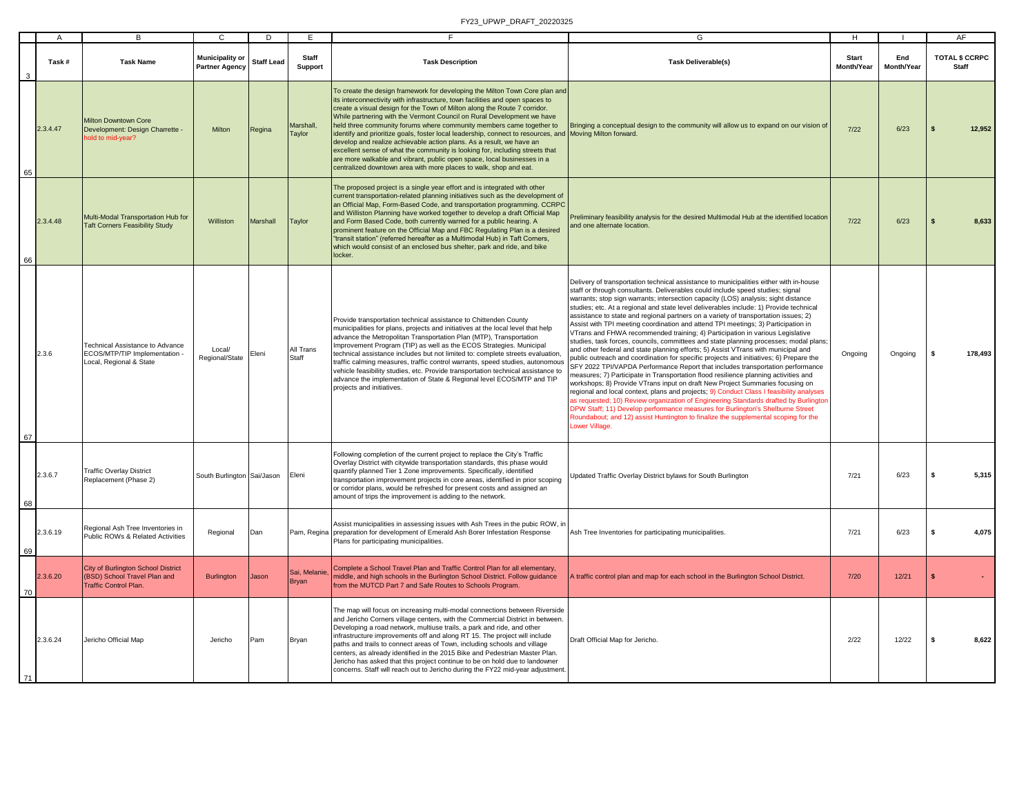FY23_UPWP_DRAFT_20220325

| | A | B | C | D | E | F | G | H | I | AF |
|---|---|---|---|---|---|---|---|---|---|---|
| 3 | Task # | Task Name | Municipality or Partner Agency | Staff Lead | Staff Support | Task Description | Task Deliverable(s) | Start Month/Year | End Month/Year | TOTAL $ CCRPC Staff |
| 65 | 2.3.4.47 | Milton Downtown Core Development: Design Charrette - hold to mid-year? | Milton | Regina | Marshall, Taylor | To create the design framework for developing the Milton Town Core plan and its interconnectivity with infrastructure, town facilities and open spaces to create a visual design for the Town of Milton along the Route 7 corridor. While partnering with the Vermont Council on Rural Development we have held three community forums where community members came together to identify and prioritize goals, foster local leadership, connect to resources, and develop and realize achievable action plans. As a result, we have an excellent sense of what the community is looking for, including streets that are more walkable and vibrant, public open space, local businesses in a centralized downtown area with more places to walk, shop and eat. | Bringing a conceptual design to the community will allow us to expand on our vision of Moving Milton forward. | 7/22 | 6/23 | $ 12,952 |
| 66 | 2.3.4.48 | Multi-Modal Transportation Hub for Taft Corners Feasibility Study | Williston | Marshall | Taylor | The proposed project is a single year effort and is integrated with other current transportation-related planning initiatives such as the development of an Official Map, Form-Based Code, and transportation programming. CCRPC and Williston Planning have worked together to develop a draft Official Map and Form Based Code, both currently warned for a public hearing. A prominent feature on the Official Map and FBC Regulating Plan is a desired "transit station" (referred hereafter as a Multimodal Hub) in Taft Corners, which would consist of an enclosed bus shelter, park and ride, and bike locker. | Preliminary feasibility analysis for the desired Multimodal Hub at the identified location and one alternate location. | 7/22 | 6/23 | $ 8,633 |
| 67 | 2.3.6 | Technical Assistance to Advance ECOS/MTP/TIP Implementation - Local, Regional & State | Local/ Regional/State | Eleni | All Trans Staff | Provide transportation technical assistance to Chittenden County municipalities for plans, projects and initiatives at the local level that help advance the Metropolitan Transportation Plan (MTP), Transportation Improvement Program (TIP) as well as the ECOS Strategies. Municipal technical assistance includes but not limited to: complete streets evaluation, traffic calming measures, traffic control warrants, speed studies, autonomous vehicle feasibility studies, etc. Provide transportation technical assistance to advance the implementation of State & Regional level ECOS/MTP and TIP projects and initiatives. | Delivery of transportation technical assistance to municipalities either with in-house staff or through consultants. Deliverables could include speed studies; signal warrants; stop sign warrants; intersection capacity (LOS) analysis; sight distance studies; etc. At a regional and state level deliverables include: 1) Provide technical assistance to state and regional partners on a variety of transportation issues; 2) Assist with TPI meeting coordination and attend TPI meetings; 3) Participation in VTrans and FHWA recommended training; 4) Participation in various Legislative studies, task forces, councils, committees and state planning processes; modal plans; and other federal and state planning efforts; 5) Assist VTrans with municipal and public outreach and coordination for specific projects and initiatives; 6) Prepare the SFY 2022 TPI/VAPDA Performance Report that includes transportation performance measures; 7) Participate in Transportation flood resilience planning activities and workshops; 8) Provide VTrans input on draft New Project Summaries focusing on regional and local context, plans and projects; 9) Conduct Class I feasibility analyses as requested; 10) Review organization of Engineering Standards drafted by Burlington DPW Staff; 11) Develop performance measures for Burlington's Shelburne Street Roundabout; and 12) assist Huntington to finalize the supplemental scoping for the Lower Village. | Ongoing | Ongoing | $ 178,493 |
| 68 | 2.3.6.7 | Traffic Overlay District Replacement (Phase 2) | South Burlington | Sai/Jason | Eleni | Following completion of the current project to replace the City's Traffic Overlay District with citywide transportation standards, this phase would quantify planned Tier 1 Zone improvements. Specifically, identified transportation improvement projects in core areas, identified in prior scoping or corridor plans, would be refreshed for present costs and assigned an amount of trips the improvement is adding to the network. | Updated Traffic Overlay District bylaws for South Burlington | 7/21 | 6/23 | $ 5,315 |
| 69 | 2.3.6.19 | Regional Ash Tree Inventories in Public ROWs & Related Activities | Regional | Dan | Pam, Regina | Assist municipalities in assessing issues with Ash Trees in the pubic ROW, in preparation for development of Emerald Ash Borer Infestation Response Plans for participating municipalities. | Ash Tree Inventories for participating municipalities. | 7/21 | 6/23 | $ 4,075 |
| 70 | 2.3.6.20 | City of Burlington School District (BSD) School Travel Plan and Traffic Control Plan. | Burlington | Jason | Sai, Melanie, Bryan | Complete a School Travel Plan and Traffic Control Plan for all elementary, middle, and high schools in the Burlington School District. Follow guidance from the MUTCD Part 7 and Safe Routes to Schools Program. | A traffic control plan and map for each school in the Burlington School District. | 7/20 | 12/21 | $ - |
| 71 | 2.3.6.24 | Jericho Official Map | Jericho | Pam | Bryan | The map will focus on increasing multi-modal connections between Riverside and Jericho Corners village centers, with the Commercial District in between. Developing a road network, multiuse trails, a park and ride, and other infrastructure improvements off and along RT 15. The project will include paths and trails to connect areas of Town, including schools and village centers, as already identified in the 2015 Bike and Pedestrian Master Plan. Jericho has asked that this project continue to be on hold due to landowner concerns. Staff will reach out to Jericho during the FY22 mid-year adjustment. | Draft Official Map for Jericho. | 2/22 | 12/22 | $ 8,622 |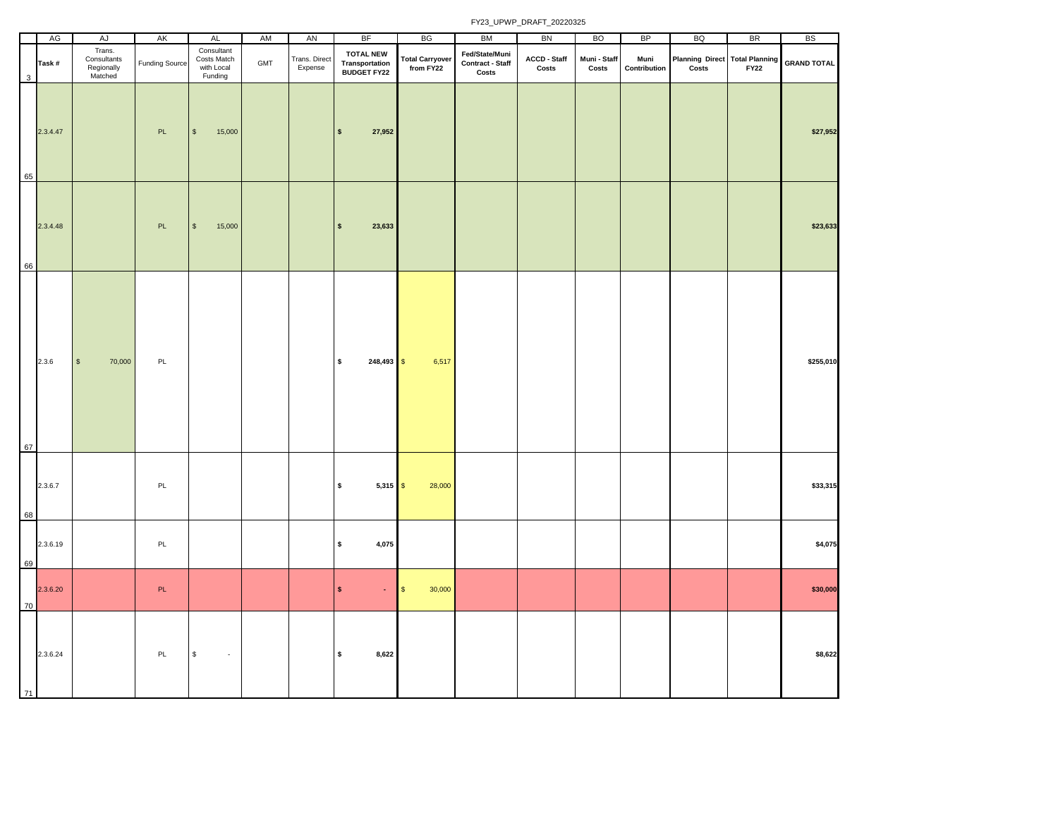FY23_UPWP_DRAFT_20220325

| | AG | AJ | AK | AL | AM | AN | BF | BG | BM | BN | BO | BP | BQ | BR | BS |
|---|---|---|---|---|---|---|---|---|---|---|---|---|---|---|---|
| 3 | Task # | Trans. Consultants Regionally Matched | Funding Source | Consultant Costs Match with Local Funding | GMT | Trans. Direct Expense | **TOTAL NEW Transportation BUDGET FY22** | **Total Carryover from FY22** | **Fed/State/Muni Contract - Staff Costs** | **ACCD - Staff Costs** | **Muni - Staff Costs** | **Muni Contribution** | **Planning Direct Costs** | **Total Planning FY22** | **GRAND TOTAL** |
| 65 | 2.3.4.47 | | PL | $ 15,000 | | | **$ 27,952** | | | | | | | | **$27,952** |
| 66 | 2.3.4.48 | | PL | $ 15,000 | | | **$ 23,633** | | | | | | | | **$23,633** |
| 67 | 2.3.6 | $ 70,000 | PL | | | | **$ 248,493** | $ 6,517 | | | | | | | **$255,010** |
| 68 | 2.3.6.7 | | PL | | | | **$ 5,315** | $ 28,000 | | | | | | | **$33,315** |
| 69 | 2.3.6.19 | | PL | | | | **$ 4,075** | | | | | | | | **$4,075** |
| 70 | 2.3.6.20 | | PL | | | | **$ -** | $ 30,000 | | | | | | | **$30,000** |
| 71 | 2.3.6.24 | | PL | $ - | | | **$ 8,622** | | | | | | | | **$8,622** |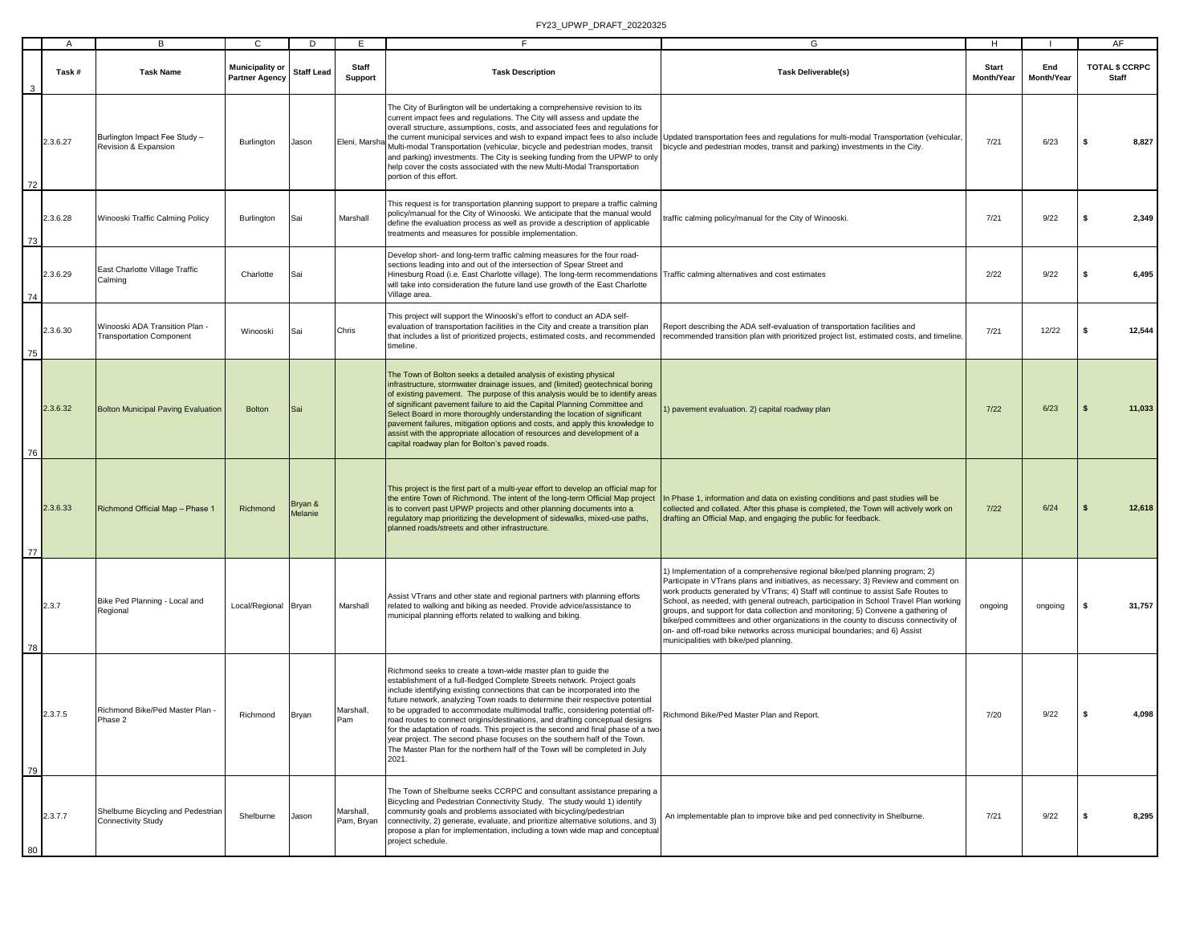| Task # | Task Name | Municipality or Partner Agency | Staff Lead | Staff Support | Task Description | Task Deliverable(s) | Start Month/Year | End Month/Year | TOTAL $ CCRPC Staff |
|---|---|---|---|---|---|---|---|---|---|
| 2.3.6.27 | Burlington Impact Fee Study – Revision & Expansion | Burlington | Jason | Eleni, Marsha | The City of Burlington will be undertaking a comprehensive revision to its current impact fees and regulations. The City will assess and update the overall structure, assumptions, costs, and associated fees and regulations for the current municipal services and wish to expand impact fees to also include Multi-modal Transportation (vehicular, bicycle and pedestrian modes, transit and parking) investments. The City is seeking funding from the UPWP to only help cover the costs associated with the new Multi-Modal Transportation portion of this effort. | Updated transportation fees and regulations for multi-modal Transportation (vehicular, bicycle and pedestrian modes, transit and parking) investments in the City. | 7/21 | 6/23 | $ 8,827 |
| 2.3.6.28 | Winooski Traffic Calming Policy | Burlington | Sai | Marshall | This request is for transportation planning support to prepare a traffic calming policy/manual for the City of Winooski. We anticipate that the manual would define the evaluation process as well as provide a description of applicable treatments and measures for possible implementation. | traffic calming policy/manual for the City of Winooski. | 7/21 | 9/22 | $ 2,349 |
| 2.3.6.29 | East Charlotte Village Traffic Calming | Charlotte | Sai | | Develop short- and long-term traffic calming measures for the four road-sections leading into and out of the intersection of Spear Street and Hinesburg Road (i.e. East Charlotte village). The long-term recommendations will take into consideration the future land use growth of the East Charlotte Village area. | Traffic calming alternatives and cost estimates | 2/22 | 9/22 | $ 6,495 |
| 2.3.6.30 | Winooski ADA Transition Plan - Transportation Component | Winooski | Sai | Chris | This project will support the Winooski's effort to conduct an ADA self-evaluation of transportation facilities in the City and create a transition plan that includes a list of prioritized projects, estimated costs, and recommended timeline. | Report describing the ADA self-evaluation of transportation facilities and recommended transition plan with prioritized project list, estimated costs, and timeline. | 7/21 | 12/22 | $ 12,544 |
| 2.3.6.32 | Bolton Municipal Paving Evaluation | Bolton | Sai | | The Town of Bolton seeks a detailed analysis of existing physical infrastructure, stormwater drainage issues, and (limited) geotechnical boring of existing pavement. The purpose of this analysis would be to identify areas of significant pavement failure to aid the Capital Planning Committee and Select Board in more thoroughly understanding the location of significant pavement failures, mitigation options and costs, and apply this knowledge to assist with the appropriate allocation of resources and development of a capital roadway plan for Bolton's paved roads. | 1) pavement evaluation. 2) capital roadway plan | 7/22 | 6/23 | $ 11,033 |
| 2.3.6.33 | Richmond Official Map – Phase 1 | Richmond | Bryan & Melanie | | This project is the first part of a multi-year effort to develop an official map for the entire Town of Richmond. The intent of the long-term Official Map project is to convert past UPWP projects and other planning documents into a regulatory map prioritizing the development of sidewalks, mixed-use paths, planned roads/streets and other infrastructure. | In Phase 1, information and data on existing conditions and past studies will be collected and collated. After this phase is completed, the Town will actively work on drafting an Official Map, and engaging the public for feedback. | 7/22 | 6/24 | $ 12,618 |
| 2.3.7 | Bike Ped Planning - Local and Regional | Local/Regional | Bryan | Marshall | Assist VTrans and other state and regional partners with planning efforts related to walking and biking as needed. Provide advice/assistance to municipal planning efforts related to walking and biking. | 1) Implementation of a comprehensive regional bike/ped planning program; 2) Participate in VTrans plans and initiatives, as necessary; 3) Review and comment on work products generated by VTrans; 4) Staff will continue to assist Safe Routes to School, as needed, with general outreach, participation in School Travel Plan working groups, and support for data collection and monitoring; 5) Convene a gathering of bike/ped committees and other organizations in the county to discuss connectivity of on- and off-road bike networks across municipal boundaries; and 6) Assist municipalities with bike/ped planning. | ongoing | ongoing | $ 31,757 |
| 2.3.7.5 | Richmond Bike/Ped Master Plan - Phase 2 | Richmond | Bryan | Marshall, Pam | Richmond seeks to create a town-wide master plan to guide the establishment of a full-fledged Complete Streets network. Project goals include identifying existing connections that can be incorporated into the future network, analyzing Town roads to determine their respective potential to be upgraded to accommodate multimodal traffic, considering potential off-road routes to connect origins/destinations, and drafting conceptual designs for the adaptation of roads. This project is the second and final phase of a two-year project. The second phase focuses on the southern half of the Town. The Master Plan for the northern half of the Town will be completed in July 2021. | Richmond Bike/Ped Master Plan and Report. | 7/20 | 9/22 | $ 4,098 |
| 2.3.7.7 | Shelburne Bicycling and Pedestrian Connectivity Study | Shelburne | Jason | Marshall, Pam, Bryan | The Town of Shelburne seeks CCRPC and consultant assistance preparing a Bicycling and Pedestrian Connectivity Study. The study would 1) identify community goals and problems associated with bicycling/pedestrian connectivity, 2) generate, evaluate, and prioritize alternative solutions, and 3) propose a plan for implementation, including a town wide map and conceptual project schedule. | An implementable plan to improve bike and ped connectivity in Shelburne. | 7/21 | 9/22 | $ 8,295 |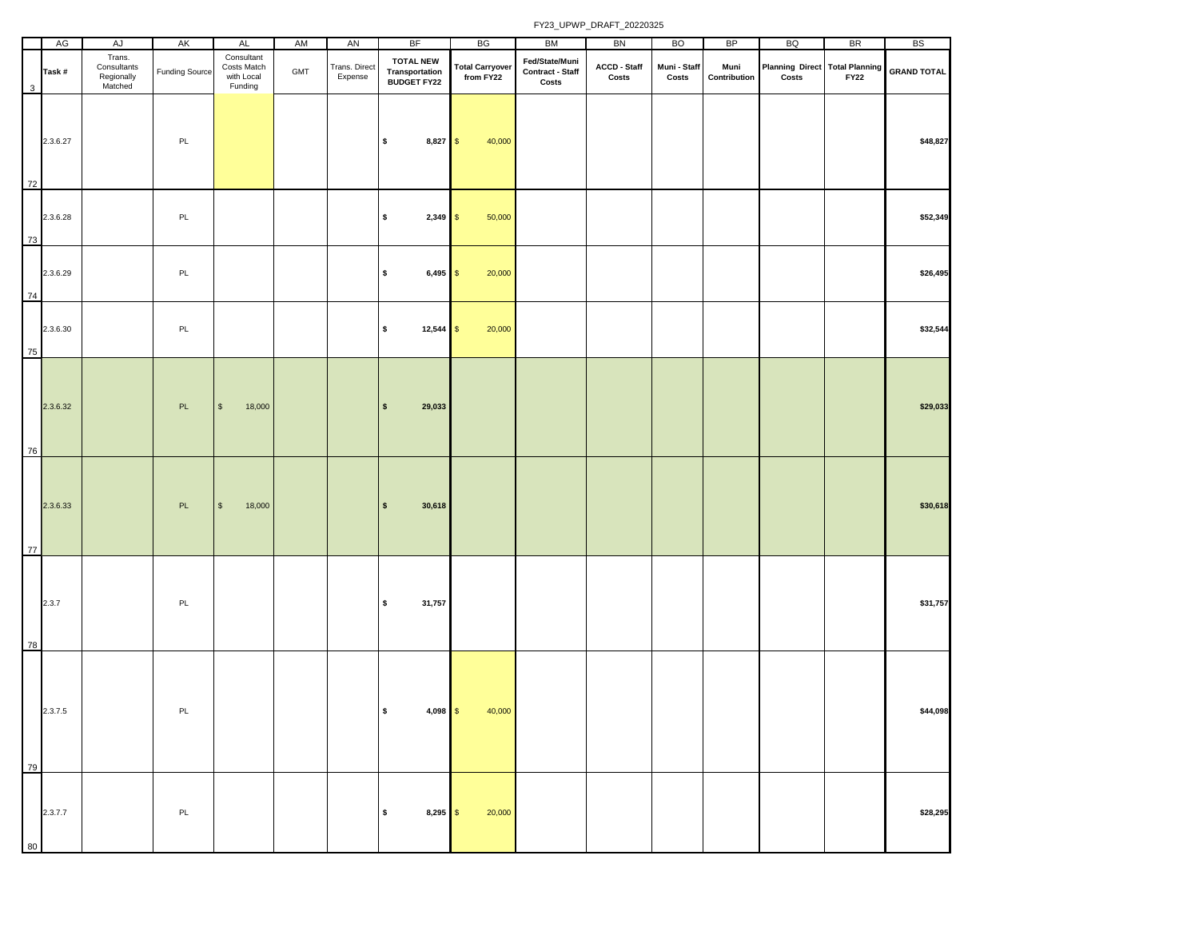| | AG | AJ | AK | AL | AM | AN | BF | BG | BM | BN | BO | BP | BQ | BR | BS |
|---|---|---|---|---|---|---|---|---|---|---|---|---|---|---|---|
| 3 | Task # | Trans. Consultants Regionally Matched | Funding Source | Consultant Costs Match with Local Funding | GMT | Trans. Direct Expense | TOTAL NEW Transportation BUDGET FY22 | Total Carryover from FY22 | Fed/State/Muni Contract - Staff Costs | ACCD - Staff Costs | Muni - Staff Costs | Muni Contribution | Planning Direct Costs | Total Planning FY22 | GRAND TOTAL |
| 72 | 2.3.6.27 | | PL | | | | $ 8,827 | $ 40,000 | | | | | | | $48,827 |
| 73 | 2.3.6.28 | | PL | | | | $ 2,349 | $ 50,000 | | | | | | | $52,349 |
| 74 | 2.3.6.29 | | PL | | | | $ 6,495 | $ 20,000 | | | | | | | $26,495 |
| 75 | 2.3.6.30 | | PL | | | | $ 12,544 | $ 20,000 | | | | | | | $32,544 |
| 76 | 2.3.6.32 | | PL | $ 18,000 | | | $ 29,033 | | | | | | | | $29,033 |
| 77 | 2.3.6.33 | | PL | $ 18,000 | | | $ 30,618 | | | | | | | | $30,618 |
| 78 | 2.3.7 | | PL | | | | $ 31,757 | | | | | | | | $31,757 |
| 79 | 2.3.7.5 | | PL | | | | $ 4,098 | $ 40,000 | | | | | | | $44,098 |
| 80 | 2.3.7.7 | | PL | | | | $ 8,295 | $ 20,000 | | | | | | | $28,295 |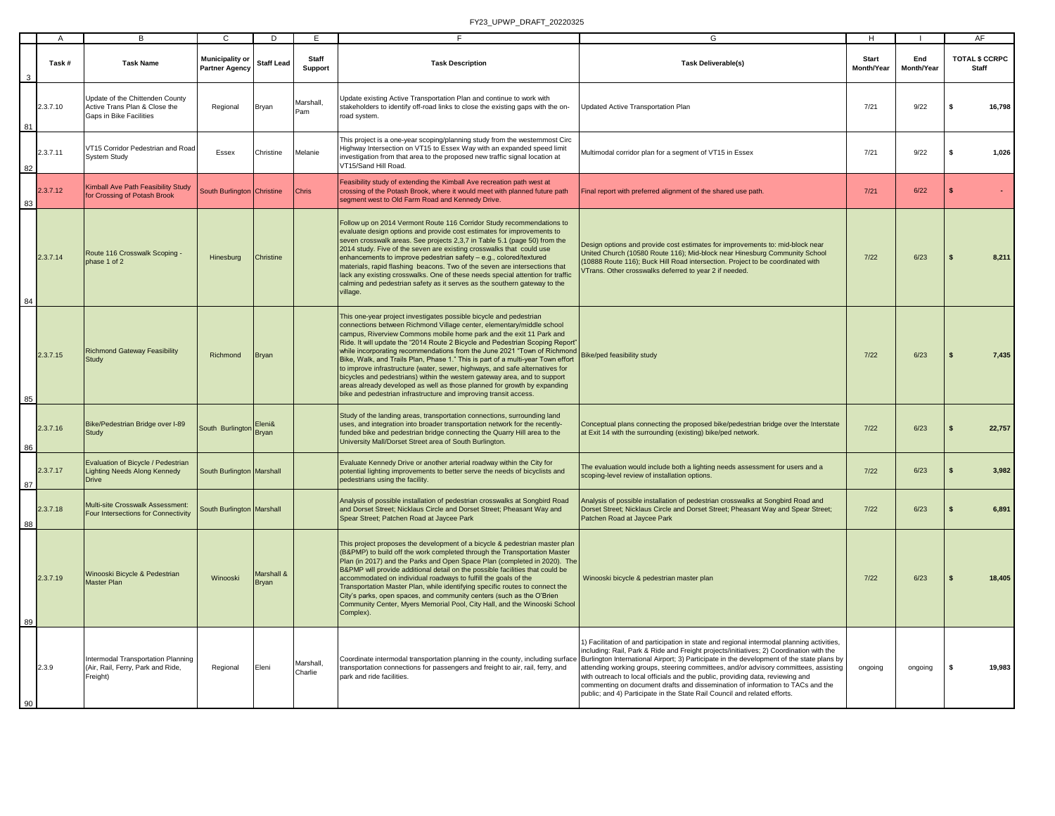| Task # | Task Name | Municipality or Partner Agency | Staff Lead | Staff Support | Task Description | Task Deliverable(s) | Start Month/Year | End Month/Year | TOTAL $ CCRPC Staff |
|---|---|---|---|---|---|---|---|---|---|
| 2.3.7.10 | Update of the Chittenden County Active Trans Plan & Close the Gaps in Bike Facilities | Regional | Bryan | Marshall, Pam | Update existing Active Transportation Plan and continue to work with stakeholders to identify off-road links to close the existing gaps with the on-road system. | Updated Active Transportation Plan | 7/21 | 9/22 | $ 16,798 |
| 2.3.7.11 | VT15 Corridor Pedestrian and Road System Study | Essex | Christine | Melanie | This project is a one-year scoping/planning study from the westernmost Circ Highway Intersection on VT15 to Essex Way with an expanded speed limit investigation from that area to the proposed new traffic signal location at VT15/Sand Hill Road. | Multimodal corridor plan for a segment of VT15 in Essex | 7/21 | 9/22 | $ 1,026 |
| 2.3.7.12 | Kimball Ave Path Feasibility Study for Crossing of Potash Brook | South Burlington | Christine | Chris | Feasibility study of extending the Kimball Ave recreation path west at crossing of the Potash Brook, where it would meet with planned future path segment west to Old Farm Road and Kennedy Drive. | Final report with preferred alignment of the shared use path. | 7/21 | 6/22 | $ - |
| 2.3.7.14 | Route 116 Crosswalk Scoping - phase 1 of 2 | Hinesburg | Christine | | Follow up on 2014 Vermont Route 116 Corridor Study recommendations to evaluate design options and provide cost estimates for improvements to seven crosswalk areas. See projects 2,3,7 in Table 5.1 (page 50) from the 2014 study. Five of the seven are existing crosswalks that could use enhancements to improve pedestrian safety – e.g., colored/textured materials, rapid flashing beacons. Two of the seven are intersections that lack any existing crosswalks. One of these needs special attention for traffic calming and pedestrian safety as it serves as the southern gateway to the village. | Design options and provide cost estimates for improvements to: mid-block near United Church (10580 Route 116); Mid-block near Hinesburg Community School (10888 Route 116); Buck Hill Road intersection. Project to be coordinated with VTrans. Other crosswalks deferred to year 2 if needed. | 7/22 | 6/23 | $ 8,211 |
| 2.3.7.15 | Richmond Gateway Feasibility Study | Richmond | Bryan | | This one-year project investigates possible bicycle and pedestrian connections between Richmond Village center, elementary/middle school campus, Riverview Commons mobile home park and the exit 11 Park and Ride. It will update the "2014 Route 2 Bicycle and Pedestrian Scoping Report" while incorporating recommendations from the June 2021 "Town of Richmond Bike, Walk, and Trails Plan, Phase 1." This is part of a multi-year Town effort to improve infrastructure (water, sewer, highways, and safe alternatives for bicycles and pedestrians) within the western gateway area, and to support areas already developed as well as those planned for growth by expanding bike and pedestrian infrastructure and improving transit access. | Bike/ped feasibility study | 7/22 | 6/23 | $ 7,435 |
| 2.3.7.16 | Bike/Pedestrian Bridge over I-89 Study | South Burlington | Eleni& Bryan | | Study of the landing areas, transportation connections, surrounding land uses, and integration into broader transportation network for the recently-funded bike and pedestrian bridge connecting the Quarry Hill area to the University Mall/Dorset Street area of South Burlington. | Conceptual plans connecting the proposed bike/pedestrian bridge over the Interstate at Exit 14 with the surrounding (existing) bike/ped network. | 7/22 | 6/23 | $ 22,757 |
| 2.3.7.17 | Evaluation of Bicycle / Pedestrian Lighting Needs Along Kennedy Drive | South Burlington | Marshall | | Evaluate Kennedy Drive or another arterial roadway within the City for potential lighting improvements to better serve the needs of bicyclists and pedestrians using the facility. | The evaluation would include both a lighting needs assessment for users and a scoping-level review of installation options. | 7/22 | 6/23 | $ 3,982 |
| 2.3.7.18 | Multi-site Crosswalk Assessment: Four Intersections for Connectivity | South Burlington | Marshall | | Analysis of possible installation of pedestrian crosswalks at Songbird Road and Dorset Street; Nicklaus Circle and Dorset Street; Pheasant Way and Spear Street; Patchen Road at Jaycee Park | Analysis of possible installation of pedestrian crosswalks at Songbird Road and Dorset Street; Nicklaus Circle and Dorset Street; Pheasant Way and Spear Street; Patchen Road at Jaycee Park | 7/22 | 6/23 | $ 6,891 |
| 2.3.7.19 | Winooski Bicycle & Pedestrian Master Plan | Winooski | Marshall & Bryan | | This project proposes the development of a bicycle & pedestrian master plan (B&PMP) to build off the work completed through the Transportation Master Plan (in 2017) and the Parks and Open Space Plan (completed in 2020). The B&PMP will provide additional detail on the possible facilities that could be accommodated on individual roadways to fulfill the goals of the Transportation Master Plan, while identifying specific routes to connect the City's parks, open spaces, and community centers (such as the O'Brien Community Center, Myers Memorial Pool, City Hall, and the Winooski School Complex). | Winooski bicycle & pedestrian master plan | 7/22 | 6/23 | $ 18,405 |
| 2.3.9 | Intermodal Transportation Planning (Air, Rail, Ferry, Park and Ride, Freight) | Regional | Eleni | Marshall, Charlie | Coordinate intermodal transportation planning in the county, including surface transportation connections for passengers and freight to air, rail, ferry, and park and ride facilities. | 1) Facilitation of and participation in state and regional intermodal planning activities, including: Rail, Park & Ride and Freight projects/initiatives; 2) Coordination with the Burlington International Airport; 3) Participate in the development of the state plans by attending working groups, steering committees, and/or advisory committees, assisting with outreach to local officials and the public, providing data, reviewing and commenting on document drafts and dissemination of information to TACs and the public; and 4) Participate in the State Rail Council and related efforts. | ongoing | ongoing | $ 19,983 |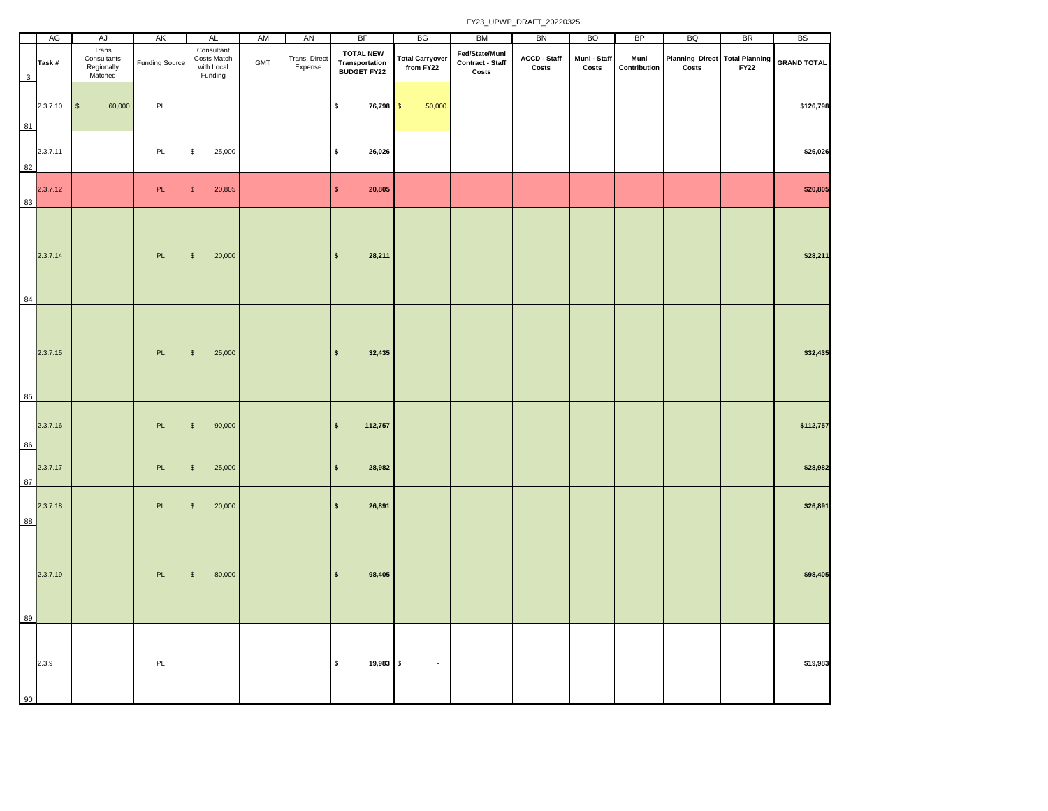| | AG | AJ | AK | AL | AM | AN | BF | BG | BM | BN | BO | BP | BQ | BR | BS |
|---|---|---|---|---|---|---|---|---|---|---|---|---|---|---|---|
| 3 | Task # | Trans. Consultants Regionally Matched | Funding Source | Consultant Costs Match with Local Funding | GMT | Trans. Direct Expense | **TOTAL NEW Transportation BUDGET FY22** | **Total Carryover from FY22** | **Fed/State/Muni Contract - Staff Costs** | **ACCD - Staff Costs** | **Muni - Staff Costs** | **Muni Contribution** | **Planning Direct Costs** | **Total Planning FY22** | **GRAND TOTAL** |
| 81 | 2.3.7.10 | $ 60,000 | PL | | | | **$ 76,798** | $ 50,000 | | | | | | | **$126,798** |
| 82 | 2.3.7.11 | | PL | $ 25,000 | | | **$ 26,026** | | | | | | | | **$26,026** |
| 83 | 2.3.7.12 | | PL | $ 20,805 | | | **$ 20,805** | | | | | | | | **$20,805** |
| 84 | 2.3.7.14 | | PL | $ 20,000 | | | **$ 28,211** | | | | | | | | **$28,211** |
| 85 | 2.3.7.15 | | PL | $ 25,000 | | | **$ 32,435** | | | | | | | | **$32,435** |
| 86 | 2.3.7.16 | | PL | $ 90,000 | | | **$ 112,757** | | | | | | | | **$112,757** |
| 87 | 2.3.7.17 | | PL | $ 25,000 | | | **$ 28,982** | | | | | | | | **$28,982** |
| 88 | 2.3.7.18 | | PL | $ 20,000 | | | **$ 26,891** | | | | | | | | **$26,891** |
| 89 | 2.3.7.19 | | PL | $ 80,000 | | | **$ 98,405** | | | | | | | | **$98,405** |
| 90 | 2.3.9 | | PL | | | | **$ 19,983** | $ - | | | | | | | **$19,983** |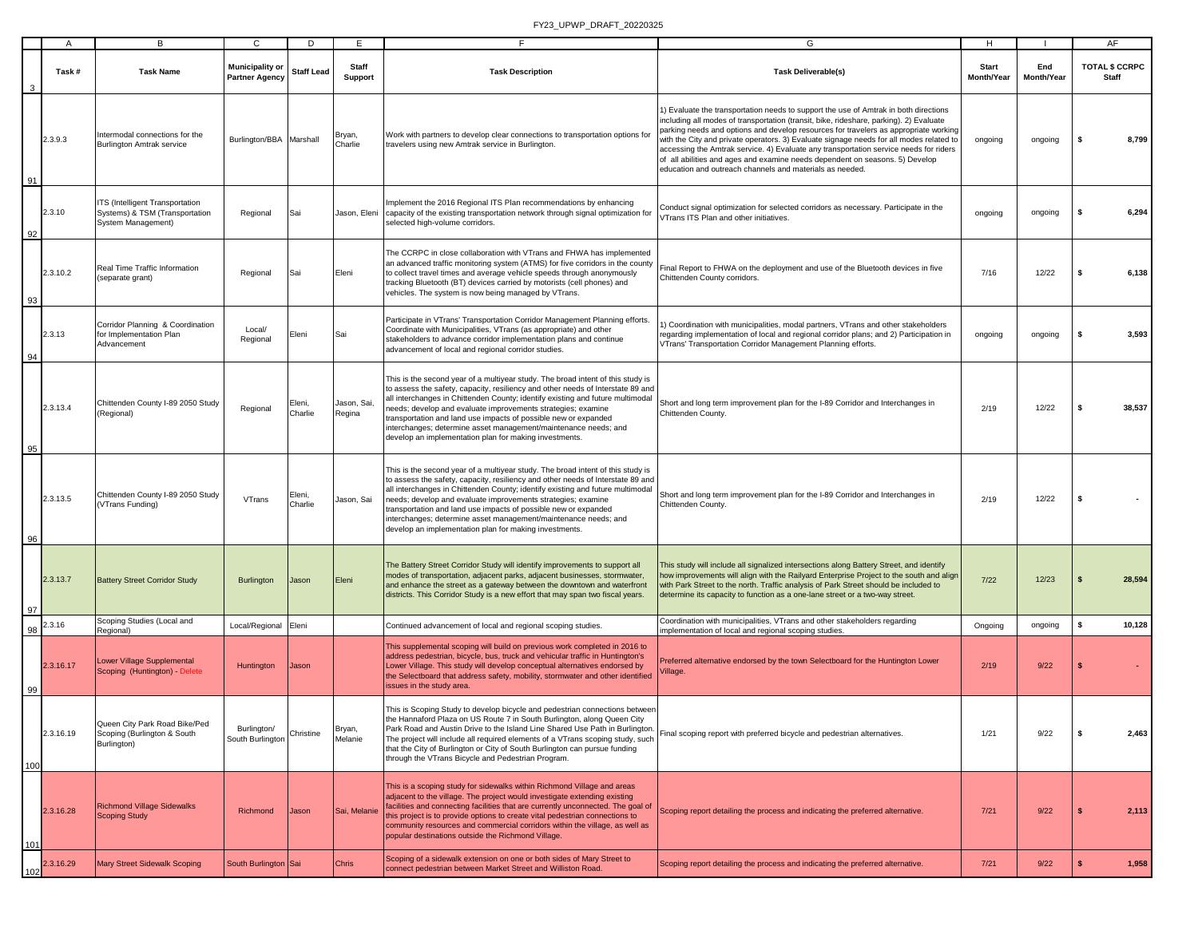| | A | B | C | D | E | F | G | H | I | AF |
|---|---|---|---|---|---|---|---|---|---|---|
| 3 | Task # | Task Name | Municipality or Partner Agency | Staff Lead | Staff Support | Task Description | Task Deliverable(s) | Start Month/Year | End Month/Year | TOTAL $ CCRPC Staff |
| 91 | 2.3.9.3 | Intermodal connections for the Burlington Amtrak service | Burlington/BBA | Marshall | Bryan, Charlie | Work with partners to develop clear connections to transportation options for travelers using new Amtrak service in Burlington. | 1) Evaluate the transportation needs to support the use of Amtrak in both directions including all modes of transportation (transit, bike, rideshare, parking). 2) Evaluate parking needs and options and develop resources for travelers as appropriate working with the City and private operators. 3) Evaluate signage needs for all modes related to accessing the Amtrak service. 4) Evaluate any transportation service needs for riders of all abilities and ages and examine needs dependent on seasons. 5) Develop education and outreach channels and materials as needed. | ongoing | ongoing | $ 8,799 |
| 92 | 2.3.10 | ITS (Intelligent Transportation Systems) & TSM (Transportation System Management) | Regional | Sai | Jason, Eleni | Implement the 2016 Regional ITS Plan recommendations by enhancing capacity of the existing transportation network through signal optimization for selected high-volume corridors. | Conduct signal optimization for selected corridors as necessary. Participate in the VTrans ITS Plan and other initiatives. | ongoing | ongoing | $ 6,294 |
| 93 | 2.3.10.2 | Real Time Traffic Information (separate grant) | Regional | Sai | Eleni | The CCRPC in close collaboration with VTrans and FHWA has implemented an advanced traffic monitoring system (ATMS) for five corridors in the county to collect travel times and average vehicle speeds through anonymously tracking Bluetooth (BT) devices carried by motorists (cell phones) and vehicles. The system is now being managed by VTrans. | Final Report to FHWA on the deployment and use of the Bluetooth devices in five Chittenden County corridors. | 7/16 | 12/22 | $ 6,138 |
| 94 | 2.3.13 | Corridor Planning & Coordination for Implementation Plan Advancement | Local/ Regional | Eleni | Sai | Participate in VTrans' Transportation Corridor Management Planning efforts. Coordinate with Municipalities, VTrans (as appropriate) and other stakeholders to advance corridor implementation plans and continue advancement of local and regional corridor studies. | 1) Coordination with municipalities, modal partners, VTrans and other stakeholders regarding implementation of local and regional corridor plans; and 2) Participation in VTrans' Transportation Corridor Management Planning efforts. | ongoing | ongoing | $ 3,593 |
| 95 | 2.3.13.4 | Chittenden County I-89 2050 Study (Regional) | Regional | Eleni, Charlie | Jason, Sai, Regina | This is the second year of a multiyear study. The broad intent of this study is to assess the safety, capacity, resiliency and other needs of Interstate 89 and all interchanges in Chittenden County; identify existing and future multimodal needs; develop and evaluate improvements strategies; examine transportation and land use impacts of possible new or expanded interchanges; determine asset management/maintenance needs; and develop an implementation plan for making investments. | Short and long term improvement plan for the I-89 Corridor and Interchanges in Chittenden County. | 2/19 | 12/22 | $ 38,537 |
| 96 | 2.3.13.5 | Chittenden County I-89 2050 Study (VTrans Funding) | VTrans | Eleni, Charlie | Jason, Sai | This is the second year of a multiyear study. The broad intent of this study is to assess the safety, capacity, resiliency and other needs of Interstate 89 and all interchanges in Chittenden County; identify existing and future multimodal needs; develop and evaluate improvements strategies; examine transportation and land use impacts of possible new or expanded interchanges; determine asset management/maintenance needs; and develop an implementation plan for making investments. | Short and long term improvement plan for the I-89 Corridor and Interchanges in Chittenden County. | 2/19 | 12/22 | $ - |
| 97 | 2.3.13.7 | Battery Street Corridor Study | Burlington | Jason | Eleni | The Battery Street Corridor Study will identify improvements to support all modes of transportation, adjacent parks, adjacent businesses, stormwater, and enhance the street as a gateway between the downtown and waterfront districts. This Corridor Study is a new effort that may span two fiscal years. | This study will include all signalized intersections along Battery Street, and identify how improvements will align with the Railyard Enterprise Project to the south and align with Park Street to the north. Traffic analysis of Park Street should be included to determine its capacity to function as a one-lane street or a two-way street. | 7/22 | 12/23 | $ 28,594 |
| 98 | 2.3.16 | Scoping Studies (Local and Regional) | Local/Regional | Eleni | | Continued advancement of local and regional scoping studies. | Coordination with municipalities, VTrans and other stakeholders regarding implementation of local and regional scoping studies. | Ongoing | ongoing | $ 10,128 |
| 99 | 2.3.16.17 | Lower Village Supplemental Scoping (Huntington) - Delete | Huntington | Jason | | This supplemental scoping will build on previous work completed in 2016 to address pedestrian, bicycle, bus, truck and vehicular traffic in Huntington's Lower Village. This study will develop conceptual alternatives endorsed by the Selectboard that address safety, mobility, stormwater and other identified issues in the study area. | Preferred alternative endorsed by the town Selectboard for the Huntington Lower Village. | 2/19 | 9/22 | $ - |
| 100 | 2.3.16.19 | Queen City Park Road Bike/Ped Scoping (Burlington & South Burlington) | Burlington/ South Burlington | Christine | Bryan, Melanie | This is Scoping Study to develop bicycle and pedestrian connections between the Hannaford Plaza on US Route 7 in South Burlington, along Queen City Park Road and Austin Drive to the Island Line Shared Use Path in Burlington. The project will include all required elements of a VTrans scoping study, such that the City of Burlington or City of South Burlington can pursue funding through the VTrans Bicycle and Pedestrian Program. | Final scoping report with preferred bicycle and pedestrian alternatives. | 1/21 | 9/22 | $ 2,463 |
| 101 | 2.3.16.28 | Richmond Village Sidewalks Scoping Study | Richmond | Jason | Sai, Melanie | This is a scoping study for sidewalks within Richmond Village and areas adjacent to the village. The project would investigate extending existing facilities and connecting facilities that are currently unconnected. The goal of this project is to provide options to create vital pedestrian connections to community resources and commercial corridors within the village, as well as popular destinations outside the Richmond Village. | Scoping report detailing the process and indicating the preferred alternative. | 7/21 | 9/22 | $ 2,113 |
| 102 | 2.3.16.29 | Mary Street Sidewalk Scoping | South Burlington | Sai | Chris | Scoping of a sidewalk extension on one or both sides of Mary Street to connect pedestrian between Market Street and Williston Road. | Scoping report detailing the process and indicating the preferred alternative. | 7/21 | 9/22 | $ 1,958 |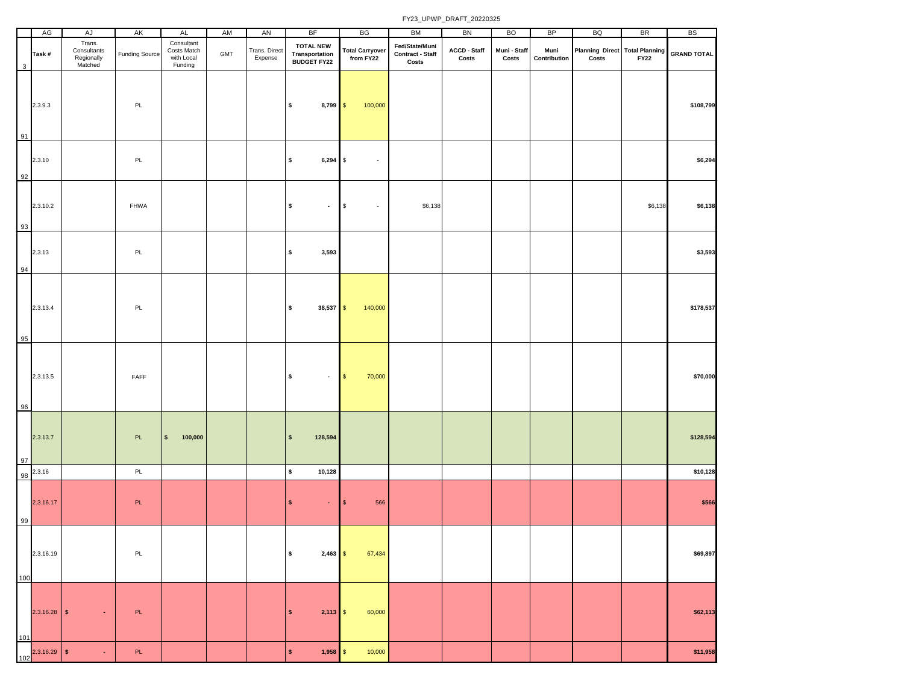FY23_UPWP_DRAFT_20220325

| | AG | AJ | AK | AL | AM | AN | BF | BG | BM | BN | BO | BP | BQ | BR | BS |
|---|---|---|---|---|---|---|---|---|---|---|---|---|---|---|---|
| 3 | Task # | Trans. Consultants Regionally Matched | Funding Source | Consultant Costs Match with Local Funding | GMT | Trans. Direct Expense | TOTAL NEW Transportation BUDGET FY22 | Total Carryover from FY22 | Fed/State/Muni Contract - Staff Costs | ACCD - Staff Costs | Muni - Staff Costs | Muni Contribution | Planning Direct Costs | Total Planning FY22 | GRAND TOTAL |
| 91 | 2.3.9.3 | | PL | | | | $ 8,799 | $ 100,000 | | | | | | | $108,799 |
| 92 | 2.3.10 | | PL | | | | $ 6,294 | $ - | | | | | | | $6,294 |
| 93 | 2.3.10.2 | | FHWA | | | | $ - | $ - | $6,138 | | | | | $6,138 | $6,138 |
| 94 | 2.3.13 | | PL | | | | $ 3,593 | | | | | | | | $3,593 |
| 95 | 2.3.13.4 | | PL | | | | $ 38,537 | $ 140,000 | | | | | | | $178,537 |
| 96 | 2.3.13.5 | | FAFF | | | | $ - | $ 70,000 | | | | | | | $70,000 |
| 97 | 2.3.13.7 | | PL | $ 100,000 | | | $ 128,594 | | | | | | | | $128,594 |
| 98 | 2.3.16 | | PL | | | | $ 10,128 | | | | | | | | $10,128 |
| 99 | 2.3.16.17 | | PL | | | | $ - | $ 566 | | | | | | | $566 |
| 100 | 2.3.16.19 | | PL | | | | $ 2,463 | $ 67,434 | | | | | | | $69,897 |
| 101 | 2.3.16.28 | $ - | PL | | | | $ 2,113 | $ 60,000 | | | | | | | $62,113 |
| 102 | 2.3.16.29 | $ - | PL | | | | $ 1,958 | $ 10,000 | | | | | | | $11,958 |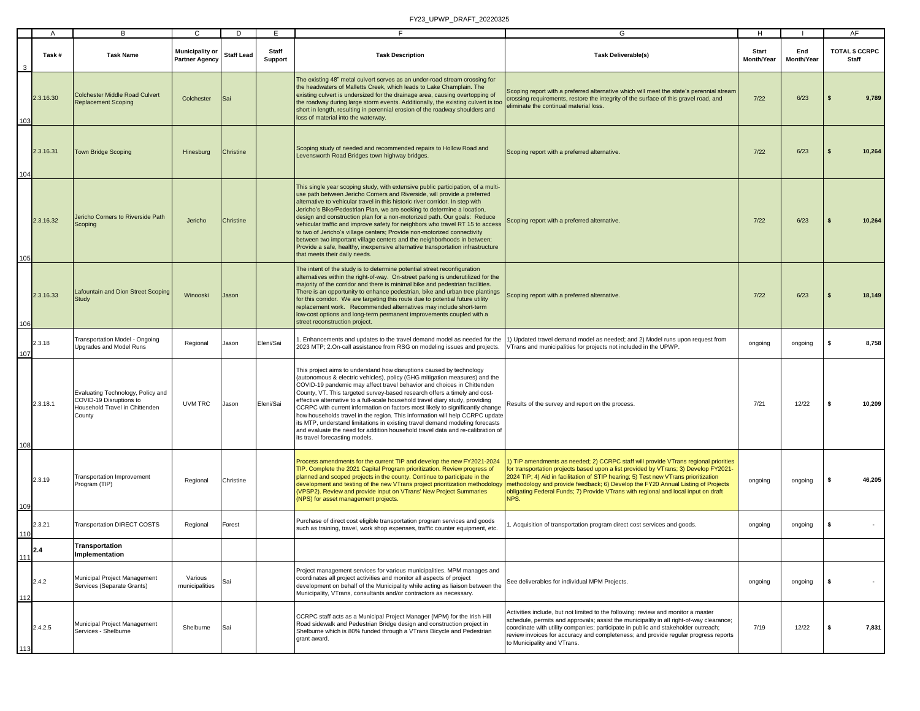| Task # | Task Name | Municipality or Partner Agency | Staff Lead | Staff Support | Task Description | Task Deliverable(s) | Start Month/Year | End Month/Year | TOTAL $ CCRPC Staff |
|---|---|---|---|---|---|---|---|---|---|
| 2.3.16.30 | Colchester Middle Road Culvert Replacement Scoping | Colchester | Sai | | The existing 48" metal culvert serves as an under-road stream crossing for the headwaters of Malletts Creek, which leads to Lake Champlain. The existing culvert is undersized for the drainage area, causing overtopping of the roadway during large storm events. Additionally, the existing culvert is too short in length, resulting in perennial erosion of the roadway shoulders and loss of material into the waterway. | Scoping report with a preferred alternative which will meet the state's perennial stream crossing requirements, restore the integrity of the surface of this gravel road, and eliminate the continual material loss. | 7/22 | 6/23 | $ 9,789 |
| 2.3.16.31 | Town Bridge Scoping | Hinesburg | Christine | | Scoping study of needed and recommended repairs to Hollow Road and Levensworth Road Bridges town highway bridges. | Scoping report with a preferred alternative. | 7/22 | 6/23 | $ 10,264 |
| 2.3.16.32 | Jericho Corners to Riverside Path Scoping | Jericho | Christine | | This single year scoping study, with extensive public participation, of a multi-use path between Jericho Corners and Riverside, will provide a preferred alternative to vehicular travel in this historic river corridor. In step with Jericho's Bike/Pedestrian Plan, we are seeking to determine a location, design and construction plan for a non-motorized path. Our goals: Reduce vehicular traffic and improve safety for neighbors who travel RT 15 to access to two of Jericho's village centers; Provide non-motorized connectivity between two important village centers and the neighborhoods in between; Provide a safe, healthy, inexpensive alternative transportation infrastructure that meets their daily needs. | Scoping report with a preferred alternative. | 7/22 | 6/23 | $ 10,264 |
| 2.3.16.33 | Lafountain and Dion Street Scoping Study | Winooski | Jason | | The intent of the study is to determine potential street reconfiguration alternatives within the right-of-way. On-street parking is underutilized for the majority of the corridor and there is minimal bike and pedestrian facilities. There is an opportunity to enhance pedestrian, bike and urban tree plantings for this corridor. We are targeting this route due to potential future utility replacement work. Recommended alternatives may include short-term low-cost options and long-term permanent improvements coupled with a street reconstruction project. | Scoping report with a preferred alternative. | 7/22 | 6/23 | $ 18,149 |
| 2.3.18 | Transportation Model - Ongoing Upgrades and Model Runs | Regional | Jason | Eleni/Sai | 1. Enhancements and updates to the travel demand model as needed for the 2023 MTP; 2.On-call assistance from RSG on modeling issues and projects. | 1) Updated travel demand model as needed; and 2) Model runs upon request from VTrans and municipalities for projects not included in the UPWP. | ongoing | ongoing | $ 8,758 |
| 2.3.18.1 | Evaluating Technology, Policy and COVID-19 Disruptions to Household Travel in Chittenden County | UVM TRC | Jason | Eleni/Sai | This project aims to understand how disruptions caused by technology (autonomous & electric vehicles), policy (GHG mitigation measures) and the COVID-19 pandemic may affect travel behavior and choices in Chittenden County, VT. This targeted survey-based research offers a timely and cost-effective alternative to a full-scale household travel diary study, providing CCRPC with current information on factors most likely to significantly change how households travel in the region. This information will help CCRPC update its MTP, understand limitations in existing travel demand modeling forecasts and evaluate the need for addition household travel data and re-calibration of its travel forecasting models. | Results of the survey and report on the process. | 7/21 | 12/22 | $ 10,209 |
| 2.3.19 | Transportation Improvement Program (TIP) | Regional | Christine | | Process amendments for the current TIP and develop the new FY2021-2024 TIP. Complete the 2021 Capital Program prioritization. Review progress of planned and scoped projects in the county. Continue to participate in the development and testing of the new VTrans project prioritization methodology (VPSP2). Review and provide input on VTrans' New Project Summaries (NPS) for asset management projects. | 1) TIP amendments as needed; 2) CCRPC staff will provide VTrans regional priorities for transportation projects based upon a list provided by VTrans; 3) Develop FY2021-2024 TIP; 4) Aid in facilitation of STIP hearing; 5) Test new VTrans prioritization methodology and provide feedback; 6) Develop the FY20 Annual Listing of Projects obligating Federal Funds; 7) Provide VTrans with regional and local input on draft NPS. | ongoing | ongoing | $ 46,205 |
| 2.3.21 | Transportation DIRECT COSTS | Regional | Forest | | Purchase of direct cost eligible transportation program services and goods such as training, travel, work shop expenses, traffic counter equipment, etc. | 1. Acquisition of transportation program direct cost services and goods. | ongoing | ongoing | $ - |
| **2.4** | **Transportation Implementation** | | | | | | | | |
| 2.4.2 | Municipal Project Management Services (Separate Grants) | Various municipalities | Sai | | Project management services for various municipalities. MPM manages and coordinates all project activities and monitor all aspects of project development on behalf of the Municipality while acting as liaison between the Municipality, VTrans, consultants and/or contractors as necessary. | See deliverables for individual MPM Projects. | ongoing | ongoing | $ - |
| 2.4.2.5 | Municipal Project Management Services - Shelburne | Shelburne | Sai | | CCRPC staff acts as a Municipal Project Manager (MPM) for the Irish Hill Road sidewalk and Pedestrian Bridge design and construction project in Shelburne which is 80% funded through a VTrans Bicycle and Pedestrian grant award. | Activities include, but not limited to the following: review and monitor a master schedule, permits and approvals; assist the municipality in all right-of-way clearance; coordinate with utility companies; participate in public and stakeholder outreach; review invoices for accuracy and completeness; and provide regular progress reports to Municipality and VTrans. | 7/19 | 12/22 | $ 7,831 |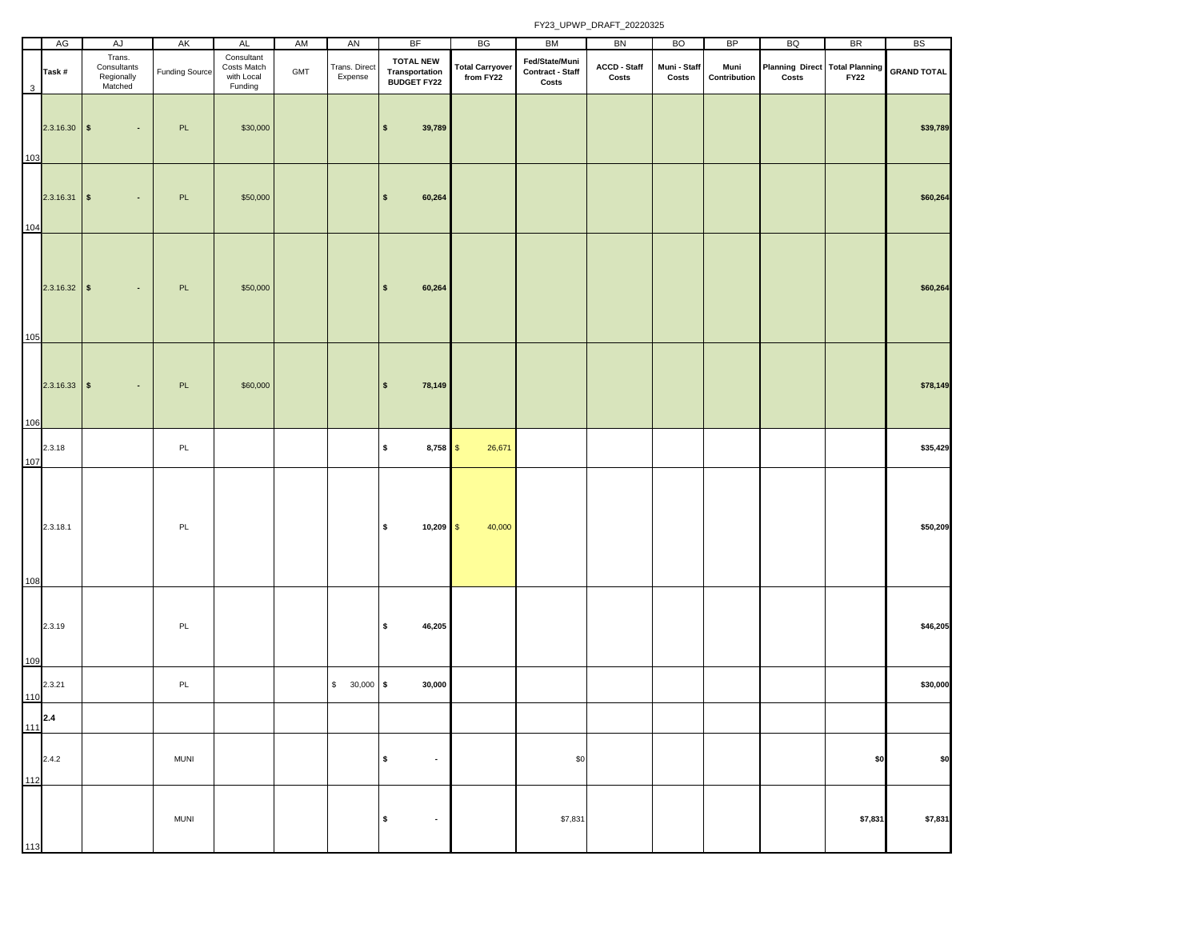| | AG | AJ | AK | AL | AM | AN | BF | BG | BM | BN | BO | BP | BQ | BR | BS |
|---|---|---|---|---|---|---|---|---|---|---|---|---|---|---|---|
| 3 | Task # | Trans. Consultants Regionally Matched | Funding Source | Consultant Costs Match with Local Funding | GMT | Trans. Direct Expense | TOTAL NEW Transportation BUDGET FY22 | Total Carryover from FY22 | Fed/State/Muni Contract - Staff Costs | ACCD - Staff Costs | Muni - Staff Costs | Muni Contribution | Planning Direct Costs | Total Planning FY22 | GRAND TOTAL |
| 103 | 2.3.16.30 | $ - | PL | $30,000 | | | $ 39,789 | | | | | | | | $39,789 |
| 104 | 2.3.16.31 | $ - | PL | $50,000 | | | $ 60,264 | | | | | | | | $60,264 |
| 105 | 2.3.16.32 | $ - | PL | $50,000 | | | $ 60,264 | | | | | | | | $60,264 |
| 106 | 2.3.16.33 | $ - | PL | $60,000 | | | $ 78,149 | | | | | | | | $78,149 |
| 107 | 2.3.18 | | PL | | | | $ 8,758 | $ 26,671 | | | | | | | $35,429 |
| 108 | 2.3.18.1 | | PL | | | | $ 10,209 | $ 40,000 | | | | | | | $50,209 |
| 109 | 2.3.19 | | PL | | | | $ 46,205 | | | | | | | | $46,205 |
| 110 | 2.3.21 | | PL | | | $ 30,000 | $ 30,000 | | | | | | | | $30,000 |
| 111 | **2.4** | | | | | | | | | | | | | | |
| 112 | 2.4.2 | | MUNI | | | | $ - | | $0 | | | | | $0 | $0 |
| 113 | | | MUNI | | | | $ - | | $7,831 | | | | | $7,831 | $7,831 |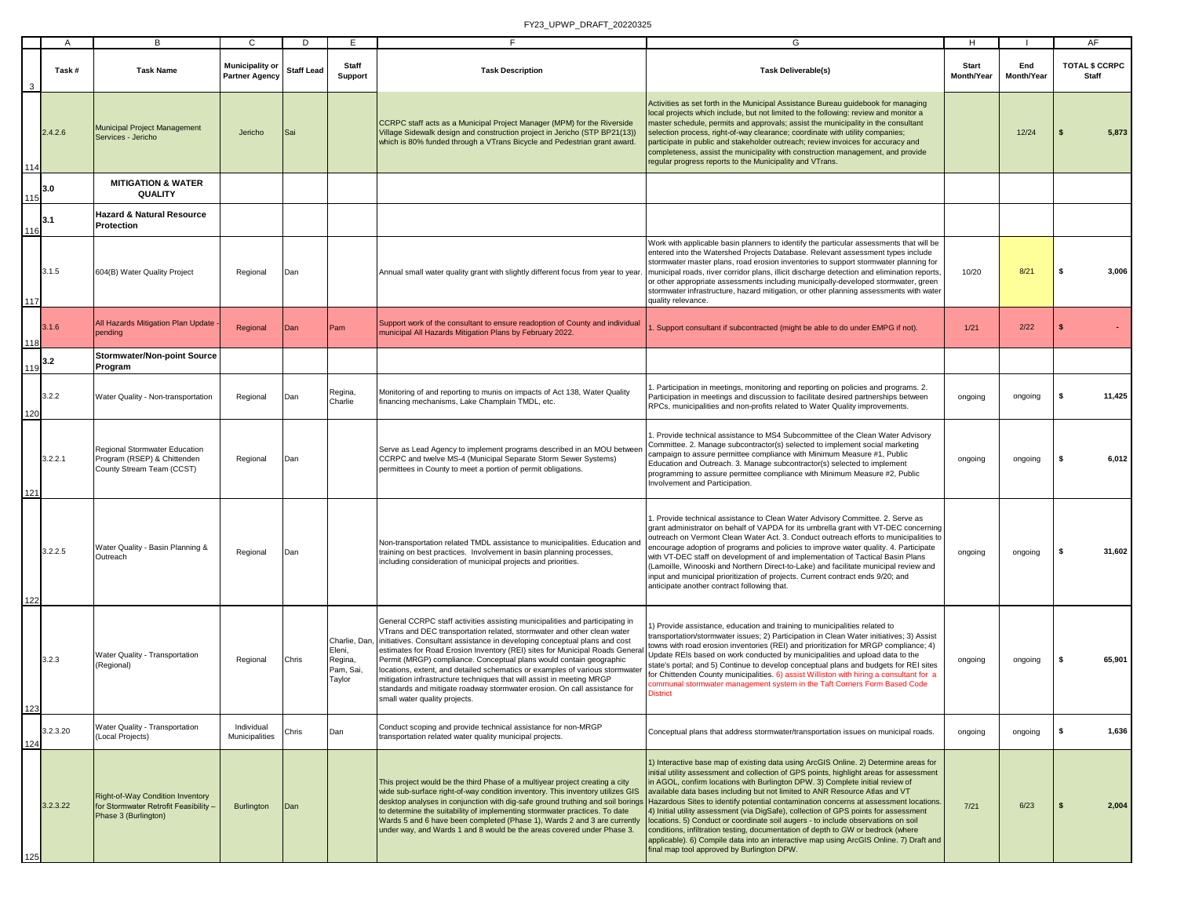| | Task # | Task Name | Municipality or Partner Agency | Staff Lead | Staff Support | Task Description | Task Deliverable(s) | Start Month/Year | End Month/Year | TOTAL $ CCRPC Staff |
|---|---|---|---|---|---|---|---|---|---|---|
| 114 | 2.4.2.6 | Municipal Project Management Services - Jericho | Jericho | Sai | | CCRPC staff acts as a Municipal Project Manager (MPM) for the Riverside Village Sidewalk design and construction project in Jericho (STP BP21(13)) which is 80% funded through a VTrans Bicycle and Pedestrian grant award. | Activities as set forth in the Municipal Assistance Bureau guidebook for managing local projects which include, but not limited to the following: review and monitor a master schedule, permits and approvals; assist the municipality in the consultant selection process, right-of-way clearance; coordinate with utility companies; participate in public and stakeholder outreach; review invoices for accuracy and completeness, assist the municipality with construction management, and provide regular progress reports to the Municipality and VTrans. | | 12/24 | $ 5,873 |
| 115 | **3.0** | **MITIGATION & WATER QUALITY** | | | | | | | | |
| 116 | **3.1** | **Hazard & Natural Resource Protection** | | | | | | | | |
| 117 | 3.1.5 | 604(B) Water Quality Project | Regional | Dan | | Annual small water quality grant with slightly different focus from year to year. | Work with applicable basin planners to identify the particular assessments that will be entered into the Watershed Projects Database. Relevant assessment types include stormwater master plans, road erosion inventories to support stormwater planning for municipal roads, river corridor plans, illicit discharge detection and elimination reports, or other appropriate assessments including municipally-developed stormwater, green stormwater infrastructure, hazard mitigation, or other planning assessments with water quality relevance. | 10/20 | 8/21 | $ 3,006 |
| 118 | 3.1.6 | All Hazards Mitigation Plan Update - pending | Regional | Dan | Pam | Support work of the consultant to ensure readoption of County and individual municipal All Hazards Mitigation Plans by February 2022. | 1. Support consultant if subcontracted (might be able to do under EMPG if not). | 1/21 | 2/22 | $ - |
| 119 | **3.2** | **Stormwater/Non-point Source Program** | | | | | | | | |
| 120 | 3.2.2 | Water Quality - Non-transportation | Regional | Dan | Regina, Charlie | Monitoring of and reporting to munis on impacts of Act 138, Water Quality financing mechanisms, Lake Champlain TMDL, etc. | 1. Participation in meetings, monitoring and reporting on policies and programs. 2. Participation in meetings and discussion to facilitate desired partnerships between RPCs, municipalities and non-profits related to Water Quality improvements. | ongoing | ongoing | $ 11,425 |
| 121 | 3.2.2.1 | Regional Stormwater Education Program (RSEP) & Chittenden County Stream Team (CCST) | Regional | Dan | | Serve as Lead Agency to implement programs described in an MOU between CCRPC and twelve MS-4 (Municipal Separate Storm Sewer Systems) permittees in County to meet a portion of permit obligations. | 1. Provide technical assistance to MS4 Subcommittee of the Clean Water Advisory Committee. 2. Manage subcontractor(s) selected to implement social marketing campaign to assure permittee compliance with Minimum Measure #1, Public Education and Outreach. 3. Manage subcontractor(s) selected to implement programming to assure permittee compliance with Minimum Measure #2, Public Involvement and Participation. | ongoing | ongoing | $ 6,012 |
| 122 | 3.2.2.5 | Water Quality - Basin Planning & Outreach | Regional | Dan | | Non-transportation related TMDL assistance to municipalities. Education and training on best practices. Involvement in basin planning processes, including consideration of municipal projects and priorities. | 1. Provide technical assistance to Clean Water Advisory Committee. 2. Serve as grant administrator on behalf of VAPDA for its umbrella grant with VT-DEC concerning outreach on Vermont Clean Water Act. 3. Conduct outreach efforts to municipalities to encourage adoption of programs and policies to improve water quality. 4. Participate with VT-DEC staff on development of and implementation of Tactical Basin Plans (Lamoille, Winooski and Northern Direct-to-Lake) and facilitate municipal review and input and municipal prioritization of projects. Current contract ends 9/20; and anticipate another contract following that. | ongoing | ongoing | $ 31,602 |
| 123 | 3.2.3 | Water Quality - Transportation (Regional) | Regional | Chris | Charlie, Dan, Eleni, Regina, Pam, Sai, Taylor | General CCRPC staff activities assisting municipalities and participating in VTrans and DEC transportation related, stormwater and other clean water initiatives. Consultant assistance in developing conceptual plans and cost estimates for Road Erosion Inventory (REI) sites for Municipal Roads General Permit (MRGP) compliance. Conceptual plans would contain geographic locations, extent, and detailed schematics or examples of various stormwater mitigation infrastructure techniques that will assist in meeting MRGP standards and mitigate roadway stormwater erosion. On call assistance for small water quality projects. | 1) Provide assistance, education and training to municipalities related to transportation/stormwater issues; 2) Participation in Clean Water initiatives; 3) Assist towns with road erosion inventories (REI) and prioritization for MRGP compliance; 4) Update REIs based on work conducted by municipalities and upload data to the state's portal; and 5) Continue to develop conceptual plans and budgets for REI sites for Chittenden County municipalities. 6) assist Williston with hiring a consultant for a communal stormwater management system in the Taft Corners Form Based Code District | ongoing | ongoing | $ 65,901 |
| 124 | 3.2.3.20 | Water Quality - Transportation (Local Projects) | Individual Municipalities | Chris | Dan | Conduct scoping and provide technical assistance for non-MRGP transportation related water quality municipal projects. | Conceptual plans that address stormwater/transportation issues on municipal roads. | ongoing | ongoing | $ 1,636 |
| 125 | 3.2.3.22 | Right-of-Way Condition Inventory for Stormwater Retrofit Feasibility – Phase 3 (Burlington) | Burlington | Dan | | This project would be the third Phase of a multiyear project creating a city wide sub-surface right-of-way condition inventory. This inventory utilizes GIS desktop analyses in conjunction with dig-safe ground truthing and soil borings to determine the suitability of implementing stormwater practices. To date Wards 5 and 6 have been completed (Phase 1), Wards 2 and 3 are currently under way, and Wards 1 and 8 would be the areas covered under Phase 3. | 1) Interactive base map of existing data using ArcGIS Online. 2) Determine areas for initial utility assessment and collection of GPS points, highlight areas for assessment in AGOL, confirm locations with Burlington DPW. 3) Complete initial review of available data bases including but not limited to ANR Resource Atlas and VT Hazardous Sites to identify potential contamination concerns at assessment locations. 4) Initial utility assessment (via DigSafe), collection of GPS points for assessment locations. 5) Conduct or coordinate soil augers - to include observations on soil conditions, infiltration testing, documentation of depth to GW or bedrock (where applicable). 6) Compile data into an interactive map using ArcGIS Online. 7) Draft and final map tool approved by Burlington DPW. | 7/21 | 6/23 | $ 2,004 |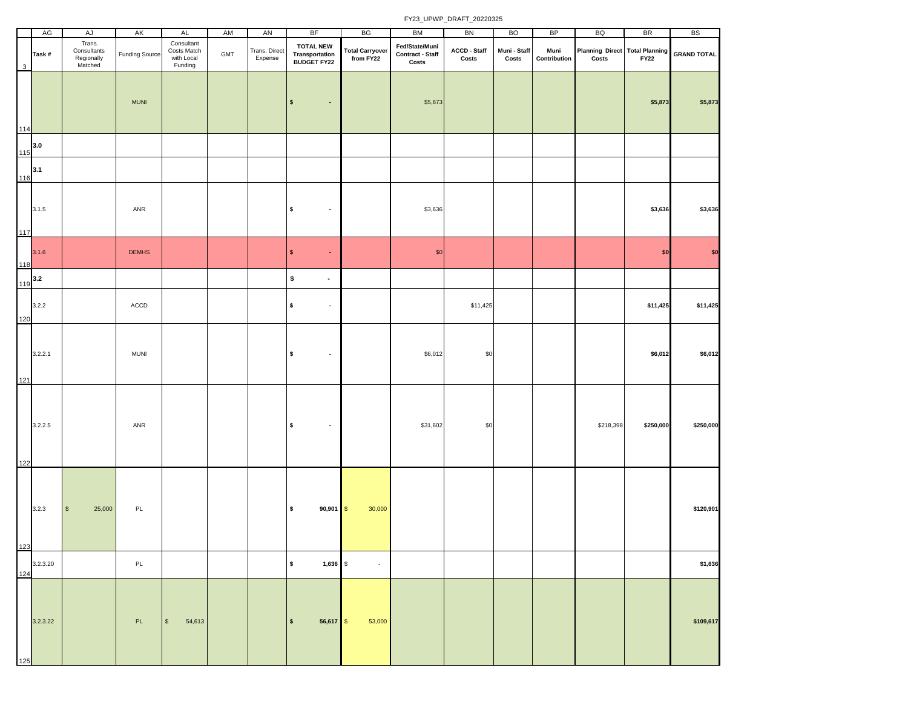FY23_UPWP_DRAFT_20220325

| | AG | AJ | AK | AL | AM | AN | BF | BG | BM | BN | BO | BP | BQ | BR | BS |
|---|---|---|---|---|---|---|---|---|---|---|---|---|---|---|---|
| 3 | Task # | Trans. Consultants Regionally Matched | Funding Source | Consultant Costs Match with Local Funding | GMT | Trans. Direct Expense | TOTAL NEW Transportation BUDGET FY22 | Total Carryover from FY22 | Fed/State/Muni Contract - Staff Costs | ACCD - Staff Costs | Muni - Staff Costs | Muni Contribution | Planning Direct Costs | Total Planning FY22 | GRAND TOTAL |
| 114 | | | MUNI | | | | $ - | | $5,873 | | | | | $5,873 | $5,873 |
| 115 | 3.0 | | | | | | | | | | | | | | |
| 116 | 3.1 | | | | | | | | | | | | | | |
| 117 | 3.1.5 | | ANR | | | | $ - | | $3,636 | | | | | $3,636 | $3,636 |
| 118 | 3.1.6 | | DEMHS | | | | $ - | | $0 | | | | | $0 | $0 |
| 119 | 3.2 | | | | | | $ - | | | | | | | | |
| 120 | 3.2.2 | | ACCD | | | | $ - | | | $11,425 | | | | $11,425 | $11,425 |
| 121 | 3.2.2.1 | | MUNI | | | | $ - | | $6,012 | $0 | | | | $6,012 | $6,012 |
| 122 | 3.2.2.5 | | ANR | | | | $ - | | $31,602 | $0 | | | $218,398 | $250,000 | $250,000 |
| 123 | 3.2.3 | $ 25,000 | PL | | | | $ 90,901 | $ 30,000 | | | | | | | $120,901 |
| 124 | 3.2.3.20 | | PL | | | | $ 1,636 | $ - | | | | | | | $1,636 |
| 125 | 3.2.3.22 | | PL | $ 54,613 | | | $ 56,617 | $ 53,000 | | | | | | | $109,617 |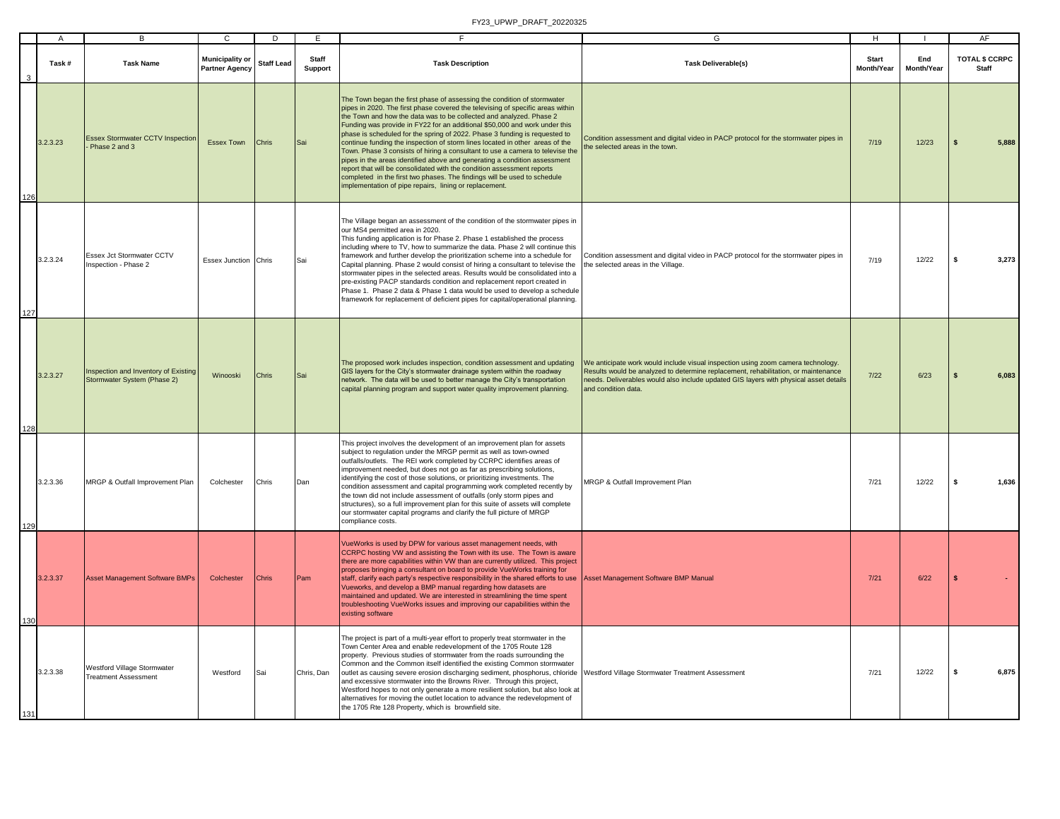| | Task # | Task Name | Municipality or Partner Agency | Staff Lead | Staff Support | Task Description | Task Deliverable(s) | Start Month/Year | End Month/Year | TOTAL $ CCRPC Staff |
|---|---|---|---|---|---|---|---|---|---|---|
| 126 | 3.2.3.23 | Essex Stormwater CCTV Inspection - Phase 2 and 3 | Essex Town | Chris | Sai | The Town began the first phase of assessing the condition of stormwater pipes in 2020. The first phase covered the televising of specific areas within the Town and how the data was to be collected and analyzed. Phase 2 Funding was provide in FY22 for an additional $50,000 and work under this phase is scheduled for the spring of 2022. Phase 3 funding is requested to continue funding the inspection of storm lines located in other areas of the Town. Phase 3 consists of hiring a consultant to use a camera to televise the pipes in the areas identified above and generating a condition assessment report that will be consolidated with the condition assessment reports completed in the first two phases. The findings will be used to schedule implementation of pipe repairs, lining or replacement. | Condition assessment and digital video in PACP protocol for the stormwater pipes in the selected areas in the town. | 7/19 | 12/23 | $ 5,888 |
| 127 | 3.2.3.24 | Essex Jct Stormwater CCTV Inspection - Phase 2 | Essex Junction | Chris | Sai | The Village began an assessment of the condition of the stormwater pipes in our MS4 permitted area in 2020. This funding application is for Phase 2. Phase 1 established the process including where to TV, how to summarize the data. Phase 2 will continue this framework and further develop the prioritization scheme into a schedule for Capital planning. Phase 2 would consist of hiring a consultant to televise the stormwater pipes in the selected areas. Results would be consolidated into a pre-existing PACP standards condition and replacement report created in Phase 1. Phase 2 data & Phase 1 data would be used to develop a schedule framework for replacement of deficient pipes for capital/operational planning. | Condition assessment and digital video in PACP protocol for the stormwater pipes in the selected areas in the Village. | 7/19 | 12/22 | $ 3,273 |
| 128 | 3.2.3.27 | Inspection and Inventory of Existing Stormwater System (Phase 2) | Winooski | Chris | Sai | The proposed work includes inspection, condition assessment and updating GIS layers for the City's stormwater drainage system within the roadway network. The data will be used to better manage the City's transportation capital planning program and support water quality improvement planning. | We anticipate work would include visual inspection using zoom camera technology. Results would be analyzed to determine replacement, rehabilitation, or maintenance needs. Deliverables would also include updated GIS layers with physical asset details and condition data. | 7/22 | 6/23 | $ 6,083 |
| 129 | 3.2.3.36 | MRGP & Outfall Improvement Plan | Colchester | Chris | Dan | This project involves the development of an improvement plan for assets subject to regulation under the MRGP permit as well as town-owned outfalls/outlets. The REI work completed by CCRPC identifies areas of improvement needed, but does not go as far as prescribing solutions, identifying the cost of those solutions, or prioritizing investments. The condition assessment and capital programming work completed recently by the town did not include assessment of outfalls (only storm pipes and structures), so a full improvement plan for this suite of assets will complete our stormwater capital programs and clarify the full picture of MRGP compliance costs. | MRGP & Outfall Improvement Plan | 7/21 | 12/22 | $ 1,636 |
| 130 | 3.2.3.37 | Asset Management Software BMPs | Colchester | Chris | Pam | VueWorks is used by DPW for various asset management needs, with CCRPC hosting VW and assisting the Town with its use. The Town is aware there are more capabilities within VW than are currently utilized. This project proposes bringing a consultant on board to provide VueWorks training for staff, clarify each party's respective responsibility in the shared efforts to use Vueworks, and develop a BMP manual regarding how datasets are maintained and updated. We are interested in streamlining the time spent troubleshooting VueWorks issues and improving our capabilities within the existing software | Asset Management Software BMP Manual | 7/21 | 6/22 | $ - |
| 131 | 3.2.3.38 | Westford Village Stormwater Treatment Assessment | Westford | Sai | Chris, Dan | The project is part of a multi-year effort to properly treat stormwater in the Town Center Area and enable redevelopment of the 1705 Route 128 property. Previous studies of stormwater from the roads surrounding the Common and the Common itself identified the existing Common stormwater outlet as causing severe erosion discharging sediment, phosphorus, chloride and excessive stormwater into the Browns River. Through this project, Westford hopes to not only generate a more resilient solution, but also look at alternatives for moving the outlet location to advance the redevelopment of the 1705 Rte 128 Property, which is brownfield site. | Westford Village Stormwater Treatment Assessment | 7/21 | 12/22 | $ 6,875 |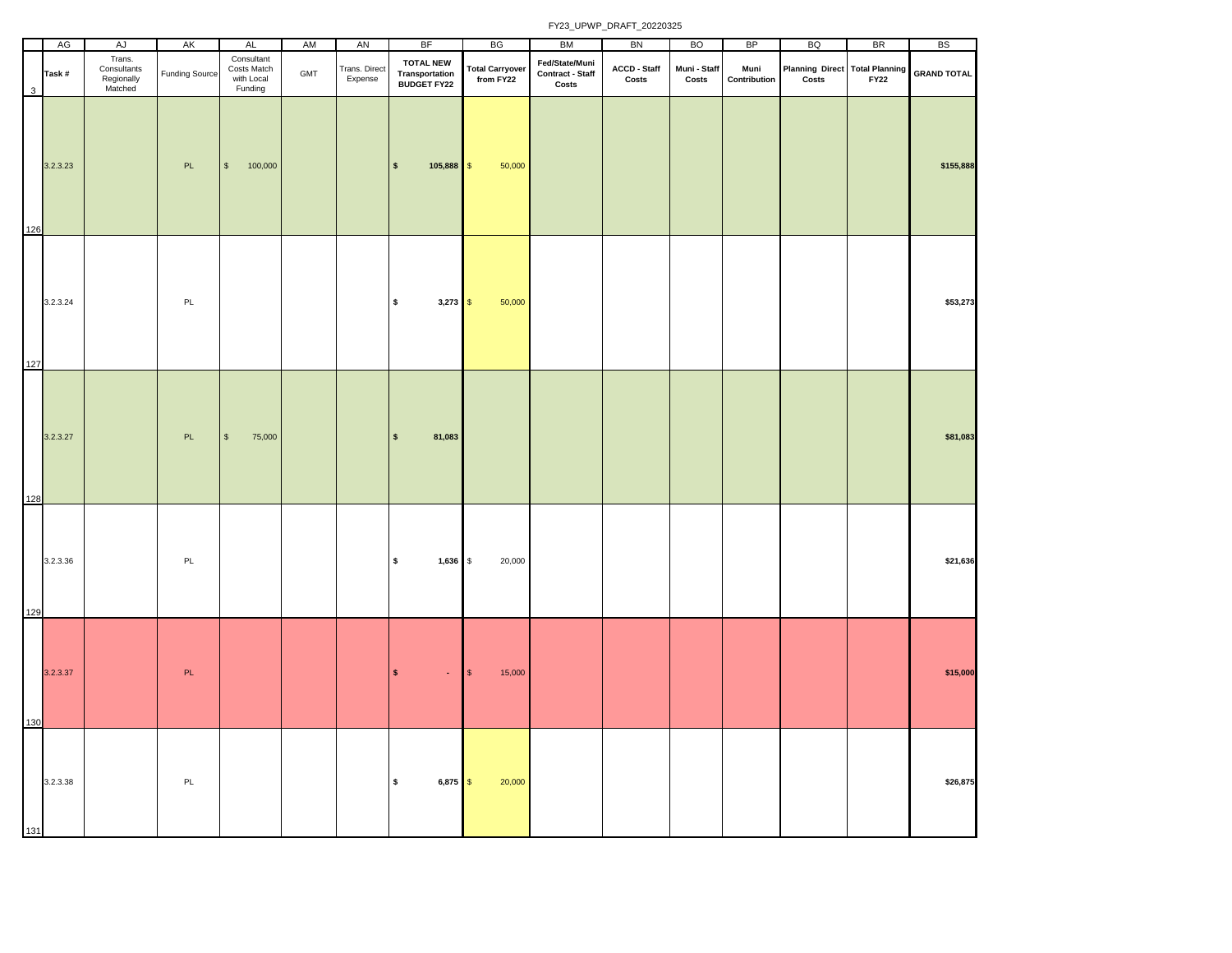FY23_UPWP_DRAFT_20220325

| | AG | AJ | AK | AL | AM | AN | BF | BG | BM | BN | BO | BP | BQ | BR | BS |
|---|---|---|---|---|---|---|---|---|---|---|---|---|---|---|---|
| 3 | Task # | Trans. Consultants Regionally Matched | Funding Source | Consultant Costs Match with Local Funding | GMT | Trans. Direct Expense | **TOTAL NEW Transportation BUDGET FY22** | **Total Carryover from FY22** | **Fed/State/Muni Contract - Staff Costs** | **ACCD - Staff Costs** | **Muni - Staff Costs** | **Muni Contribution** | **Planning Direct Costs** | **Total Planning FY22** | **GRAND TOTAL** |
| 126 | 3.2.3.23 | | PL | $ 100,000 | | | **$ 105,888** | $ 50,000 | | | | | | | **$155,888** |
| 127 | 3.2.3.24 | | PL | | | | **$ 3,273** | $ 50,000 | | | | | | | **$53,273** |
| 128 | 3.2.3.27 | | PL | $ 75,000 | | | **$ 81,083** | | | | | | | | **$81,083** |
| 129 | 3.2.3.36 | | PL | | | | **$ 1,636** | $ 20,000 | | | | | | | **$21,636** |
| 130 | 3.2.3.37 | | PL | | | | **$ -** | $ 15,000 | | | | | | | **$15,000** |
| 131 | 3.2.3.38 | | PL | | | | **$ 6,875** | $ 20,000 | | | | | | | **$26,875** |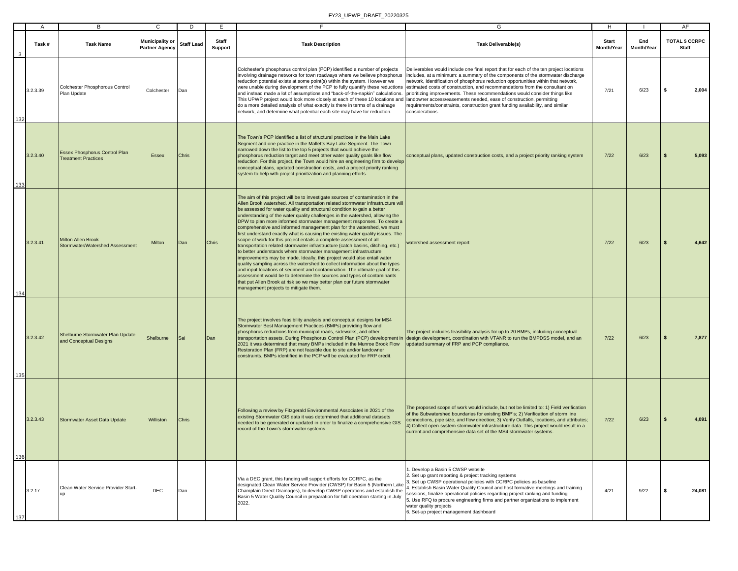| Task # | Task Name | Municipality or Partner Agency | Staff Lead | Staff Support | Task Description | Task Deliverable(s) | Start Month/Year | End Month/Year | TOTAL $ CCRPC Staff |
|---|---|---|---|---|---|---|---|---|---|
| 3.2.3.39 | Colchester Phosphorous Control Plan Update | Colchester | Dan | | Colchester's phosphorus control plan (PCP) identified a number of projects involving drainage networks for town roadways where we believe phosphorus reduction potential exists at some point(s) within the system. However we were unable during development of the PCP to fully quantify these reductions and instead made a lot of assumptions and "back-of-the-napkin" calculations. This UPWP project would look more closely at each of these 10 locations and do a more detailed analysis of what exactly is there in terms of a drainage network, and determine what potential each site may have for reduction. | Deliverables would include one final report that for each of the ten project locations includes, at a minimum: a summary of the components of the stormwater discharge network, identification of phosphorus reduction opportunities within that network, estimated costs of construction, and recommendations from the consultant on prioritizing improvements. These recommendations would consider things like landowner access/easements needed, ease of construction, permitting requirements/constraints, construction grant funding availability, and similar considerations. | 7/21 | 6/23 | $ 2,004 |
| 3.2.3.40 | Essex Phosphorus Control Plan Treatment Practices | Essex | Chris | | The Town's PCP identified a list of structural practices in the Main Lake Segment and one practice in the Malletts Bay Lake Segment. The Town narrowed down the list to the top 5 projects that would achieve the phosphorus reduction target and meet other water quality goals like flow reduction. For this project, the Town would hire an engineering firm to develop conceptual plans, updated construction costs, and a project priority ranking system to help with project prioritization and planning efforts. | conceptual plans, updated construction costs, and a project priority ranking system | 7/22 | 6/23 | $ 5,093 |
| 3.2.3.41 | Milton Allen Brook Stormwater/Watershed Assessment | Milton | Dan | Chris | The aim of this project will be to investigate sources of contamination in the Allen Brook watershed. All transportation related stormwater infrastructure will be assessed for water quality and structural condition to gain a better understanding of the water quality challenges in the watershed, allowing the DPW to plan more informed stormwater management responses. To create a comprehensive and informed management plan for the watershed, we must first understand exactly what is causing the existing water quality issues. The scope of work for this project entails a complete assessment of all transportation related stormwater infrastructure (catch basins, ditching, etc.) to better understands where stormwater management infrastructure improvements may be made. Ideally, this project would also entail water quality sampling across the watershed to collect information about the types and input locations of sediment and contamination. The ultimate goal of this assessment would be to determine the sources and types of contaminants that put Allen Brook at risk so we may better plan our future stormwater management projects to mitigate them. | watershed assessment report | 7/22 | 6/23 | $ 4,642 |
| 3.2.3.42 | Shelburne Stormwater Plan Update and Conceptual Designs | Shelburne | Sai | Dan | The project involves feasibility analysis and conceptual designs for MS4 Stormwater Best Management Practices (BMPs) providing flow and phosphorus reductions from municipal roads, sidewalks, and other transportation assets. During Phosphorus Control Plan (PCP) development in 2021 it was determined that many BMPs included in the Munroe Brook Flow Restoration Plan (FRP) are not feasible due to site and/or landowner constraints. BMPs identified in the PCP will be evaluated for FRP credit. | The project includes feasibility analysis for up to 20 BMPs, including conceptual design development, coordination with VTANR to run the BMPDSS model, and an updated summary of FRP and PCP compliance. | 7/22 | 6/23 | $ 7,877 |
| 3.2.3.43 | Stormwater Asset Data Update | Williston | Chris | | Following a review by Fitzgerald Environmental Associates in 2021 of the existing Stormwater GIS data it was determined that additional datasets needed to be generated or updated in order to finalize a comprehensive GIS record of the Town's stormwater systems. | The proposed scope of work would include, but not be limited to: 1) Field verification of the Subwatershed boundaries for existing BMP's; 2) Verification of storm line connections, pipe size, and flow direction; 3) Verify Outfalls, locations, and attributes; 4) Collect open-system stormwater infrastructure data. This project would result in a current and comprehensive data set of the MS4 stormwater systems. | 7/22 | 6/23 | $ 4,091 |
| 3.2.17 | Clean Water Service Provider Start-up | DEC | Dan | | Via a DEC grant, this funding will support efforts for CCRPC, as the designated Clean Water Service Provider (CWSP) for Basin 5 (Northern Lake Champlain Direct Drainages), to develop CWSP operations and establish the Basin 5 Water Quality Council in preparation for full operation starting in July 2022. | 1. Develop a Basin 5 CWSP website<br>2. Set up grant reporting & project tracking systems<br>3. Set up CWSP operational policies with CCRPC policies as baseline<br>4. Establish Basin Water Quality Council and host formative meetings and training sessions, finalize operational policies regarding project ranking and funding<br>5. Use RFQ to procure engineering firms and partner organizations to implement water quality projects<br>6. Set-up project management dashboard | 4/21 | 9/22 | $ 24,081 |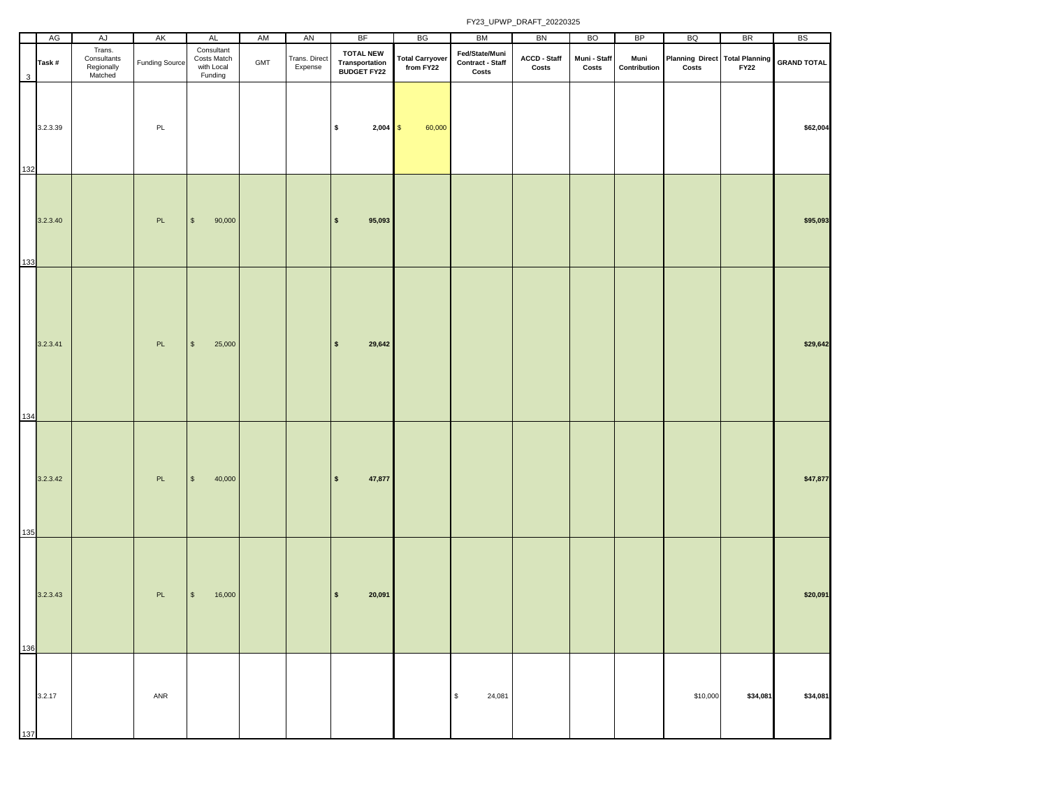FY23_UPWP_DRAFT_20220325

| | AG | AJ | AK | AL | AM | AN | BF | BG | BM | BN | BO | BP | BQ | BR | BS |
|---|---|---|---|---|---|---|---|---|---|---|---|---|---|---|---|
| 3 | Task # | Trans. Consultants Regionally Matched | Funding Source | Consultant Costs Match with Local Funding | GMT | Trans. Direct Expense | TOTAL NEW Transportation BUDGET FY22 | Total Carryover from FY22 | Fed/State/Muni Contract - Staff Costs | ACCD - Staff Costs | Muni - Staff Costs | Muni Contribution | Planning Direct Costs | Total Planning FY22 | GRAND TOTAL |
| 132 | 3.2.3.39 | | PL | | | | $ 2,004 | $ 60,000 | | | | | | | $62,004 |
| 133 | 3.2.3.40 | | PL | $ 90,000 | | | $ 95,093 | | | | | | | | $95,093 |
| 134 | 3.2.3.41 | | PL | $ 25,000 | | | $ 29,642 | | | | | | | | $29,642 |
| 135 | 3.2.3.42 | | PL | $ 40,000 | | | $ 47,877 | | | | | | | | $47,877 |
| 136 | 3.2.3.43 | | PL | $ 16,000 | | | $ 20,091 | | | | | | | | $20,091 |
| 137 | 3.2.17 | | ANR | | | | | | $ 24,081 | | | | $10,000 | $34,081 | $34,081 |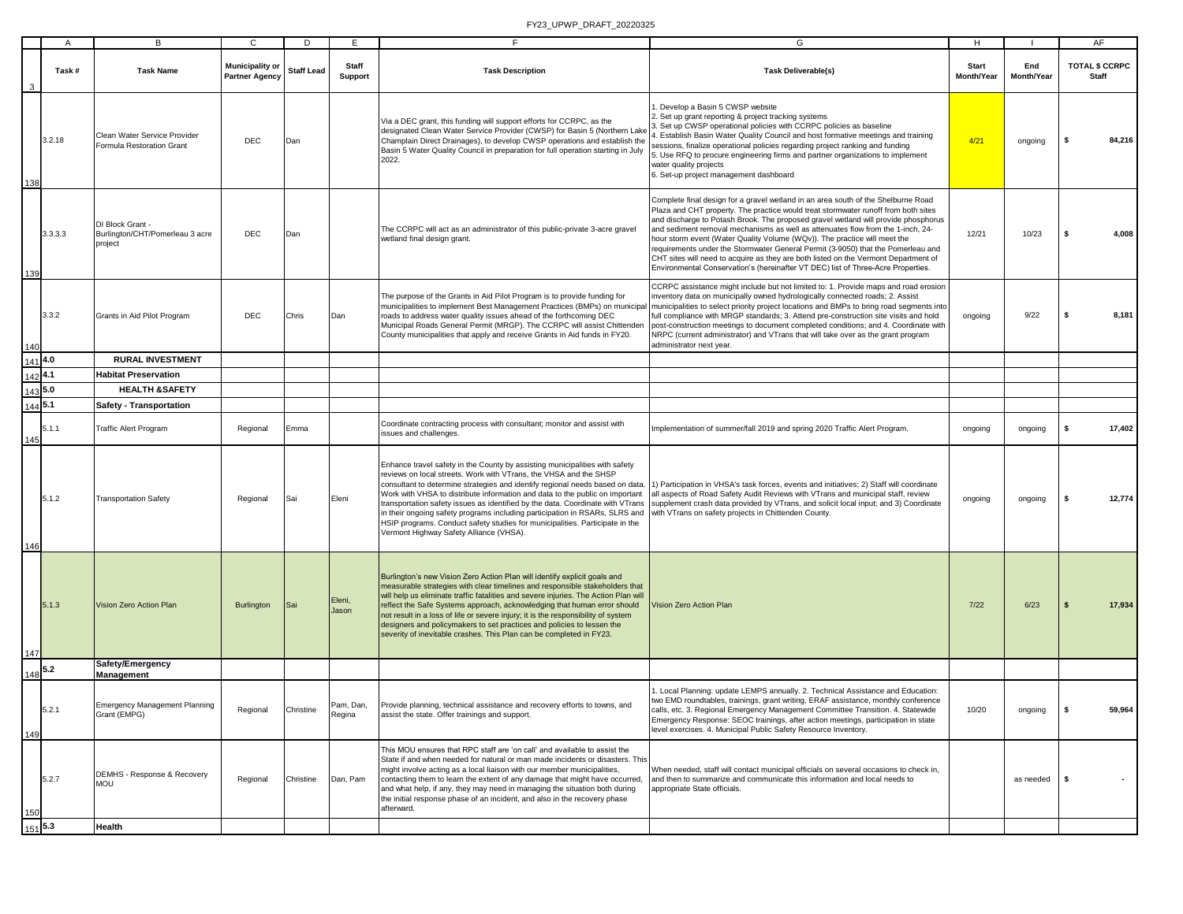| Task # | Task Name | Municipality or Partner Agency | Staff Lead | Staff Support | Task Description | Task Deliverable(s) | Start Month/Year | End Month/Year | TOTAL $ CCRPC Staff |
|---|---|---|---|---|---|---|---|---|---|
| 3.2.18 | Clean Water Service Provider Formula Restoration Grant | DEC | Dan | | Via a DEC grant, this funding will support efforts for CCRPC, as the designated Clean Water Service Provider (CWSP) for Basin 5 (Northern Lake Champlain Direct Drainages), to develop CWSP operations and establish the Basin 5 Water Quality Council in preparation for full operation starting in July 2022. | 1. Develop a Basin 5 CWSP website 2. Set up grant reporting & project tracking systems 3. Set up CWSP operational policies with CCRPC policies as baseline 4. Establish Basin Water Quality Council and host formative meetings and training sessions, finalize operational policies regarding project ranking and funding 5. Use RFQ to procure engineering firms and partner organizations to implement water quality projects 6. Set-up project management dashboard | 4/21 | ongoing | $ 84,216 |
| 3.3.3.3 | DI Block Grant - Burlington/CHT/Pomerleau 3 acre project | DEC | Dan | | The CCRPC will act as an administrator of this public-private 3-acre gravel wetland final design grant. | Complete final design for a gravel wetland in an area south of the Shelburne Road Plaza and CHT property. The practice would treat stormwater runoff from both sites and discharge to Potash Brook. The proposed gravel wetland will provide phosphorus and sediment removal mechanisms as well as attenuates flow from the 1-inch, 24-hour storm event (Water Quality Volume (WQv)). The practice will meet the requirements under the Stormwater General Permit (3-9050) that the Pomerleau and CHT sites will need to acquire as they are both listed on the Vermont Department of Environmental Conservation's (hereinafter VT DEC) list of Three-Acre Properties. | 12/21 | 10/23 | $ 4,008 |
| 3.3.2 | Grants in Aid Pilot Program | DEC | Chris | Dan | The purpose of the Grants in Aid Pilot Program is to provide funding for municipalities to implement Best Management Practices (BMPs) on municipal roads to address water quality issues ahead of the forthcoming DEC Municipal Roads General Permit (MRGP). The CCRPC will assist Chittenden County municipalities that apply and receive Grants in Aid funds in FY20. | CCRPC assistance might include but not limited to: 1. Provide maps and road erosion inventory data on municipally owned hydrologically connected roads; 2. Assist municipalities to select priority project locations and BMPs to bring road segments into full compliance with MRGP standards; 3. Attend pre-construction site visits and hold post-construction meetings to document completed conditions; and 4. Coordinate with NRPC (current administrator) and VTrans that will take over as the grant program administrator next year. | ongoing | 9/22 | $ 8,181 |
| **4.0** | **RURAL INVESTMENT** | | | | | | | | |
| **4.1** | **Habitat Preservation** | | | | | | | | |
| **5.0** | **HEALTH &SAFETY** | | | | | | | | |
| **5.1** | **Safety - Transportation** | | | | | | | | |
| 5.1.1 | Traffic Alert Program | Regional | Emma | | Coordinate contracting process with consultant; monitor and assist with issues and challenges. | Implementation of summer/fall 2019 and spring 2020 Traffic Alert Program. | ongoing | ongoing | $ 17,402 |
| 5.1.2 | Transportation Safety | Regional | Sai | Eleni | Enhance travel safety in the County by assisting municipalities with safety reviews on local streets. Work with VTrans, the VHSA and the SHSP consultant to determine strategies and identify regional needs based on data. Work with VHSA to distribute information and data to the public on important transportation safety issues as identified by the data. Coordinate with VTrans in their ongoing safety programs including participation in RSARs, SLRS and HSIP programs. Conduct safety studies for municipalities. Participate in the Vermont Highway Safety Alliance (VHSA). | 1) Participation in VHSA's task forces, events and initiatives; 2) Staff will coordinate all aspects of Road Safety Audit Reviews with VTrans and municipal staff, review supplement crash data provided by VTrans, and solicit local input; and 3) Coordinate with VTrans on safety projects in Chittenden County. | ongoing | ongoing | $ 12,774 |
| 5.1.3 | Vision Zero Action Plan | Burlington | Sai | Eleni, Jason | Burlington's new Vision Zero Action Plan will identify explicit goals and measurable strategies with clear timelines and responsible stakeholders that will help us eliminate traffic fatalities and severe injuries. The Action Plan will reflect the Safe Systems approach, acknowledging that human error should not result in a loss of life or severe injury; it is the responsibility of system designers and policymakers to set practices and policies to lessen the severity of inevitable crashes. This Plan can be completed in FY23. | Vision Zero Action Plan | 7/22 | 6/23 | $ 17,934 |
| **5.2** | **Safety/Emergency Management** | | | | | | | | |
| 5.2.1 | Emergency Management Planning Grant (EMPG) | Regional | Christine | Pam, Dan, Regina | Provide planning, technical assistance and recovery efforts to towns, and assist the state. Offer trainings and support. | 1. Local Planning: update LEMPS annually. 2. Technical Assistance and Education: two EMD roundtables, trainings, grant writing, ERAF assistance, monthly conference calls, etc. 3. Regional Emergency Management Committee Transition. 4. Statewide Emergency Response: SEOC trainings, after action meetings, participation in state level exercises. 4. Municipal Public Safety Resource Inventory. | 10/20 | ongoing | $ 59,964 |
| 5.2.7 | DEMHS - Response & Recovery MOU | Regional | Christine | Dan, Pam | This MOU ensures that RPC staff are 'on call' and available to assist the State if and when needed for natural or man made incidents or disasters. This might involve acting as a local liaison with our member municipalities, contacting them to learn the extent of any damage that might have occurred, and what help, if any, they may need in managing the situation both during the initial response phase of an incident, and also in the recovery phase afterward. | When needed, staff will contact municipal officials on several occasions to check in, and then to summarize and communicate this information and local needs to appropriate State officials. | | as needed | $ - |
| **5.3** | **Health** | | | | | | | | |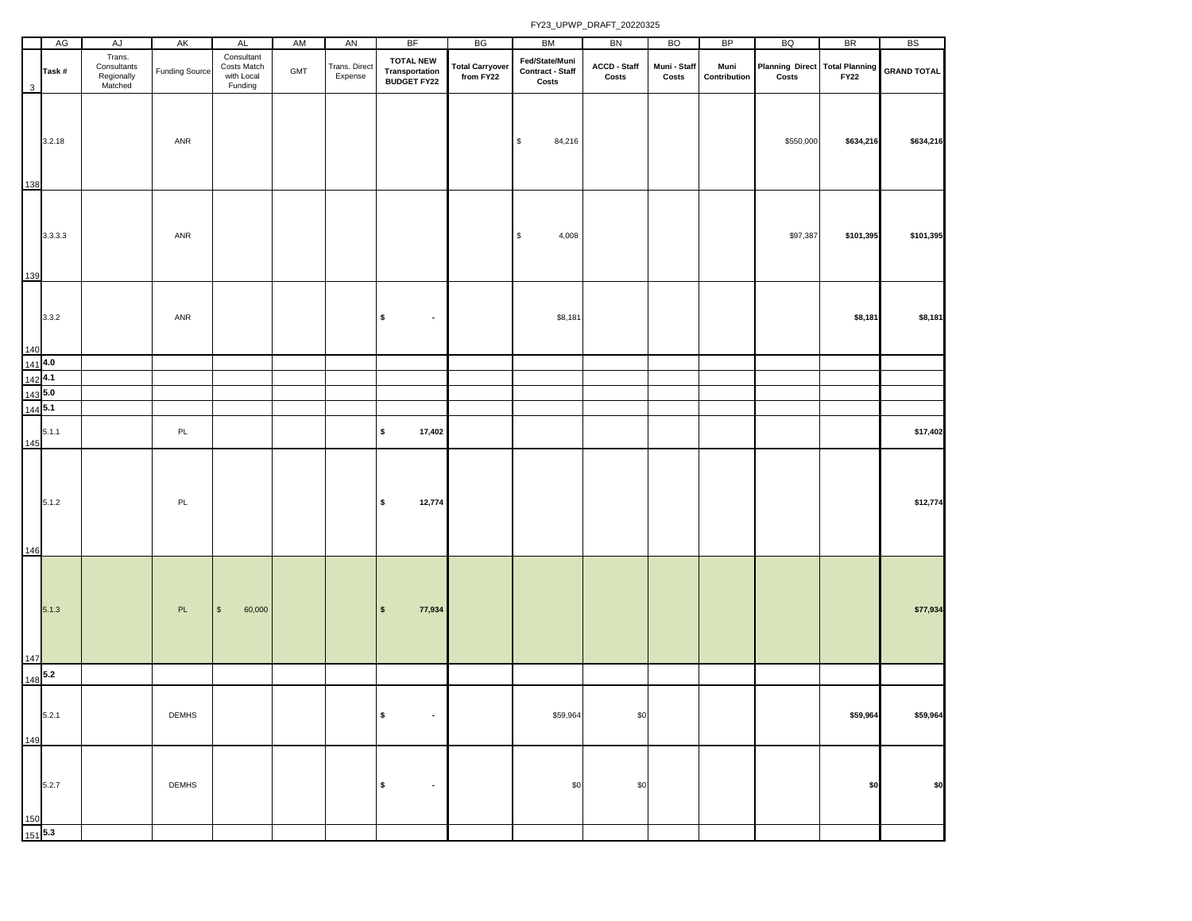| | AG | AJ | AK | AL | AM | AN | BF | BG | BM | BN | BO | BP | BQ | BR | BS |
|---|---|---|---|---|---|---|---|---|---|---|---|---|---|---|---|
| 3 | Task # | Trans. Consultants Regionally Matched | Funding Source | Consultant Costs Match with Local Funding | GMT | Trans. Direct Expense | **TOTAL NEW Transportation BUDGET FY22** | **Total Carryover from FY22** | **Fed/State/Muni Contract - Staff Costs** | **ACCD - Staff Costs** | **Muni - Staff Costs** | **Muni Contribution** | **Planning Direct Costs** | **Total Planning FY22** | **GRAND TOTAL** |
| 138 | 3.2.18 | | ANR | | | | | | $ 84,216 | | | | $550,000 | **$634,216** | **$634,216** |
| 139 | 3.3.3.3 | | ANR | | | | | | $ 4,008 | | | | $97,387 | **$101,395** | **$101,395** |
| 140 | 3.3.2 | | ANR | | | | **$ -** | | $8,181 | | | | | **$8,181** | **$8,181** |
| 141 | **4.0** | | | | | | | | | | | | | | |
| 142 | **4.1** | | | | | | | | | | | | | | |
| 143 | **5.0** | | | | | | | | | | | | | | |
| 144 | **5.1** | | | | | | | | | | | | | | |
| 145 | 5.1.1 | | PL | | | | **$ 17,402** | | | | | | | | **$17,402** |
| 146 | 5.1.2 | | PL | | | | **$ 12,774** | | | | | | | | **$12,774** |
| 147 | 5.1.3 | | PL | $ 60,000 | | | **$ 77,934** | | | | | | | | **$77,934** |
| 148 | **5.2** | | | | | | | | | | | | | | |
| 149 | 5.2.1 | | DEMHS | | | | **$ -** | | $59,964 | $0 | | | | **$59,964** | **$59,964** |
| 150 | 5.2.7 | | DEMHS | | | | **$ -** | | $0 | $0 | | | | **$0** | **$0** |
| 151 | **5.3** | | | | | | | | | | | | | | |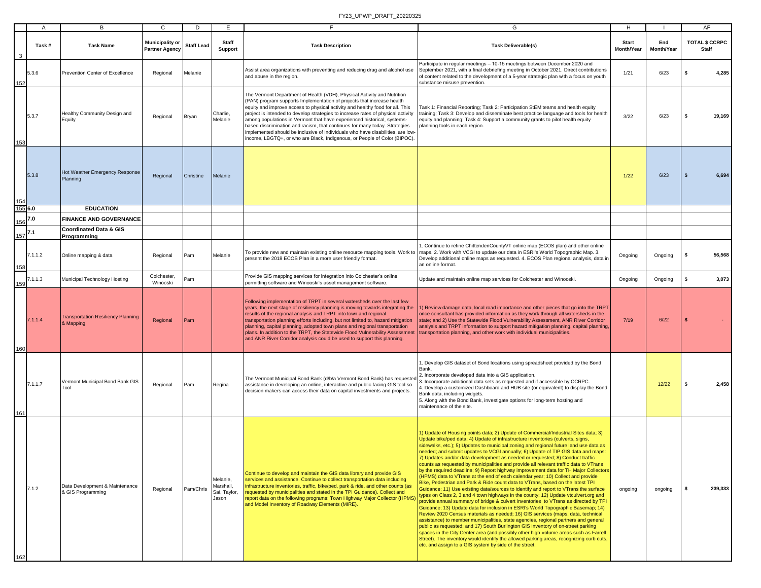| | A | B | C | D | E | F | G | H | I | AF |
|---|---|---|---|---|---|---|---|---|---|---|
| 3 | Task # | Task Name | Municipality or Partner Agency | Staff Lead | Staff Support | Task Description | Task Deliverable(s) | Start Month/Year | End Month/Year | TOTAL $ CCRPC Staff |
| 152 | 5.3.6 | Prevention Center of Excellence | Regional | Melanie | | Assist area organizations with preventing and reducing drug and alcohol use and abuse in the region. | Participate in regular meetings – 10-15 meetings between December 2020 and September 2021, with a final debriefing meeting in October 2021. Direct contributions of content related to the development of a 5-year strategic plan with a focus on youth substance misuse prevention. | 1/21 | 6/23 | $ 4,285 |
| 153 | 5.3.7 | Healthy Community Design and Equity | Regional | Bryan | Charlie, Melanie | The Vermont Department of Health (VDH), Physical Activity and Nutrition (PAN) program supports Implementation of projects that increase health equity and improve access to physical activity and healthy food for all. This project is intended to develop strategies to increase rates of physical activity among populations in Vermont that have experienced historical, systems-based discrimination and racism, that continues for many today. Strategies implemented should be inclusive of individuals who have disabilities, are low-income, LBGTQ+, or who are Black, Indigenous, or People of Color (BIPOC). | Task 1: Financial Reporting; Task 2: Participation StEM teams and health equity training; Task 3: Develop and disseminate best practice language and tools for health equity and planning; Task 4: Support a community grants to pilot health equity planning tools in each region. | 3/22 | 6/23 | $ 19,169 |
| 154 | 5.3.8 | Hot Weather Emergency Response Planning | Regional | Christine | Melanie | | | 1/22 | 6/23 | $ 6,694 |
| 155 | 6.0 | **EDUCATION** | | | | | | | | |
| 156 | 7.0 | **FINANCE AND GOVERNANCE** | | | | | | | | |
| 157 | 7.1 | **Coordinated Data & GIS Programming** | | | | | | | | |
| 158 | 7.1.1.2 | Online mapping & data | Regional | Pam | Melanie | To provide new and maintain existing online resource mapping tools. Work to present the 2018 ECOS Plan in a more user friendly format. | 1. Continue to refine ChittendenCountyVT online map (ECOS plan) and other online maps. 2. Work with VCGI to update our data in ESRI's World Topographic Map. 3. Develop additional online maps as requested. 4. ECOS Plan regional analysis, data in an online format. | Ongoing | Ongoing | $ 56,568 |
| 159 | 7.1.1.3 | Municipal Technology Hosting | Colchester, Winooski | Pam | | Provide GIS mapping services for integration into Colchester's online permitting software and Winooski's asset management software. | Update and maintain online map services for Colchester and Winooski. | Ongoing | Ongoing | $ 3,073 |
| 160 | 7.1.1.4 | Transportation Resiliency Planning & Mapping | Regional | Pam | | Following implementation of TRPT in several watersheds over the last few years, the next stage of resiliency planning is moving towards integrating the results of the regional analysis and TRPT into town and regional transportation planning efforts including, but not limited to, hazard mitigation planning, capital planning, adopted town plans and regional transportation plans. In addition to the TRPT, the Statewide Flood Vulnerability Assessment and ANR River Corridor analysis could be used to support this planning. | 1) Review damage data, local road importance and other pieces that go into the TRPT once consultant has provided information as they work through all watersheds in the state; and 2) Use the Statewide Flood Vulnerability Assessment, ANR River Corridor analysis and TRPT information to support hazard mitigation planning, capital planning, transportation planning, and other work with individual municipalities. | 7/19 | 6/22 | $ - |
| 161 | 7.1.1.7 | Vermont Municipal Bond Bank GIS Tool | Regional | Pam | Regina | The Vermont Municipal Bond Bank (d/b/a Vermont Bond Bank) has requested assistance in developing an online, interactive and public facing GIS tool so decision makers can access their data on capital investments and projects. | 1. Develop GIS dataset of Bond locations using spreadsheet provided by the Bond Bank.<br>2. Incorporate developed data into a GIS application.<br>3. Incorporate additional data sets as requested and if accessible by CCRPC.<br>4. Develop a customized Dashboard and HUB site (or equivalent) to display the Bond Bank data, including widgets.<br>5. Along with the Bond Bank, investigate options for long-term hosting and maintenance of the site. | | 12/22 | $ 2,458 |
| 162 | 7.1.2 | Data Development & Maintenance & GIS Programming | Regional | Pam/Chris | Melanie, Marshall, Sai, Taylor, Jason | Continue to develop and maintain the GIS data library and provide GIS services and assistance. Continue to collect transportation data including infrastructure inventories, traffic, bike/ped, park & ride, and other counts (as requested by municipalities and stated in the TPI Guidance). Collect and report data on the following programs: Town Highway Major Collector (HPMS) and Model Inventory of Roadway Elements (MIRE). | 1) Update of Housing points data; 2) Update of Commercial/Industrial Sites data; 3) Update bike/ped data; 4) Update of infrastructure inventories (culverts, signs, sidewalks, etc.); 5) Updates to municipal zoning and regional future land use data as needed; and submit updates to VCGI annually; 6) Update of TIP GIS data and maps: 7) Updates and/or data development as needed or requested; 8) Conduct traffic counts as requested by municipalities and provide all relevant traffic data to VTrans by the required deadline; 9) Report highway improvement data for TH Major Collectors (HPMS) data to VTrans at the end of each calendar year; 10) Collect and provide Bike, Pedestrian and Park & Ride count data to VTrans, based on the latest TPI Guidance; 11) Use existing data/sources to identify and report to VTrans the surface types on Class 2, 3 and 4 town highways in the county; 12) Update vtculvert.org and provide annual summary of bridge & culvert inventories to VTrans as directed by TPI Guidance; 13) Update data for inclusion in ESRI's World Topographic Basemap; 14) Review 2020 Census materials as needed; 16) GIS services (maps, data, technical assistance) to member municipalities, state agencies, regional partners and general public as requested; and 17) South Burlington GIS inventory of on-street parking spaces in the City Center area (and possibly other high-volume areas such as Farrell Street). The inventory would identify the allowed parking areas, recognizing curb cuts, etc. and assign to a GIS system by side of the street. | ongoing | ongoing | $ 239,333 |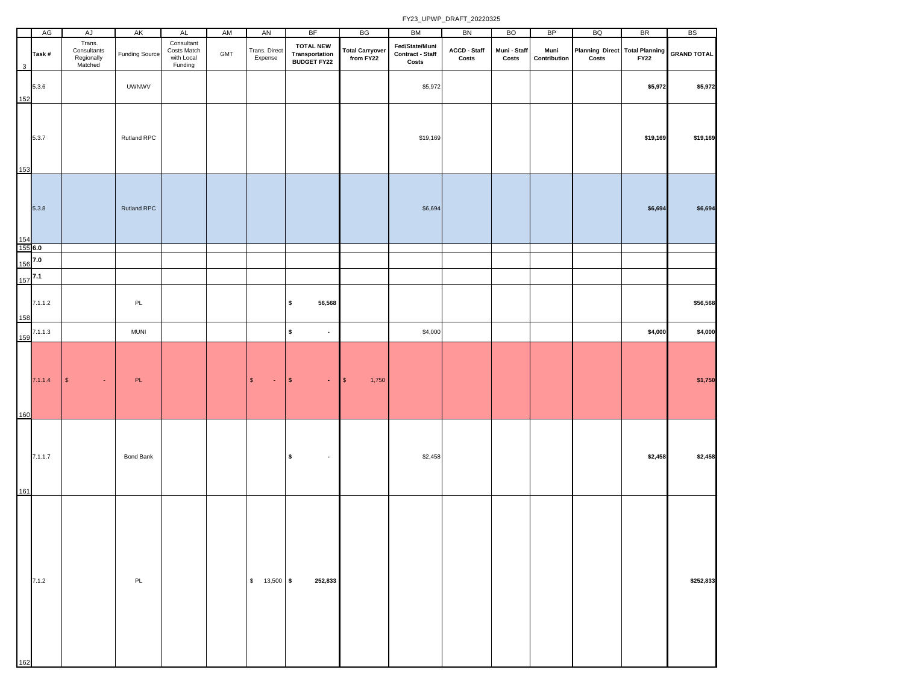FY23_UPWP_DRAFT_20220325

| | AG | AJ | AK | AL | AM | AN | BF | BG | BM | BN | BO | BP | BQ | BR | BS |
|---|---|---|---|---|---|---|---|---|---|---|---|---|---|---|---|
| 3 | Task # | Trans. Consultants Regionally Matched | Funding Source | Consultant Costs Match with Local Funding | GMT | Trans. Direct Expense | TOTAL NEW Transportation BUDGET FY22 | Total Carryover from FY22 | Fed/State/Muni Contract - Staff Costs | ACCD - Staff Costs | Muni - Staff Costs | Muni Contribution | Planning Direct Costs | Total Planning FY22 | GRAND TOTAL |
| 152 | 5.3.6 | | UWNWV | | | | | | $5,972 | | | | | $5,972 | $5,972 |
| 153 | 5.3.7 | | Rutland RPC | | | | | | $19,169 | | | | | $19,169 | $19,169 |
| 154 | 5.3.8 | | Rutland RPC | | | | | | $6,694 | | | | | $6,694 | $6,694 |
| 155 | 6.0 | | | | | | | | | | | | | | |
| 156 | 7.0 | | | | | | | | | | | | | | |
| 157 | 7.1 | | | | | | | | | | | | | | |
| 158 | 7.1.1.2 | | PL | | | | $ 56,568 | | | | | | | | $56,568 |
| 159 | 7.1.1.3 | | MUNI | | | | $ - | | $4,000 | | | | | $4,000 | $4,000 |
| 160 | 7.1.1.4 | $ - | PL | | | $ - | $ - | $ 1,750 | | | | | | | $1,750 |
| 161 | 7.1.1.7 | | Bond Bank | | | | $ - | | $2,458 | | | | | $2,458 | $2,458 |
| 162 | 7.1.2 | | PL | | | $ 13,500 | $ 252,833 | | | | | | | | $252,833 |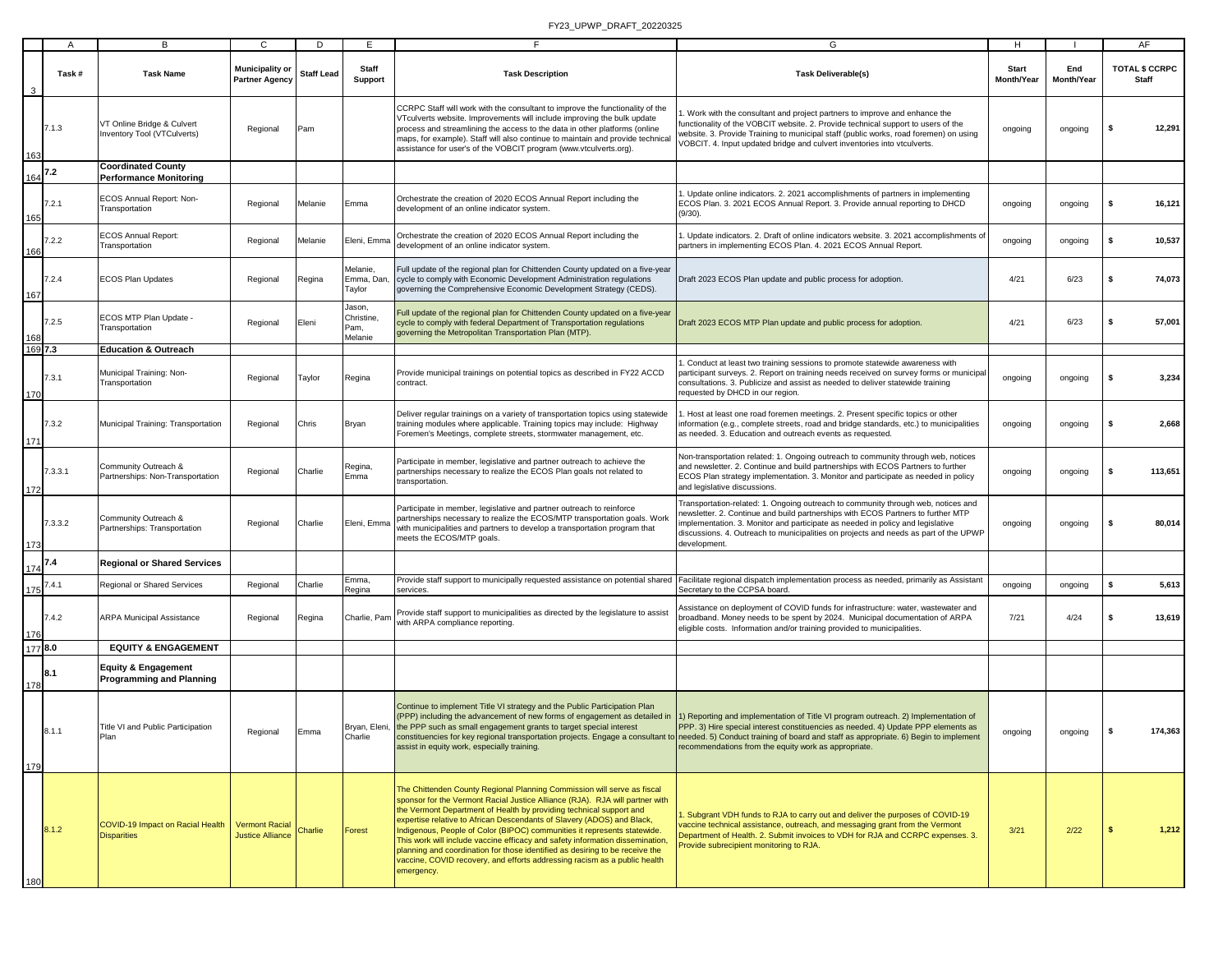| | A | B | C | D | E | F | G | H | I | AF |
|---|---|---|---|---|---|---|---|---|---|---|
| 3 | Task # | Task Name | Municipality or Partner Agency | Staff Lead | Staff Support | Task Description | Task Deliverable(s) | Start Month/Year | End Month/Year | TOTAL $ CCRPC Staff |
| 163 | 7.1.3 | VT Online Bridge & Culvert Inventory Tool (VTCulverts) | Regional | Pam | | CCRPC Staff will work with the consultant to improve the functionality of the VTculverts website. Improvements will include improving the bulk update process and streamlining the access to the data in other platforms (online maps, for example). Staff will also continue to maintain and provide technical assistance for user's of the VOBCIT program (www.vtculverts.org). | 1. Work with the consultant and project partners to improve and enhance the functionality of the VOBCIT website. 2. Provide technical support to users of the website. 3. Provide Training to municipal staff (public works, road foremen) on using VOBCIT. 4. Input updated bridge and culvert inventories into vtculverts. | ongoing | ongoing | $ 12,291 |
| 164 | 7.2 | **Coordinated County Performance Monitoring** | | | | | | | | |
| 165 | 7.2.1 | ECOS Annual Report: Non-Transportation | Regional | Melanie | Emma | Orchestrate the creation of 2020 ECOS Annual Report including the development of an online indicator system. | 1. Update online indicators. 2. 2021 accomplishments of partners in implementing ECOS Plan. 3. 2021 ECOS Annual Report. 3. Provide annual reporting to DHCD (9/30). | ongoing | ongoing | $ 16,121 |
| 166 | 7.2.2 | ECOS Annual Report: Transportation | Regional | Melanie | Eleni, Emma | Orchestrate the creation of 2020 ECOS Annual Report including the development of an online indicator system. | 1. Update indicators. 2. Draft of online indicators website. 3. 2021 accomplishments of partners in implementing ECOS Plan. 4. 2021 ECOS Annual Report. | ongoing | ongoing | $ 10,537 |
| 167 | 7.2.4 | ECOS Plan Updates | Regional | Regina | Melanie, Emma, Dan, Taylor | Full update of the regional plan for Chittenden County updated on a five-year cycle to comply with Economic Development Administration regulations governing the Comprehensive Economic Development Strategy (CEDS). | Draft 2023 ECOS Plan update and public process for adoption. | 4/21 | 6/23 | $ 74,073 |
| 168 | 7.2.5 | ECOS MTP Plan Update - Transportation | Regional | Eleni | Jason, Christine, Pam, Melanie | Full update of the regional plan for Chittenden County updated on a five-year cycle to comply with federal Department of Transportation regulations governing the Metropolitan Transportation Plan (MTP). | Draft 2023 ECOS MTP Plan update and public process for adoption. | 4/21 | 6/23 | $ 57,001 |
| 169 | 7.3 | **Education & Outreach** | | | | | | | | |
| 170 | 7.3.1 | Municipal Training: Non-Transportation | Regional | Taylor | Regina | Provide municipal trainings on potential topics as described in FY22 ACCD contract. | 1. Conduct at least two training sessions to promote statewide awareness with participant surveys. 2. Report on training needs received on survey forms or municipal consultations. 3. Publicize and assist as needed to deliver statewide training requested by DHCD in our region. | ongoing | ongoing | $ 3,234 |
| 171 | 7.3.2 | Municipal Training: Transportation | Regional | Chris | Bryan | Deliver regular trainings on a variety of transportation topics using statewide training modules where applicable. Training topics may include: Highway Foremen's Meetings, complete streets, stormwater management, etc. | 1. Host at least one road foremen meetings. 2. Present specific topics or other information (e.g., complete streets, road and bridge standards, etc.) to municipalities as needed. 3. Education and outreach events as requested. | ongoing | ongoing | $ 2,668 |
| 172 | 7.3.3.1 | Community Outreach & Partnerships: Non-Transportation | Regional | Charlie | Regina, Emma | Participate in member, legislative and partner outreach to achieve the partnerships necessary to realize the ECOS Plan goals not related to transportation. | Non-transportation related: 1. Ongoing outreach to community through web, notices and newsletter. 2. Continue and build partnerships with ECOS Partners to further ECOS Plan strategy implementation. 3. Monitor and participate as needed in policy and legislative discussions. | ongoing | ongoing | $ 113,651 |
| 173 | 7.3.3.2 | Community Outreach & Partnerships: Transportation | Regional | Charlie | Eleni, Emma | Participate in member, legislative and partner outreach to reinforce partnerships necessary to realize the ECOS/MTP transportation goals. Work with municipalities and partners to develop a transportation program that meets the ECOS/MTP goals. | Transportation-related: 1. Ongoing outreach to community through web, notices and newsletter. 2. Continue and build partnerships with ECOS Partners to further MTP implementation. 3. Monitor and participate as needed in policy and legislative discussions. 4. Outreach to municipalities on projects and needs as part of the UPWP development. | ongoing | ongoing | $ 80,014 |
| 174 | 7.4 | **Regional or Shared Services** | | | | | | | | |
| 175 | 7.4.1 | Regional or Shared Services | Regional | Charlie | Emma, Regina | Provide staff support to municipally requested assistance on potential shared services. | Facilitate regional dispatch implementation process as needed, primarily as Assistant Secretary to the CCPSA board. | ongoing | ongoing | $ 5,613 |
| 176 | 7.4.2 | ARPA Municipal Assistance | Regional | Regina | Charlie, Pam | Provide staff support to municipalities as directed by the legislature to assist with ARPA compliance reporting. | Assistance on deployment of COVID funds for infrastructure: water, wastewater and broadband. Money needs to be spent by 2024. Municipal documentation of ARPA eligible costs. Information and/or training provided to municipalities. | 7/21 | 4/24 | $ 13,619 |
| 177 | 8.0 | **EQUITY & ENGAGEMENT** | | | | | | | | |
| 178 | 8.1 | **Equity & Engagement Programming and Planning** | | | | | | | | |
| 179 | 8.1.1 | Title VI and Public Participation Plan | Regional | Emma | Bryan, Eleni, Charlie | Continue to implement Title VI strategy and the Public Participation Plan (PPP) including the advancement of new forms of engagement as detailed in the PPP such as small engagement grants to target special interest constituencies for key regional transportation projects. Engage a consultant to assist in equity work, especially training. | 1) Reporting and implementation of Title VI program outreach. 2) Implementation of PPP. 3) Hire special interest constituencies as needed. 4) Update PPP elements as needed. 5) Conduct training of board and staff as appropriate. 6) Begin to implement recommendations from the equity work as appropriate. | ongoing | ongoing | $ 174,363 |
| 180 | 8.1.2 | COVID-19 Impact on Racial Health Disparities | Vermont Racial Justice Alliance | Charlie | Forest | The Chittenden County Regional Planning Commission will serve as fiscal sponsor for the Vermont Racial Justice Alliance (RJA). RJA will partner with the Vermont Department of Health by providing technical support and expertise relative to African Descendants of Slavery (ADOS) and Black, Indigenous, People of Color (BIPOC) communities it represents statewide. This work will include vaccine efficacy and safety information dissemination, planning and coordination for those identified as desiring to be receive the vaccine, COVID recovery, and efforts addressing racism as a public health emergency. | 1. Subgrant VDH funds to RJA to carry out and deliver the purposes of COVID-19 vaccine technical assistance, outreach, and messaging grant from the Vermont Department of Health. 2. Submit invoices to VDH for RJA and CCRPC expenses. 3. Provide subrecipient monitoring to RJA. | 3/21 | 2/22 | $ 1,212 |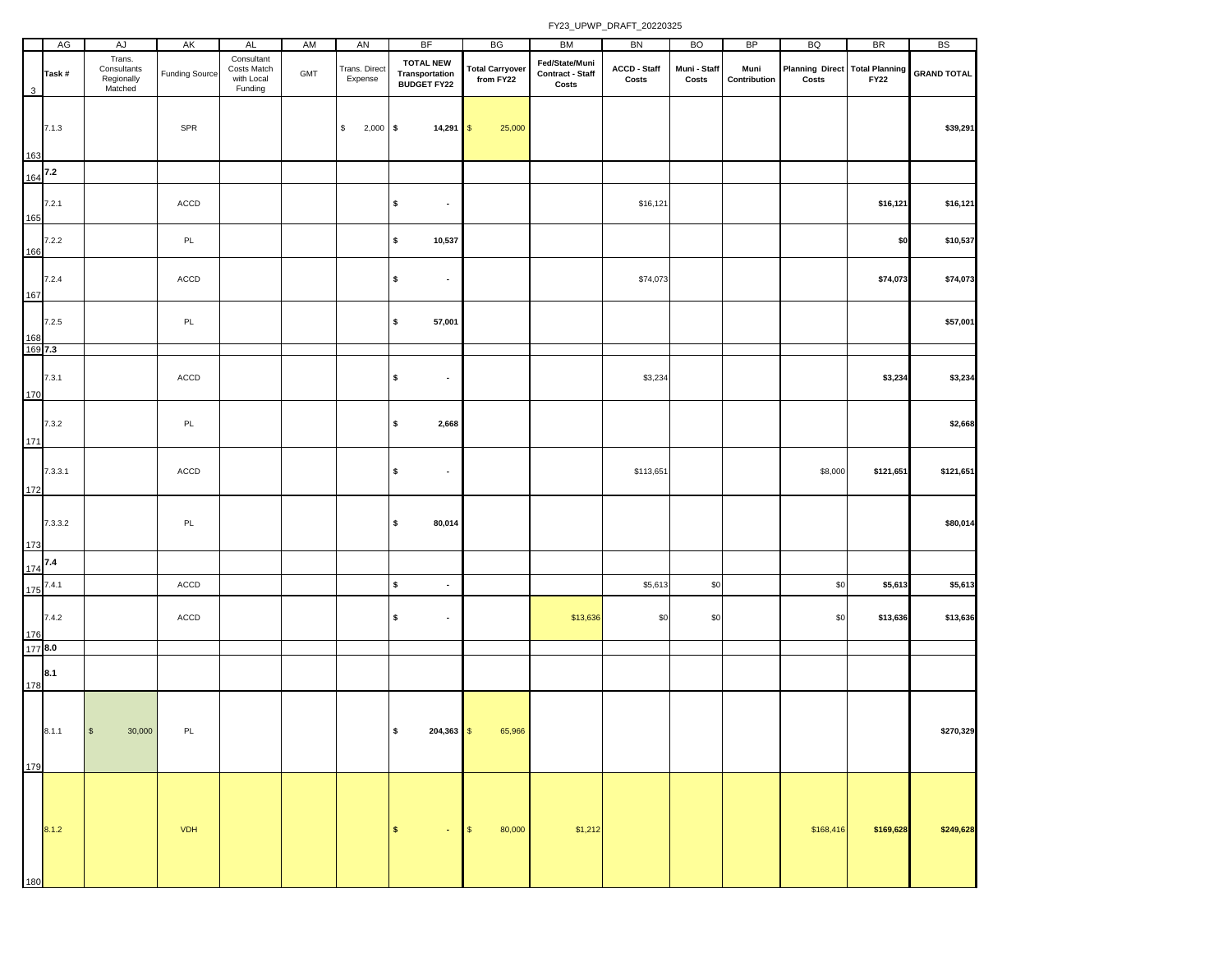FY23_UPWP_DRAFT_20220325

| | AG | AJ | AK | AL | AM | AN | BF | BG | BM | BN | BO | BP | BQ | BR | BS |
|---|---|---|---|---|---|---|---|---|---|---|---|---|---|---|---|
| 3 | Task # | Trans. Consultants Regionally Matched | Funding Source | Consultant Costs Match with Local Funding | GMT | Trans. Direct Expense | TOTAL NEW Transportation BUDGET FY22 | Total Carryover from FY22 | Fed/State/Muni Contract - Staff Costs | ACCD - Staff Costs | Muni - Staff Costs | Muni Contribution | Planning Direct Costs | Total Planning FY22 | GRAND TOTAL |
| 163 | 7.1.3 | | SPR | | | $ 2,000 | $ 14,291 | $ 25,000 | | | | | | | $39,291 |
| 164 | 7.2 | | | | | | | | | | | | | | |
| 165 | 7.2.1 | | ACCD | | | | $ - | | | $16,121 | | | | $16,121 | $16,121 |
| 166 | 7.2.2 | | PL | | | | $ 10,537 | | | | | | | $0 | $10,537 |
| 167 | 7.2.4 | | ACCD | | | | $ - | | | $74,073 | | | | $74,073 | $74,073 |
| 168 | 7.2.5 | | PL | | | | $ 57,001 | | | | | | | | $57,001 |
| 169 | 7.3 | | | | | | | | | | | | | | |
| 170 | 7.3.1 | | ACCD | | | | $ - | | | $3,234 | | | | $3,234 | $3,234 |
| 171 | 7.3.2 | | PL | | | | $ 2,668 | | | | | | | | $2,668 |
| 172 | 7.3.3.1 | | ACCD | | | | $ - | | | $113,651 | | | $8,000 | $121,651 | $121,651 |
| 173 | 7.3.3.2 | | PL | | | | $ 80,014 | | | | | | | | $80,014 |
| 174 | 7.4 | | | | | | | | | | | | | | |
| 175 | 7.4.1 | | ACCD | | | | $ - | | | $5,613 | $0 | | $0 | $5,613 | $5,613 |
| 176 | 7.4.2 | | ACCD | | | | $ - | | $13,636 | $0 | $0 | | $0 | $13,636 | $13,636 |
| 177 | 8.0 | | | | | | | | | | | | | | |
| 178 | 8.1 | | | | | | | | | | | | | | |
| 179 | 8.1.1 | $ 30,000 | PL | | | | $ 204,363 | $ 65,966 | | | | | | | $270,329 |
| 180 | 8.1.2 | | VDH | | | | $ - | $ 80,000 | $1,212 | | | | $168,416 | $169,628 | $249,628 |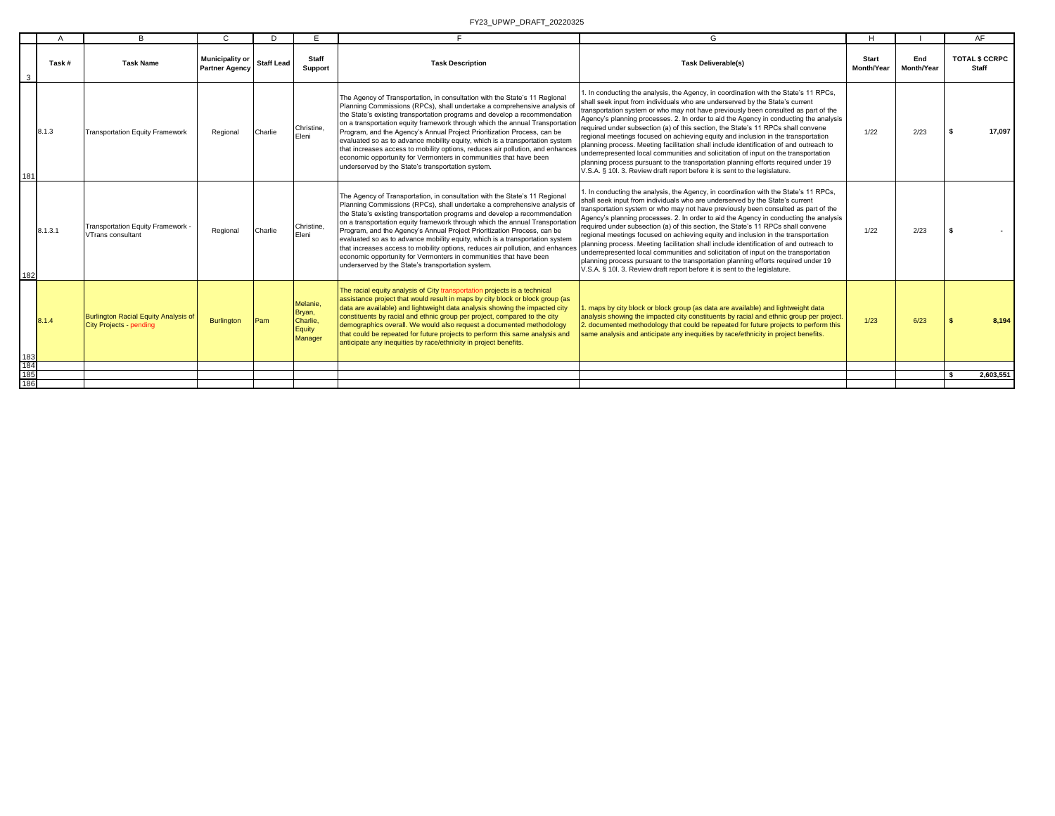| | A | B | C | D | E | F | G | H | I | AF |
|---|---|---|---|---|---|---|---|---|---|---|
| 3 | Task # | Task Name | Municipality or Partner Agency | Staff Lead | Staff Support | Task Description | Task Deliverable(s) | Start Month/Year | End Month/Year | TOTAL $ CCRPC Staff |
| 181 | 8.1.3 | Transportation Equity Framework | Regional | Charlie | Christine, Eleni | The Agency of Transportation, in consultation with the State's 11 Regional Planning Commissions (RPCs), shall undertake a comprehensive analysis of the State's existing transportation programs and develop a recommendation on a transportation equity framework through which the annual Transportation Program, and the Agency's Annual Project Prioritization Process, can be evaluated so as to advance mobility equity, which is a transportation system that increases access to mobility options, reduces air pollution, and enhances economic opportunity for Vermonters in communities that have been underserved by the State's transportation system. | 1. In conducting the analysis, the Agency, in coordination with the State's 11 RPCs, shall seek input from individuals who are underserved by the State's current transportation system or who may not have previously been consulted as part of the Agency's planning processes. 2. In order to aid the Agency in conducting the analysis required under subsection (a) of this section, the State's 11 RPCs shall convene regional meetings focused on achieving equity and inclusion in the transportation planning process. Meeting facilitation shall include identification of and outreach to underrepresented local communities and solicitation of input on the transportation planning process pursuant to the transportation planning efforts required under 19 V.S.A. § 10l. 3. Review draft report before it is sent to the legislature. | 1/22 | 2/23 | $ 17,097 |
| 182 | 8.1.3.1 | Transportation Equity Framework - VTrans consultant | Regional | Charlie | Christine, Eleni | The Agency of Transportation, in consultation with the State's 11 Regional Planning Commissions (RPCs), shall undertake a comprehensive analysis of the State's existing transportation programs and develop a recommendation on a transportation equity framework through which the annual Transportation Program, and the Agency's Annual Project Prioritization Process, can be evaluated so as to advance mobility equity, which is a transportation system that increases access to mobility options, reduces air pollution, and enhances economic opportunity for Vermonters in communities that have been underserved by the State's transportation system. | 1. In conducting the analysis, the Agency, in coordination with the State's 11 RPCs, shall seek input from individuals who are underserved by the State's current transportation system or who may not have previously been consulted as part of the Agency's planning processes. 2. In order to aid the Agency in conducting the analysis required under subsection (a) of this section, the State's 11 RPCs shall convene regional meetings focused on achieving equity and inclusion in the transportation planning process. Meeting facilitation shall include identification of and outreach to underrepresented local communities and solicitation of input on the transportation planning process pursuant to the transportation planning efforts required under 19 V.S.A. § 10l. 3. Review draft report before it is sent to the legislature. | 1/22 | 2/23 | $ - |
| 183 | 8.1.4 | Burlington Racial Equity Analysis of City Projects - pending | Burlington | Pam | Melanie, Bryan, Charlie, Equity Manager | The racial equity analysis of City transportation projects is a technical assistance project that would result in maps by city block or block group (as data are available) and lightweight data analysis showing the impacted city constituents by racial and ethnic group per project, compared to the city demographics overall. We would also request a documented methodology that could be repeated for future projects to perform this same analysis and anticipate any inequities by race/ethnicity in project benefits. | 1. maps by city block or block group (as data are available) and lightweight data analysis showing the impacted city constituents by racial and ethnic group per project. 2. documented methodology that could be repeated for future projects to perform this same analysis and anticipate any inequities by race/ethnicity in project benefits. | 1/23 | 6/23 | $ 8,194 |
| 184 | | | | | | | | | | |
| 185 | | | | | | | | | | $ 2,603,551 |
| 186 | | | | | | | | | | |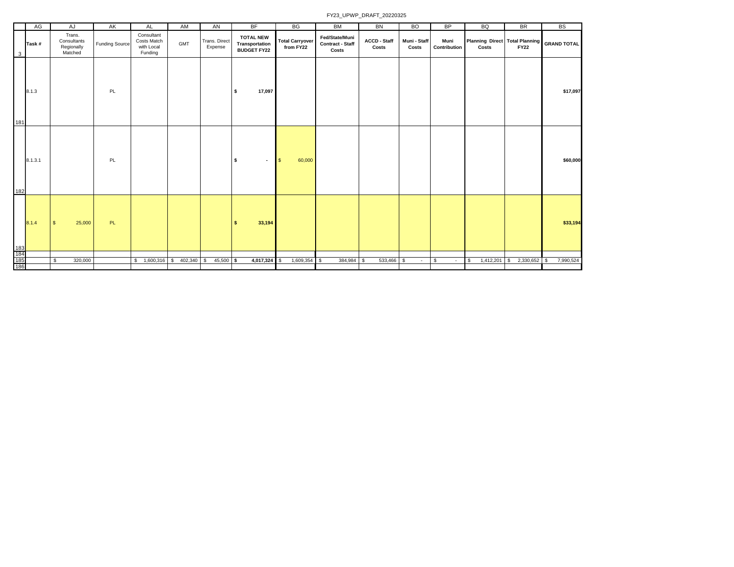| 3 | Task # | Trans. Consultants Regionally Matched | Funding Source | Consultant Costs Match with Local Funding | GMT | Trans. Direct Expense | TOTAL NEW Transportation BUDGET FY22 | Total Carryover from FY22 | Fed/State/Muni Contract - Staff Costs | ACCD - Staff Costs | Muni - Staff Costs | Muni Contribution | Planning Direct Costs | Total Planning FY22 | GRAND TOTAL |
|---|---|---|---|---|---|---|---|---|---|---|---|---|---|---|---|
| 181 | 8.1.3 | | PL | | | | $ 17,097 | | | | | | | | $17,097 |
| 182 | 8.1.3.1 | | PL | | | | $ - | $ 60,000 | | | | | | | $60,000 |
| 183 | 8.1.4 | $ 25,000 | PL | | | | $ 33,194 | | | | | | | | $33,194 |
| 184 | | | | | | | | | | | | | | | |
| 185 | | $ 320,000 | | $ 1,600,316 | $ 402,340 | $ 45,500 | $ 4,017,324 | $ 1,609,354 | $ 384,984 | $ 533,466 | $ - | $ - | $ 1,412,201 | $ 2,330,652 | $ 7,990,524 |
| 186 | | | | | | | | | | | | | | | |